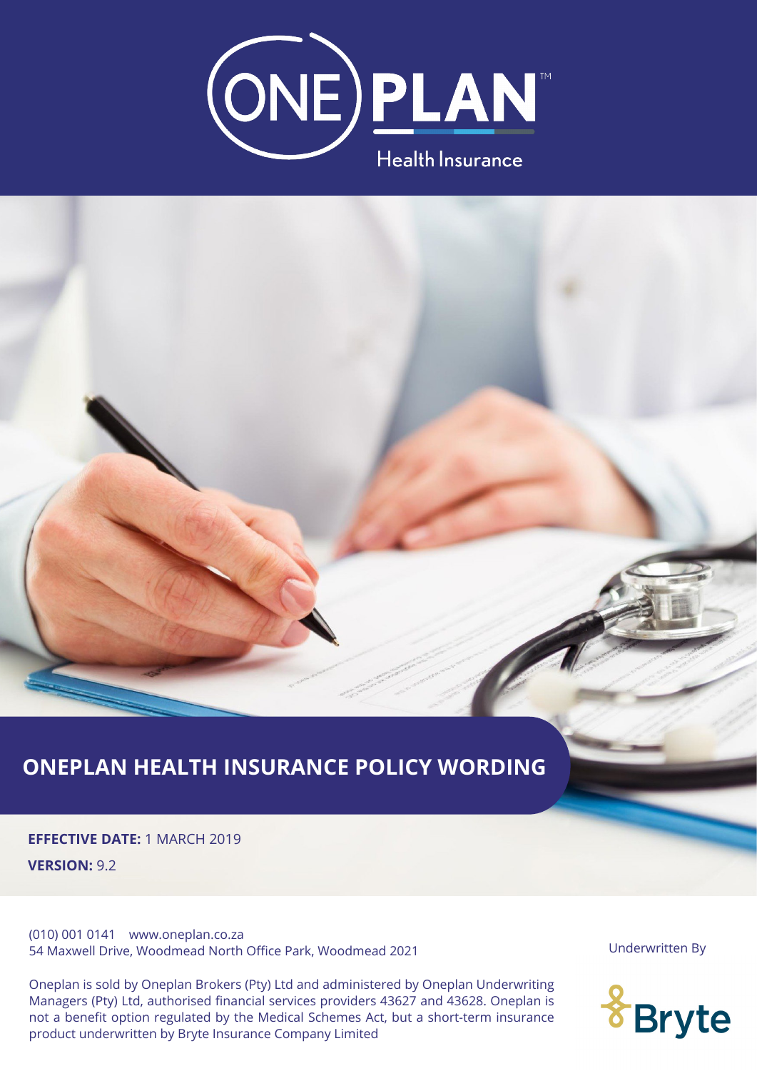ONE PLAN™

Health Insurance

# ONEPLAN HEALTH INSURANCE POLICY WORDING

**EFFECTIVE DATE:** 1 MARCH 2019

**VERSION:** 9.2

(010) 001 0141 www.oneplan.co.za

54 Maxwell Drive, Woodmead North Office Park, Woodmead 2021

Oneplan is sold by Oneplan Brokers (Pty) Ltd and administered by Oneplan Underwriting Managers (Pty) Ltd, authorised financial services providers 43627 and 43628. Oneplan is not a benefit option regulated by the Medical Schemes Act, but a short-term insurance product underwritten by Bryte Insurance Company Limited

Underwritten By

Bryte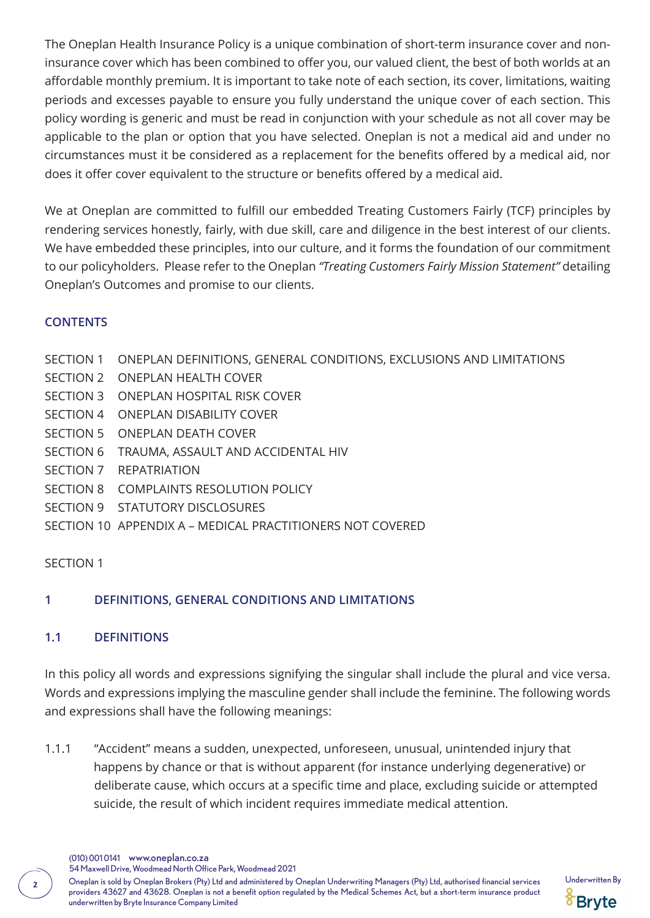The Oneplan Health Insurance Policy is a unique combination of short-term insurance cover and non-insurance cover which has been combined to offer you, our valued client, the best of both worlds at an affordable monthly premium. It is important to take note of each section, its cover, limitations, waiting periods and excesses payable to ensure you fully understand the unique cover of each section. This policy wording is generic and must be read in conjunction with your schedule as not all cover may be applicable to the plan or option that you have selected. Oneplan is not a medical aid and under no circumstances must it be considered as a replacement for the benefits offered by a medical aid, nor does it offer cover equivalent to the structure or benefits offered by a medical aid.

We at Oneplan are committed to fulfill our embedded Treating Customers Fairly (TCF) principles by rendering services honestly, fairly, with due skill, care and diligence in the best interest of our clients. We have embedded these principles, into our culture, and it forms the foundation of our commitment to our policyholders. Please refer to the Oneplan *"Treating Customers Fairly Mission Statement"* detailing Oneplan's Outcomes and promise to our clients.

## CONTENTS

SECTION 1 ONEPLAN DEFINITIONS, GENERAL CONDITIONS, EXCLUSIONS AND LIMITATIONS
SECTION 2 ONEPLAN HEALTH COVER
SECTION 3 ONEPLAN HOSPITAL RISK COVER
SECTION 4 ONEPLAN DISABILITY COVER
SECTION 5 ONEPLAN DEATH COVER
SECTION 6 TRAUMA, ASSAULT AND ACCIDENTAL HIV
SECTION 7 REPATRIATION
SECTION 8 COMPLAINTS RESOLUTION POLICY
SECTION 9 STATUTORY DISCLOSURES
SECTION 10 APPENDIX A – MEDICAL PRACTITIONERS NOT COVERED

SECTION 1

## 1 DEFINITIONS, GENERAL CONDITIONS AND LIMITATIONS

### 1.1 DEFINITIONS

In this policy all words and expressions signifying the singular shall include the plural and vice versa. Words and expressions implying the masculine gender shall include the feminine. The following words and expressions shall have the following meanings:

1.1.1 "Accident" means a sudden, unexpected, unforeseen, unusual, unintended injury that happens by chance or that is without apparent (for instance underlying degenerative) or deliberate cause, which occurs at a specific time and place, excluding suicide or attempted suicide, the result of which incident requires immediate medical attention.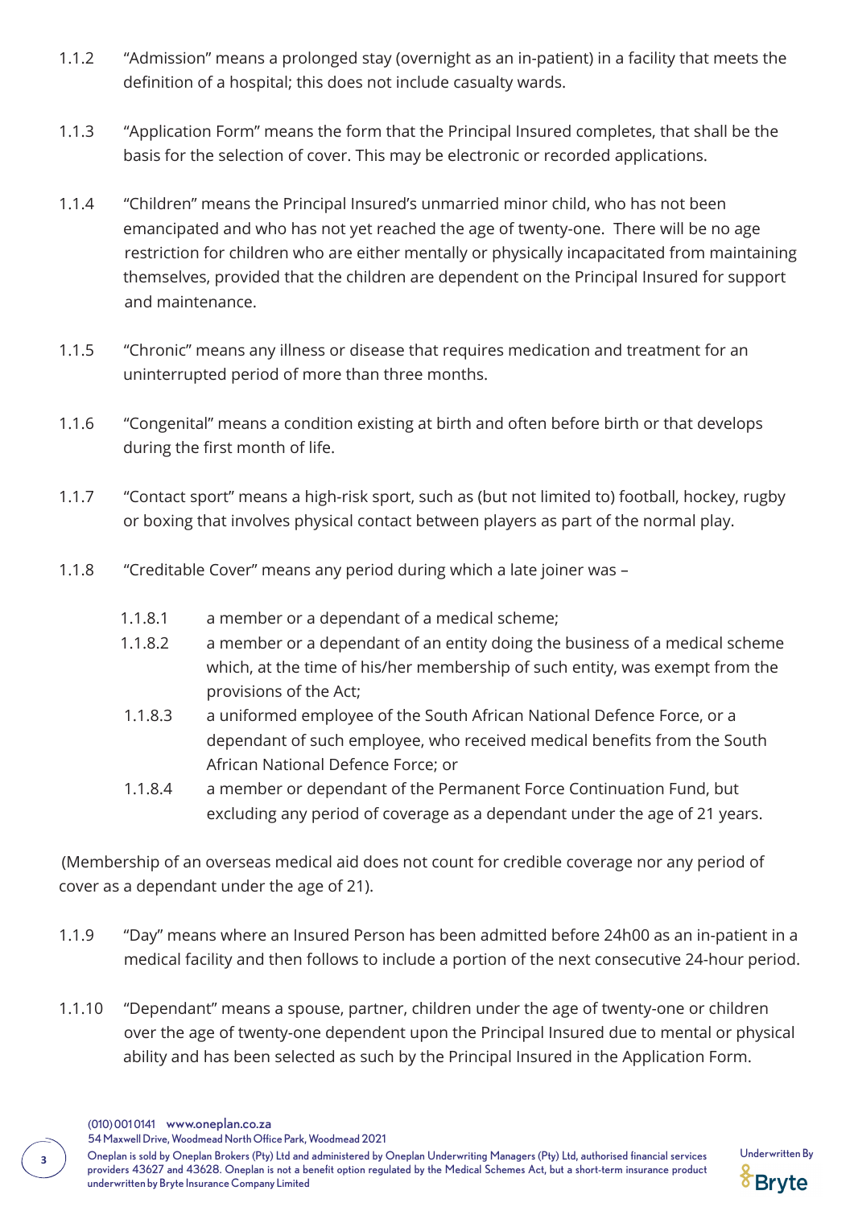1.1.2 “Admission” means a prolonged stay (overnight as an in-patient) in a facility that meets the definition of a hospital; this does not include casualty wards.

1.1.3 “Application Form” means the form that the Principal Insured completes, that shall be the basis for the selection of cover. This may be electronic or recorded applications.

1.1.4 “Children” means the Principal Insured’s unmarried minor child, who has not been emancipated and who has not yet reached the age of twenty-one. There will be no age restriction for children who are either mentally or physically incapacitated from maintaining themselves, provided that the children are dependent on the Principal Insured for support and maintenance.

1.1.5 “Chronic” means any illness or disease that requires medication and treatment for an uninterrupted period of more than three months.

1.1.6 “Congenital” means a condition existing at birth and often before birth or that develops during the first month of life.

1.1.7 “Contact sport” means a high-risk sport, such as (but not limited to) football, hockey, rugby or boxing that involves physical contact between players as part of the normal play.

1.1.8 “Creditable Cover” means any period during which a late joiner was –

1.1.8.1 a member or a dependant of a medical scheme;

1.1.8.2 a member or a dependant of an entity doing the business of a medical scheme which, at the time of his/her membership of such entity, was exempt from the provisions of the Act;

1.1.8.3 a uniformed employee of the South African National Defence Force, or a dependant of such employee, who received medical benefits from the South African National Defence Force; or

1.1.8.4 a member or dependant of the Permanent Force Continuation Fund, but excluding any period of coverage as a dependant under the age of 21 years.

(Membership of an overseas medical aid does not count for credible coverage nor any period of cover as a dependant under the age of 21).

1.1.9 “Day” means where an Insured Person has been admitted before 24h00 as an in-patient in a medical facility and then follows to include a portion of the next consecutive 24-hour period.

1.1.10 “Dependant” means a spouse, partner, children under the age of twenty-one or children over the age of twenty-one dependent upon the Principal Insured due to mental or physical ability and has been selected as such by the Principal Insured in the Application Form.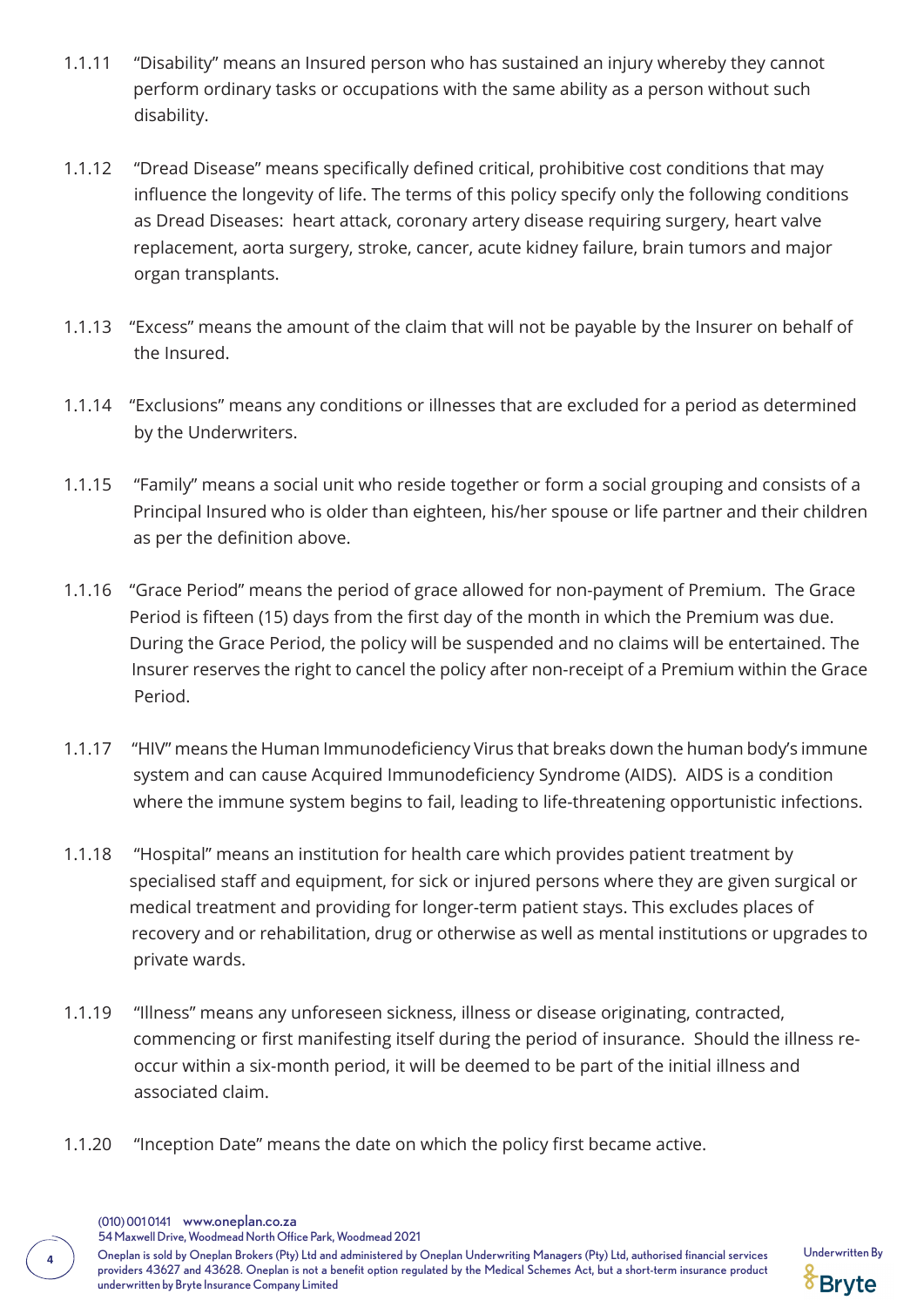1.1.11 "Disability" means an Insured person who has sustained an injury whereby they cannot perform ordinary tasks or occupations with the same ability as a person without such disability.

1.1.12 "Dread Disease" means specifically defined critical, prohibitive cost conditions that may influence the longevity of life. The terms of this policy specify only the following conditions as Dread Diseases: heart attack, coronary artery disease requiring surgery, heart valve replacement, aorta surgery, stroke, cancer, acute kidney failure, brain tumors and major organ transplants.

1.1.13 "Excess" means the amount of the claim that will not be payable by the Insurer on behalf of the Insured.

1.1.14 "Exclusions" means any conditions or illnesses that are excluded for a period as determined by the Underwriters.

1.1.15 "Family" means a social unit who reside together or form a social grouping and consists of a Principal Insured who is older than eighteen, his/her spouse or life partner and their children as per the definition above.

1.1.16 "Grace Period" means the period of grace allowed for non-payment of Premium. The Grace Period is fifteen (15) days from the first day of the month in which the Premium was due. During the Grace Period, the policy will be suspended and no claims will be entertained. The Insurer reserves the right to cancel the policy after non-receipt of a Premium within the Grace Period.

1.1.17 "HIV" means the Human Immunodeficiency Virus that breaks down the human body's immune system and can cause Acquired Immunodeficiency Syndrome (AIDS). AIDS is a condition where the immune system begins to fail, leading to life-threatening opportunistic infections.

1.1.18 "Hospital" means an institution for health care which provides patient treatment by specialised staff and equipment, for sick or injured persons where they are given surgical or medical treatment and providing for longer-term patient stays. This excludes places of recovery and or rehabilitation, drug or otherwise as well as mental institutions or upgrades to private wards.

1.1.19 "Illness" means any unforeseen sickness, illness or disease originating, contracted, commencing or first manifesting itself during the period of insurance. Should the illness re-occur within a six-month period, it will be deemed to be part of the initial illness and associated claim.

1.1.20 "Inception Date" means the date on which the policy first became active.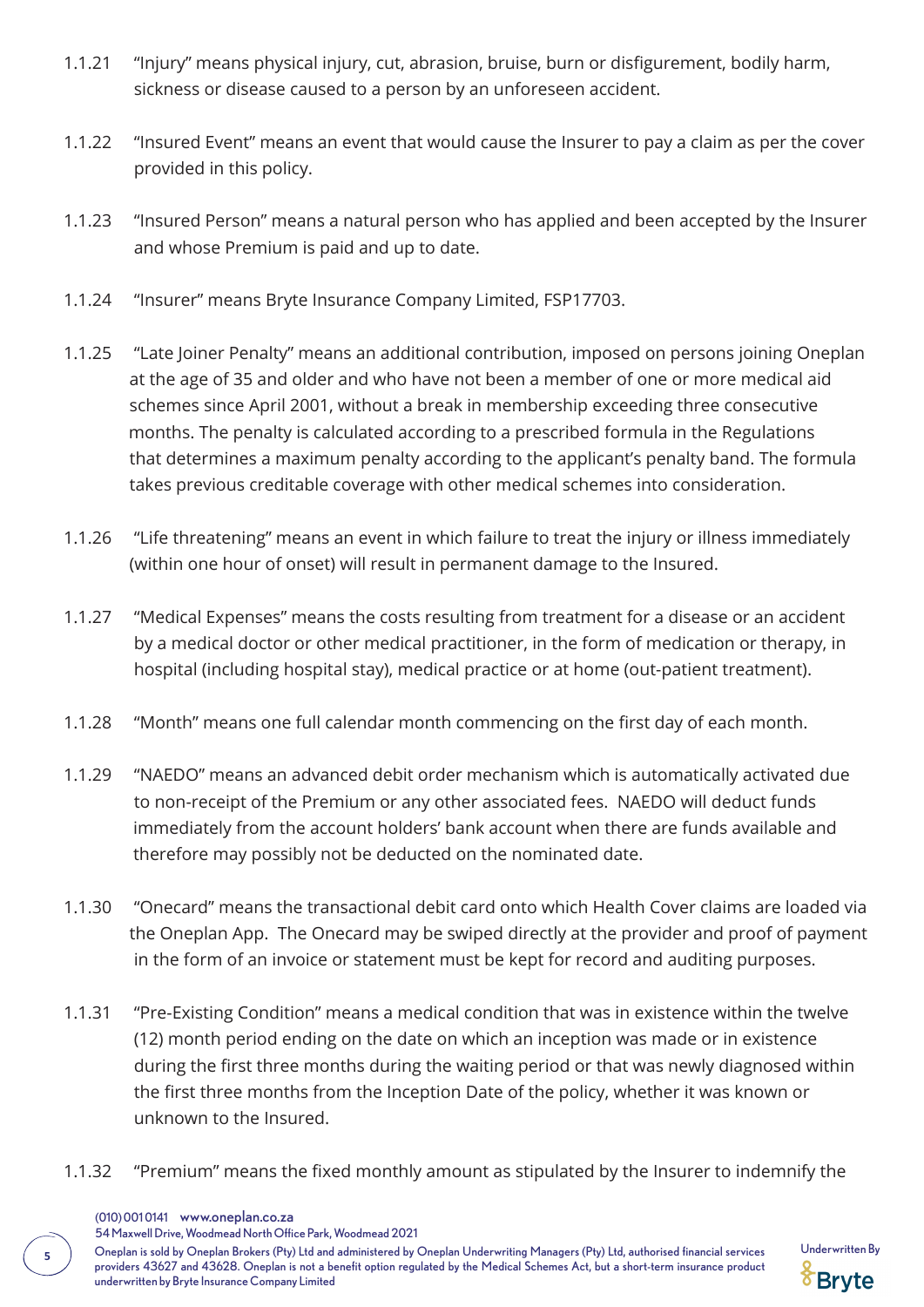1.1.21 "Injury" means physical injury, cut, abrasion, bruise, burn or disfigurement, bodily harm, sickness or disease caused to a person by an unforeseen accident.

1.1.22 "Insured Event" means an event that would cause the Insurer to pay a claim as per the cover provided in this policy.

1.1.23 "Insured Person" means a natural person who has applied and been accepted by the Insurer and whose Premium is paid and up to date.

1.1.24 "Insurer" means Bryte Insurance Company Limited, FSP17703.

1.1.25 "Late Joiner Penalty" means an additional contribution, imposed on persons joining Oneplan at the age of 35 and older and who have not been a member of one or more medical aid schemes since April 2001, without a break in membership exceeding three consecutive months. The penalty is calculated according to a prescribed formula in the Regulations that determines a maximum penalty according to the applicant's penalty band. The formula takes previous creditable coverage with other medical schemes into consideration.

1.1.26 "Life threatening" means an event in which failure to treat the injury or illness immediately (within one hour of onset) will result in permanent damage to the Insured.

1.1.27 "Medical Expenses" means the costs resulting from treatment for a disease or an accident by a medical doctor or other medical practitioner, in the form of medication or therapy, in hospital (including hospital stay), medical practice or at home (out-patient treatment).

1.1.28 "Month" means one full calendar month commencing on the first day of each month.

1.1.29 "NAEDO" means an advanced debit order mechanism which is automatically activated due to non-receipt of the Premium or any other associated fees. NAEDO will deduct funds immediately from the account holders' bank account when there are funds available and therefore may possibly not be deducted on the nominated date.

1.1.30 "Onecard" means the transactional debit card onto which Health Cover claims are loaded via the Oneplan App. The Onecard may be swiped directly at the provider and proof of payment in the form of an invoice or statement must be kept for record and auditing purposes.

1.1.31 "Pre-Existing Condition" means a medical condition that was in existence within the twelve (12) month period ending on the date on which an inception was made or in existence during the first three months during the waiting period or that was newly diagnosed within the first three months from the Inception Date of the policy, whether it was known or unknown to the Insured.

1.1.32 "Premium" means the fixed monthly amount as stipulated by the Insurer to indemnify the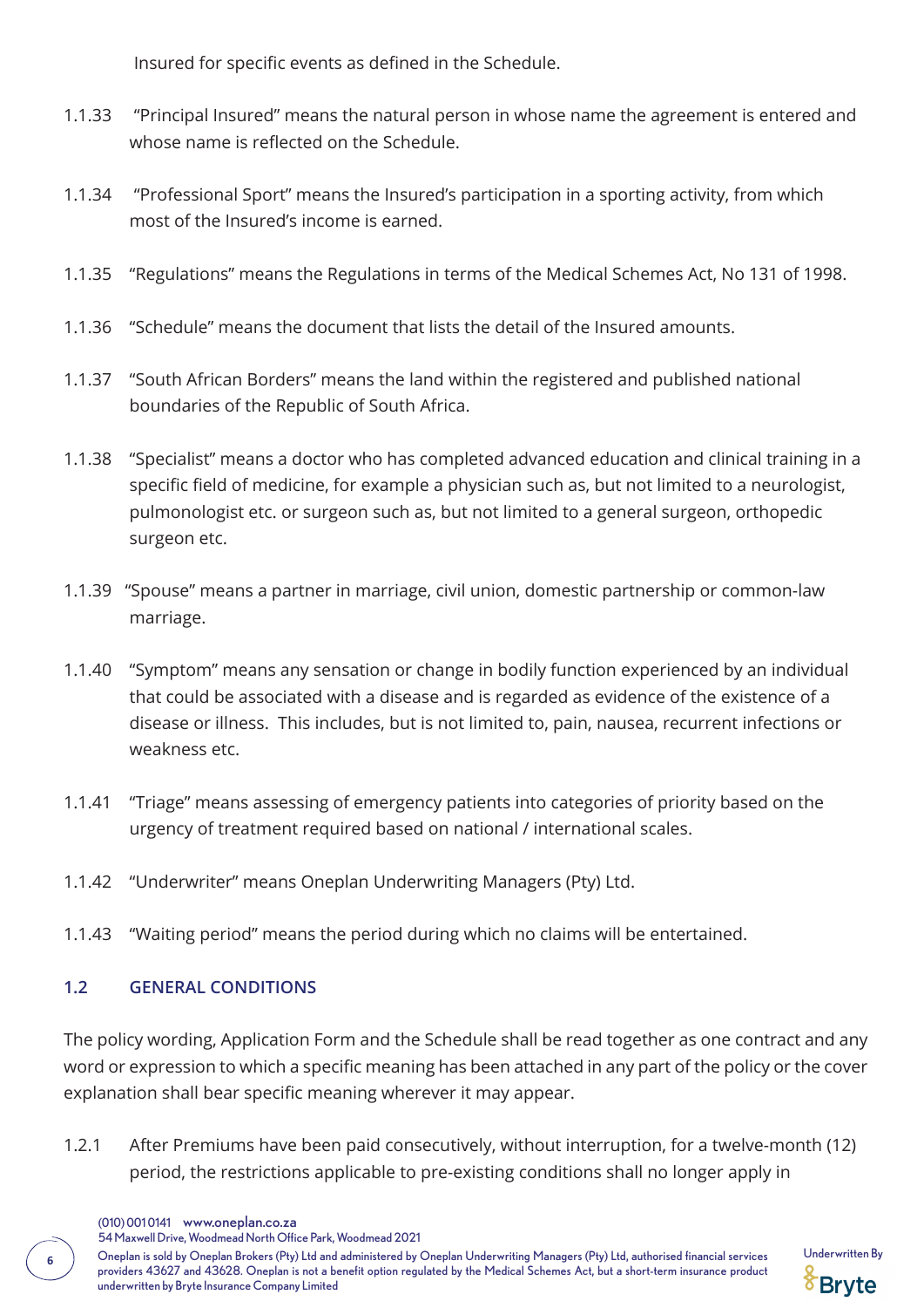Insured for specific events as defined in the Schedule.

1.1.33 "Principal Insured" means the natural person in whose name the agreement is entered and whose name is reflected on the Schedule.

1.1.34 "Professional Sport" means the Insured's participation in a sporting activity, from which most of the Insured's income is earned.

1.1.35 "Regulations" means the Regulations in terms of the Medical Schemes Act, No 131 of 1998.

1.1.36 "Schedule" means the document that lists the detail of the Insured amounts.

1.1.37 "South African Borders" means the land within the registered and published national boundaries of the Republic of South Africa.

1.1.38 "Specialist" means a doctor who has completed advanced education and clinical training in a specific field of medicine, for example a physician such as, but not limited to a neurologist, pulmonologist etc. or surgeon such as, but not limited to a general surgeon, orthopedic surgeon etc.

1.1.39 "Spouse" means a partner in marriage, civil union, domestic partnership or common-law marriage.

1.1.40 "Symptom" means any sensation or change in bodily function experienced by an individual that could be associated with a disease and is regarded as evidence of the existence of a disease or illness. This includes, but is not limited to, pain, nausea, recurrent infections or weakness etc.

1.1.41 "Triage" means assessing of emergency patients into categories of priority based on the urgency of treatment required based on national / international scales.

1.1.42 "Underwriter" means Oneplan Underwriting Managers (Pty) Ltd.

1.1.43 "Waiting period" means the period during which no claims will be entertained.

## 1.2 GENERAL CONDITIONS

The policy wording, Application Form and the Schedule shall be read together as one contract and any word or expression to which a specific meaning has been attached in any part of the policy or the cover explanation shall bear specific meaning wherever it may appear.

1.2.1 After Premiums have been paid consecutively, without interruption, for a twelve-month (12) period, the restrictions applicable to pre-existing conditions shall no longer apply in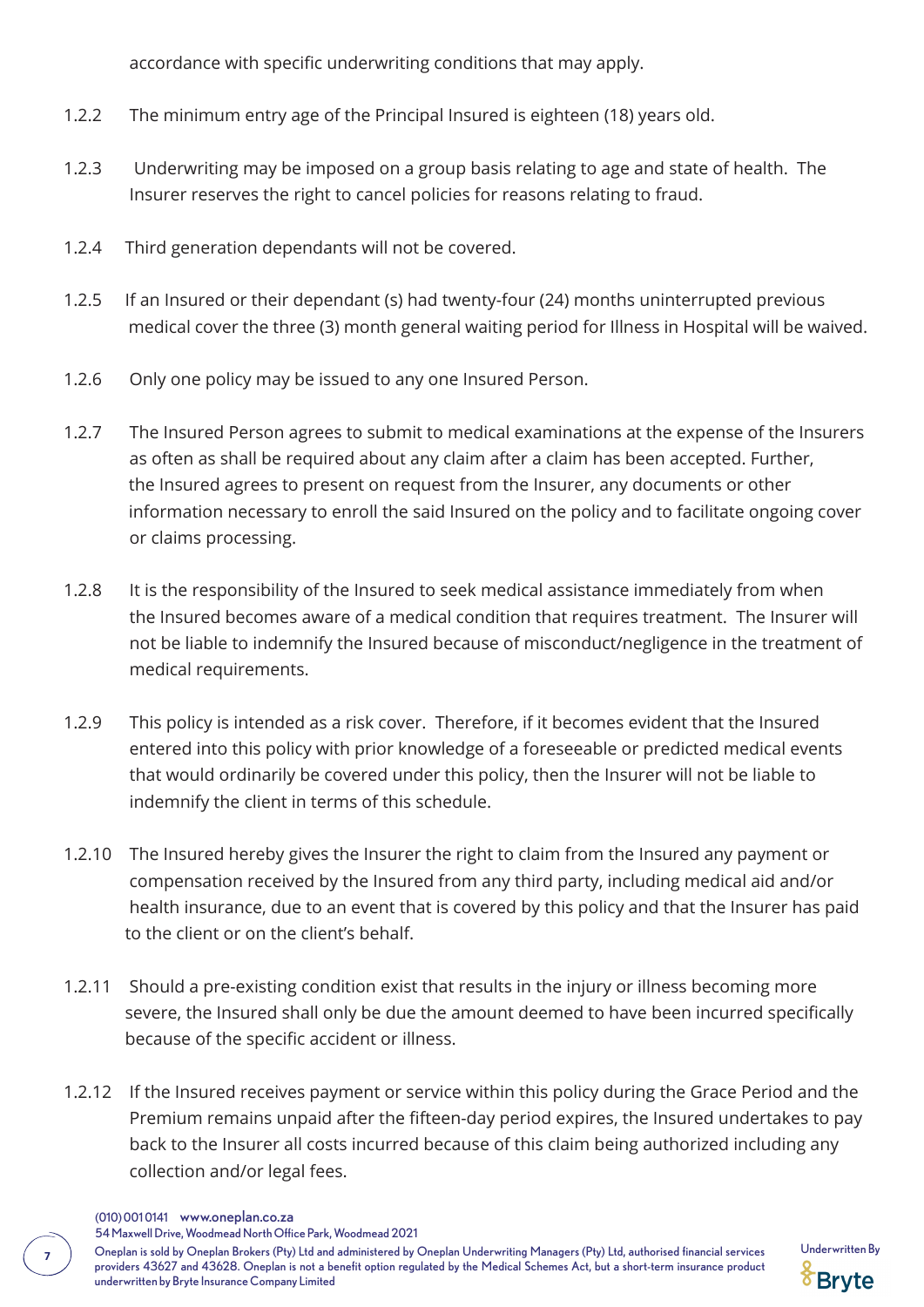accordance with specific underwriting conditions that may apply.

1.2.2 The minimum entry age of the Principal Insured is eighteen (18) years old.

1.2.3 Underwriting may be imposed on a group basis relating to age and state of health. The Insurer reserves the right to cancel policies for reasons relating to fraud.

1.2.4 Third generation dependants will not be covered.

1.2.5 If an Insured or their dependant (s) had twenty-four (24) months uninterrupted previous medical cover the three (3) month general waiting period for Illness in Hospital will be waived.

1.2.6 Only one policy may be issued to any one Insured Person.

1.2.7 The Insured Person agrees to submit to medical examinations at the expense of the Insurers as often as shall be required about any claim after a claim has been accepted. Further, the Insured agrees to present on request from the Insurer, any documents or other information necessary to enroll the said Insured on the policy and to facilitate ongoing cover or claims processing.

1.2.8 It is the responsibility of the Insured to seek medical assistance immediately from when the Insured becomes aware of a medical condition that requires treatment. The Insurer will not be liable to indemnify the Insured because of misconduct/negligence in the treatment of medical requirements.

1.2.9 This policy is intended as a risk cover. Therefore, if it becomes evident that the Insured entered into this policy with prior knowledge of a foreseeable or predicted medical events that would ordinarily be covered under this policy, then the Insurer will not be liable to indemnify the client in terms of this schedule.

1.2.10 The Insured hereby gives the Insurer the right to claim from the Insured any payment or compensation received by the Insured from any third party, including medical aid and/or health insurance, due to an event that is covered by this policy and that the Insurer has paid to the client or on the client's behalf.

1.2.11 Should a pre-existing condition exist that results in the injury or illness becoming more severe, the Insured shall only be due the amount deemed to have been incurred specifically because of the specific accident or illness.

1.2.12 If the Insured receives payment or service within this policy during the Grace Period and the Premium remains unpaid after the fifteen-day period expires, the Insured undertakes to pay back to the Insurer all costs incurred because of this claim being authorized including any collection and/or legal fees.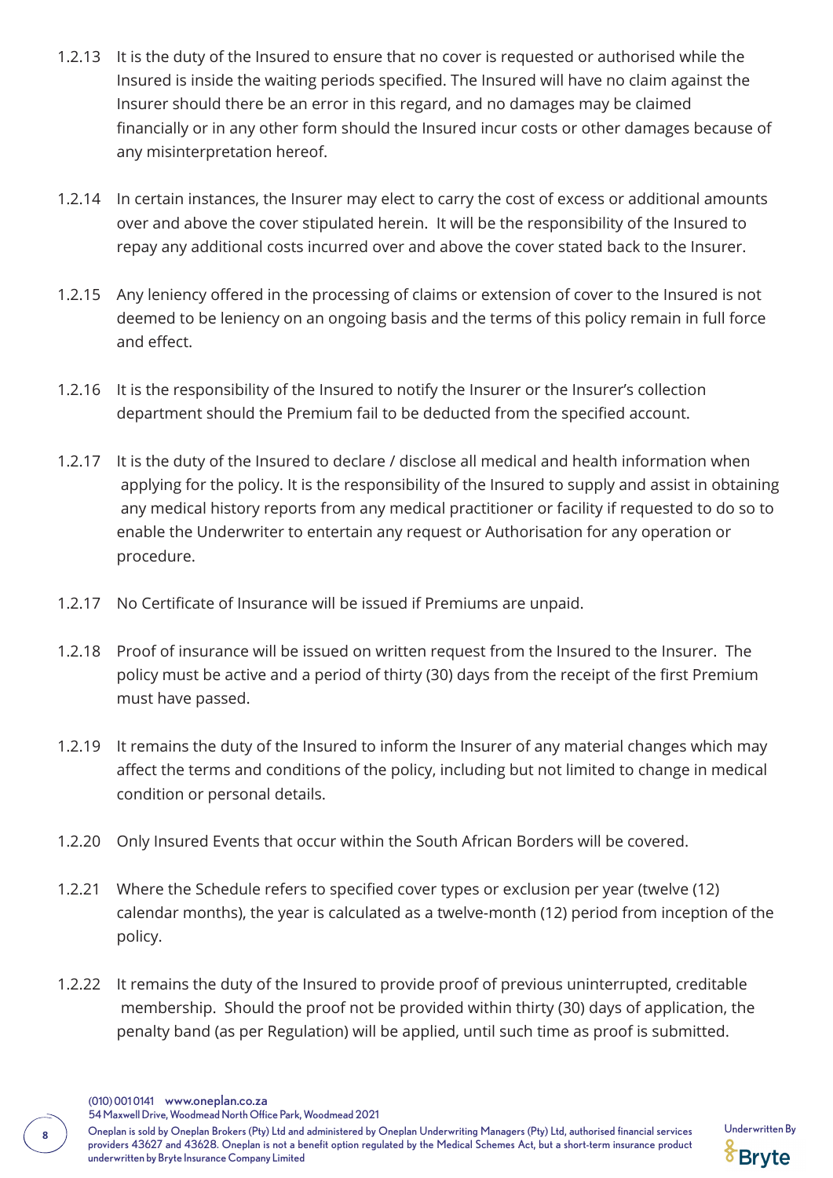1.2.13 It is the duty of the Insured to ensure that no cover is requested or authorised while the Insured is inside the waiting periods specified. The Insured will have no claim against the Insurer should there be an error in this regard, and no damages may be claimed financially or in any other form should the Insured incur costs or other damages because of any misinterpretation hereof.

1.2.14 In certain instances, the Insurer may elect to carry the cost of excess or additional amounts over and above the cover stipulated herein. It will be the responsibility of the Insured to repay any additional costs incurred over and above the cover stated back to the Insurer.

1.2.15 Any leniency offered in the processing of claims or extension of cover to the Insured is not deemed to be leniency on an ongoing basis and the terms of this policy remain in full force and effect.

1.2.16 It is the responsibility of the Insured to notify the Insurer or the Insurer's collection department should the Premium fail to be deducted from the specified account.

1.2.17 It is the duty of the Insured to declare / disclose all medical and health information when applying for the policy. It is the responsibility of the Insured to supply and assist in obtaining any medical history reports from any medical practitioner or facility if requested to do so to enable the Underwriter to entertain any request or Authorisation for any operation or procedure.

1.2.17 No Certificate of Insurance will be issued if Premiums are unpaid.

1.2.18 Proof of insurance will be issued on written request from the Insured to the Insurer. The policy must be active and a period of thirty (30) days from the receipt of the first Premium must have passed.

1.2.19 It remains the duty of the Insured to inform the Insurer of any material changes which may affect the terms and conditions of the policy, including but not limited to change in medical condition or personal details.

1.2.20 Only Insured Events that occur within the South African Borders will be covered.

1.2.21 Where the Schedule refers to specified cover types or exclusion per year (twelve (12) calendar months), the year is calculated as a twelve-month (12) period from inception of the policy.

1.2.22 It remains the duty of the Insured to provide proof of previous uninterrupted, creditable membership. Should the proof not be provided within thirty (30) days of application, the penalty band (as per Regulation) will be applied, until such time as proof is submitted.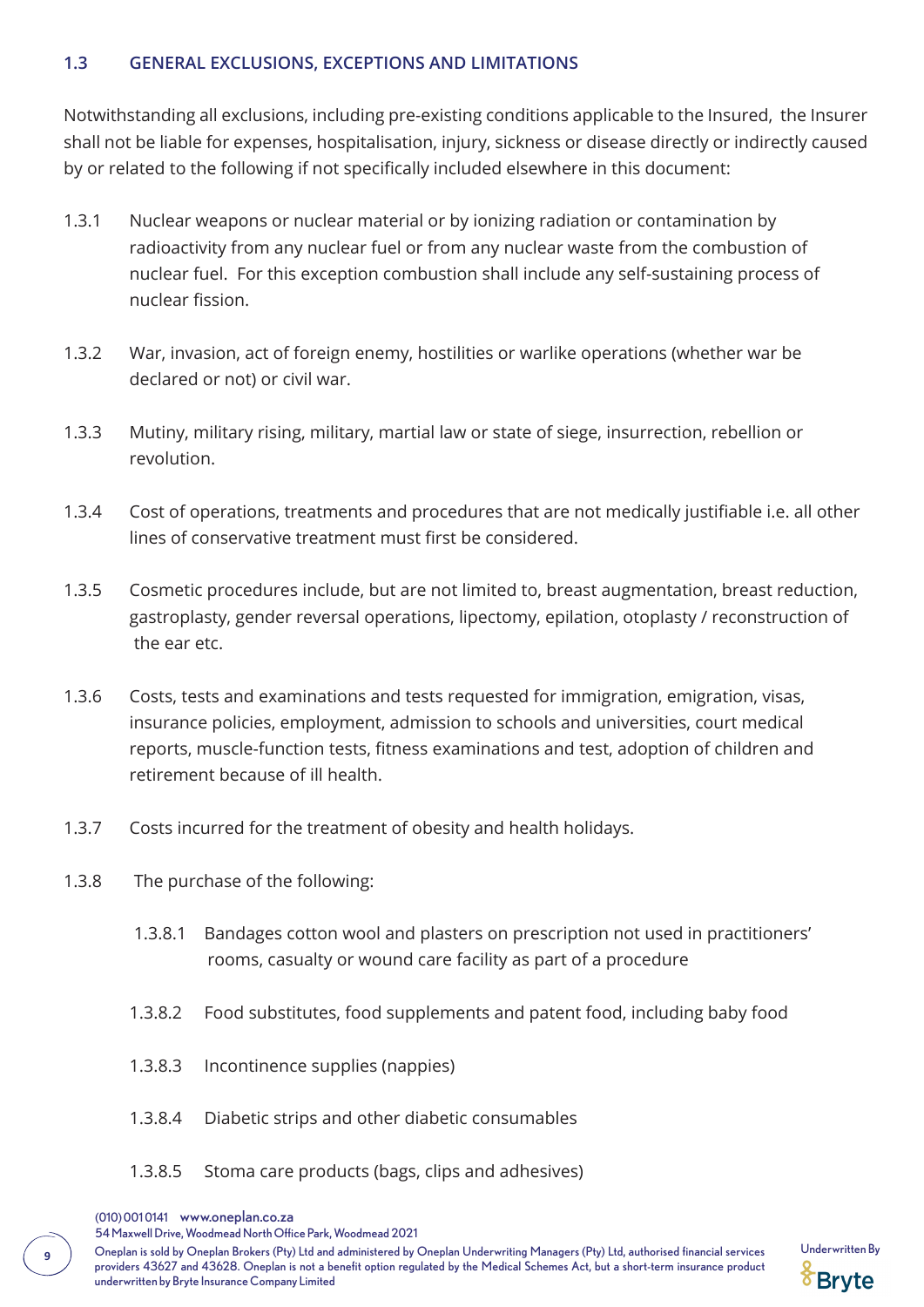### 1.3 GENERAL EXCLUSIONS, EXCEPTIONS AND LIMITATIONS

Notwithstanding all exclusions, including pre-existing conditions applicable to the Insured, the Insurer shall not be liable for expenses, hospitalisation, injury, sickness or disease directly or indirectly caused by or related to the following if not specifically included elsewhere in this document:

1.3.1 Nuclear weapons or nuclear material or by ionizing radiation or contamination by radioactivity from any nuclear fuel or from any nuclear waste from the combustion of nuclear fuel. For this exception combustion shall include any self-sustaining process of nuclear fission.

1.3.2 War, invasion, act of foreign enemy, hostilities or warlike operations (whether war be declared or not) or civil war.

1.3.3 Mutiny, military rising, military, martial law or state of siege, insurrection, rebellion or revolution.

1.3.4 Cost of operations, treatments and procedures that are not medically justifiable i.e. all other lines of conservative treatment must first be considered.

1.3.5 Cosmetic procedures include, but are not limited to, breast augmentation, breast reduction, gastroplasty, gender reversal operations, lipectomy, epilation, otoplasty / reconstruction of the ear etc.

1.3.6 Costs, tests and examinations and tests requested for immigration, emigration, visas, insurance policies, employment, admission to schools and universities, court medical reports, muscle-function tests, fitness examinations and test, adoption of children and retirement because of ill health.

1.3.7 Costs incurred for the treatment of obesity and health holidays.

1.3.8 The purchase of the following:

- 1.3.8.1 Bandages cotton wool and plasters on prescription not used in practitioners' rooms, casualty or wound care facility as part of a procedure
- 1.3.8.2 Food substitutes, food supplements and patent food, including baby food
- 1.3.8.3 Incontinence supplies (nappies)
- 1.3.8.4 Diabetic strips and other diabetic consumables
- 1.3.8.5 Stoma care products (bags, clips and adhesives)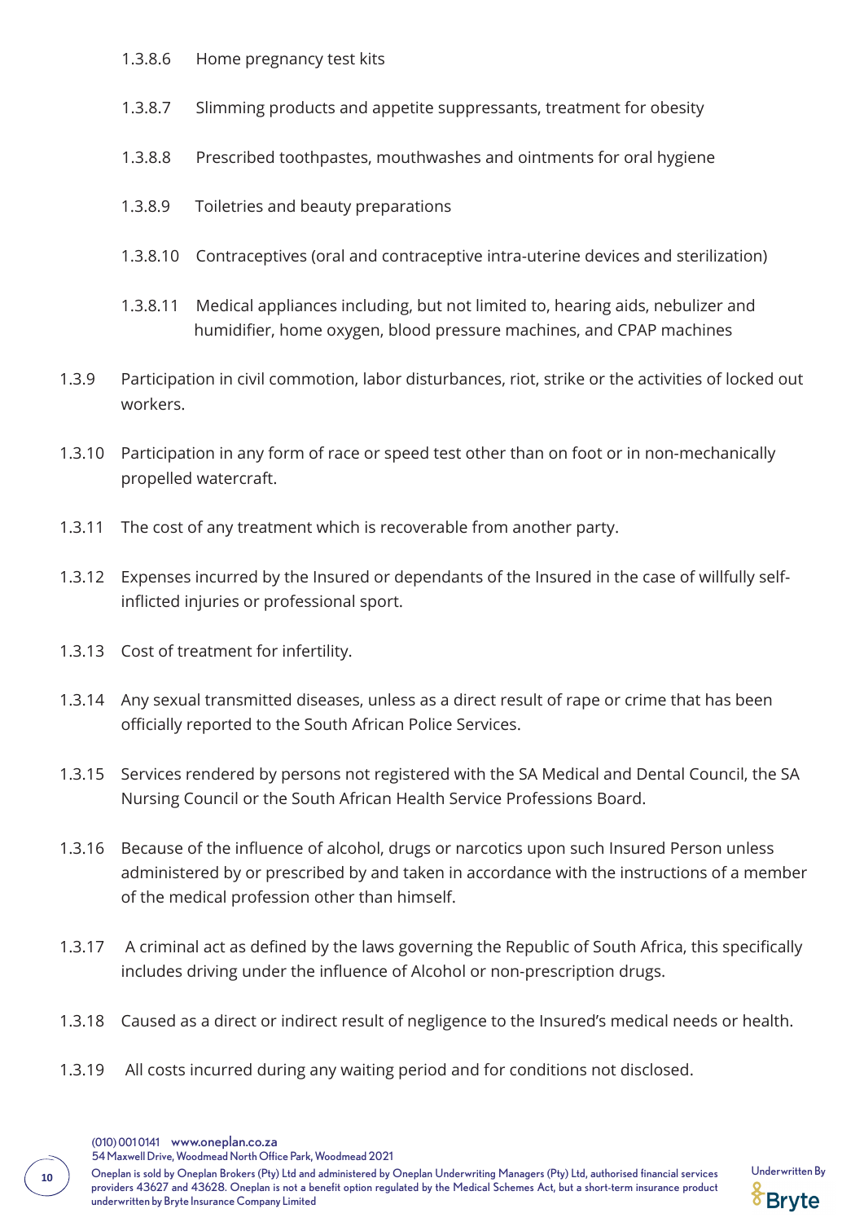1.3.8.6 Home pregnancy test kits

1.3.8.7 Slimming products and appetite suppressants, treatment for obesity

1.3.8.8 Prescribed toothpastes, mouthwashes and ointments for oral hygiene

1.3.8.9 Toiletries and beauty preparations

1.3.8.10 Contraceptives (oral and contraceptive intra-uterine devices and sterilization)

1.3.8.11 Medical appliances including, but not limited to, hearing aids, nebulizer and humidifier, home oxygen, blood pressure machines, and CPAP machines

1.3.9 Participation in civil commotion, labor disturbances, riot, strike or the activities of locked out workers.

1.3.10 Participation in any form of race or speed test other than on foot or in non-mechanically propelled watercraft.

1.3.11 The cost of any treatment which is recoverable from another party.

1.3.12 Expenses incurred by the Insured or dependants of the Insured in the case of willfully self-inflicted injuries or professional sport.

1.3.13 Cost of treatment for infertility.

1.3.14 Any sexual transmitted diseases, unless as a direct result of rape or crime that has been officially reported to the South African Police Services.

1.3.15 Services rendered by persons not registered with the SA Medical and Dental Council, the SA Nursing Council or the South African Health Service Professions Board.

1.3.16 Because of the influence of alcohol, drugs or narcotics upon such Insured Person unless administered by or prescribed by and taken in accordance with the instructions of a member of the medical profession other than himself.

1.3.17 A criminal act as defined by the laws governing the Republic of South Africa, this specifically includes driving under the influence of Alcohol or non-prescription drugs.

1.3.18 Caused as a direct or indirect result of negligence to the Insured's medical needs or health.

1.3.19 All costs incurred during any waiting period and for conditions not disclosed.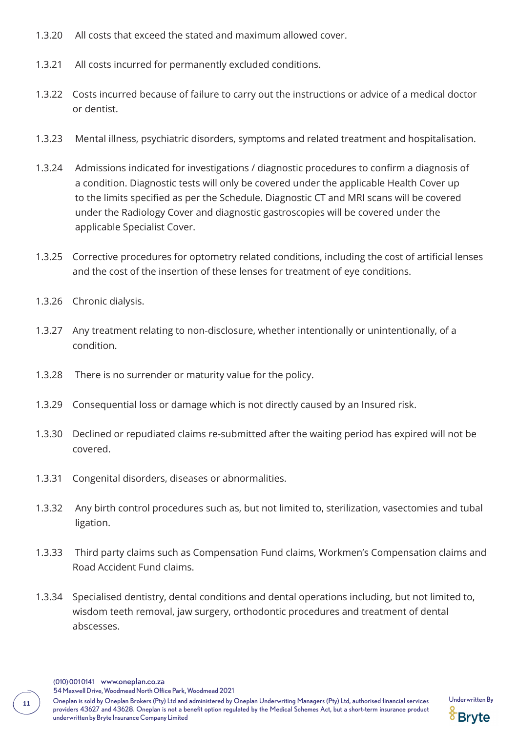1.3.20 All costs that exceed the stated and maximum allowed cover.

1.3.21 All costs incurred for permanently excluded conditions.

1.3.22 Costs incurred because of failure to carry out the instructions or advice of a medical doctor or dentist.

1.3.23 Mental illness, psychiatric disorders, symptoms and related treatment and hospitalisation.

1.3.24 Admissions indicated for investigations / diagnostic procedures to confirm a diagnosis of a condition. Diagnostic tests will only be covered under the applicable Health Cover up to the limits specified as per the Schedule. Diagnostic CT and MRI scans will be covered under the Radiology Cover and diagnostic gastroscopies will be covered under the applicable Specialist Cover.

1.3.25 Corrective procedures for optometry related conditions, including the cost of artificial lenses and the cost of the insertion of these lenses for treatment of eye conditions.

1.3.26 Chronic dialysis.

1.3.27 Any treatment relating to non-disclosure, whether intentionally or unintentionally, of a condition.

1.3.28 There is no surrender or maturity value for the policy.

1.3.29 Consequential loss or damage which is not directly caused by an Insured risk.

1.3.30 Declined or repudiated claims re-submitted after the waiting period has expired will not be covered.

1.3.31 Congenital disorders, diseases or abnormalities.

1.3.32 Any birth control procedures such as, but not limited to, sterilization, vasectomies and tubal ligation.

1.3.33 Third party claims such as Compensation Fund claims, Workmen's Compensation claims and Road Accident Fund claims.

1.3.34 Specialised dentistry, dental conditions and dental operations including, but not limited to, wisdom teeth removal, jaw surgery, orthodontic procedures and treatment of dental abscesses.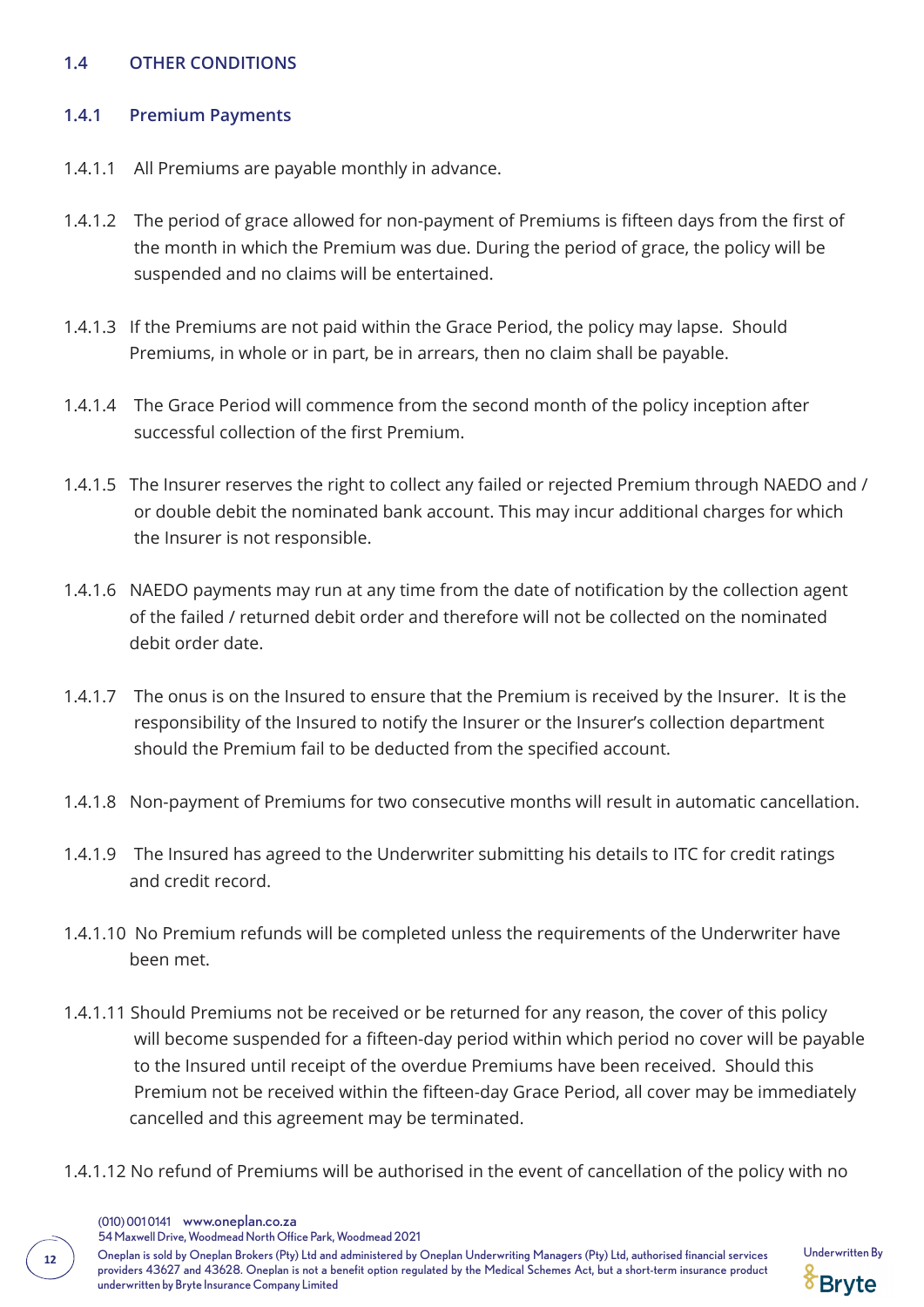## 1.4 OTHER CONDITIONS

### 1.4.1 Premium Payments

1.4.1.1 All Premiums are payable monthly in advance.

1.4.1.2 The period of grace allowed for non-payment of Premiums is fifteen days from the first of the month in which the Premium was due. During the period of grace, the policy will be suspended and no claims will be entertained.

1.4.1.3 If the Premiums are not paid within the Grace Period, the policy may lapse. Should Premiums, in whole or in part, be in arrears, then no claim shall be payable.

1.4.1.4 The Grace Period will commence from the second month of the policy inception after successful collection of the first Premium.

1.4.1.5 The Insurer reserves the right to collect any failed or rejected Premium through NAEDO and / or double debit the nominated bank account. This may incur additional charges for which the Insurer is not responsible.

1.4.1.6 NAEDO payments may run at any time from the date of notification by the collection agent of the failed / returned debit order and therefore will not be collected on the nominated debit order date.

1.4.1.7 The onus is on the Insured to ensure that the Premium is received by the Insurer. It is the responsibility of the Insured to notify the Insurer or the Insurer's collection department should the Premium fail to be deducted from the specified account.

1.4.1.8 Non-payment of Premiums for two consecutive months will result in automatic cancellation.

1.4.1.9 The Insured has agreed to the Underwriter submitting his details to ITC for credit ratings and credit record.

1.4.1.10 No Premium refunds will be completed unless the requirements of the Underwriter have been met.

1.4.1.11 Should Premiums not be received or be returned for any reason, the cover of this policy will become suspended for a fifteen-day period within which period no cover will be payable to the Insured until receipt of the overdue Premiums have been received. Should this Premium not be received within the fifteen-day Grace Period, all cover may be immediately cancelled and this agreement may be terminated.

1.4.1.12 No refund of Premiums will be authorised in the event of cancellation of the policy with no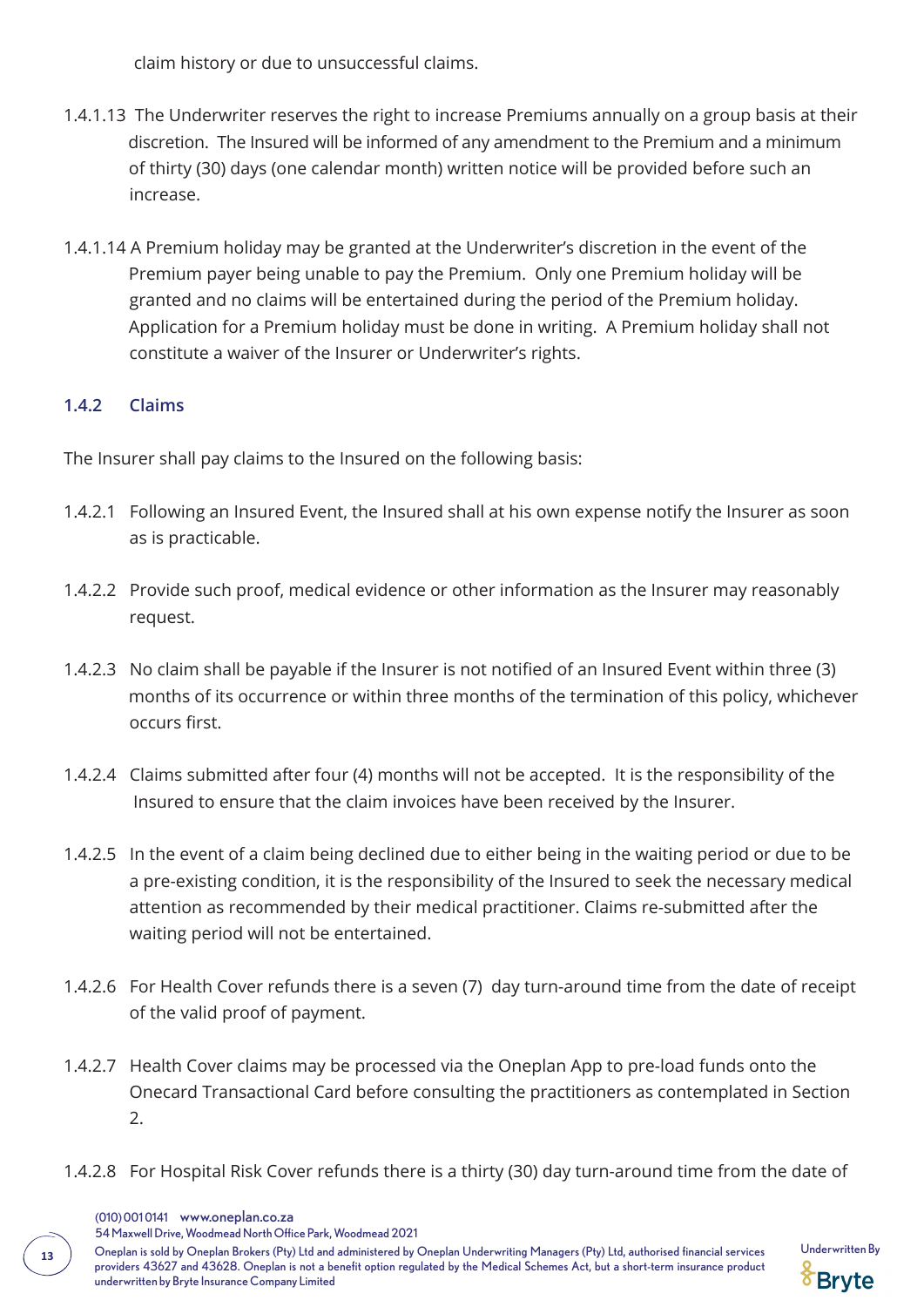claim history or due to unsuccessful claims.

1.4.1.13 The Underwriter reserves the right to increase Premiums annually on a group basis at their discretion. The Insured will be informed of any amendment to the Premium and a minimum of thirty (30) days (one calendar month) written notice will be provided before such an increase.

1.4.1.14 A Premium holiday may be granted at the Underwriter's discretion in the event of the Premium payer being unable to pay the Premium. Only one Premium holiday will be granted and no claims will be entertained during the period of the Premium holiday. Application for a Premium holiday must be done in writing. A Premium holiday shall not constitute a waiver of the Insurer or Underwriter's rights.

### 1.4.2 Claims

The Insurer shall pay claims to the Insured on the following basis:

1.4.2.1 Following an Insured Event, the Insured shall at his own expense notify the Insurer as soon as is practicable.

1.4.2.2 Provide such proof, medical evidence or other information as the Insurer may reasonably request.

1.4.2.3 No claim shall be payable if the Insurer is not notified of an Insured Event within three (3) months of its occurrence or within three months of the termination of this policy, whichever occurs first.

1.4.2.4 Claims submitted after four (4) months will not be accepted. It is the responsibility of the Insured to ensure that the claim invoices have been received by the Insurer.

1.4.2.5 In the event of a claim being declined due to either being in the waiting period or due to be a pre-existing condition, it is the responsibility of the Insured to seek the necessary medical attention as recommended by their medical practitioner. Claims re-submitted after the waiting period will not be entertained.

1.4.2.6 For Health Cover refunds there is a seven (7) day turn-around time from the date of receipt of the valid proof of payment.

1.4.2.7 Health Cover claims may be processed via the Oneplan App to pre-load funds onto the Onecard Transactional Card before consulting the practitioners as contemplated in Section 2.

1.4.2.8 For Hospital Risk Cover refunds there is a thirty (30) day turn-around time from the date of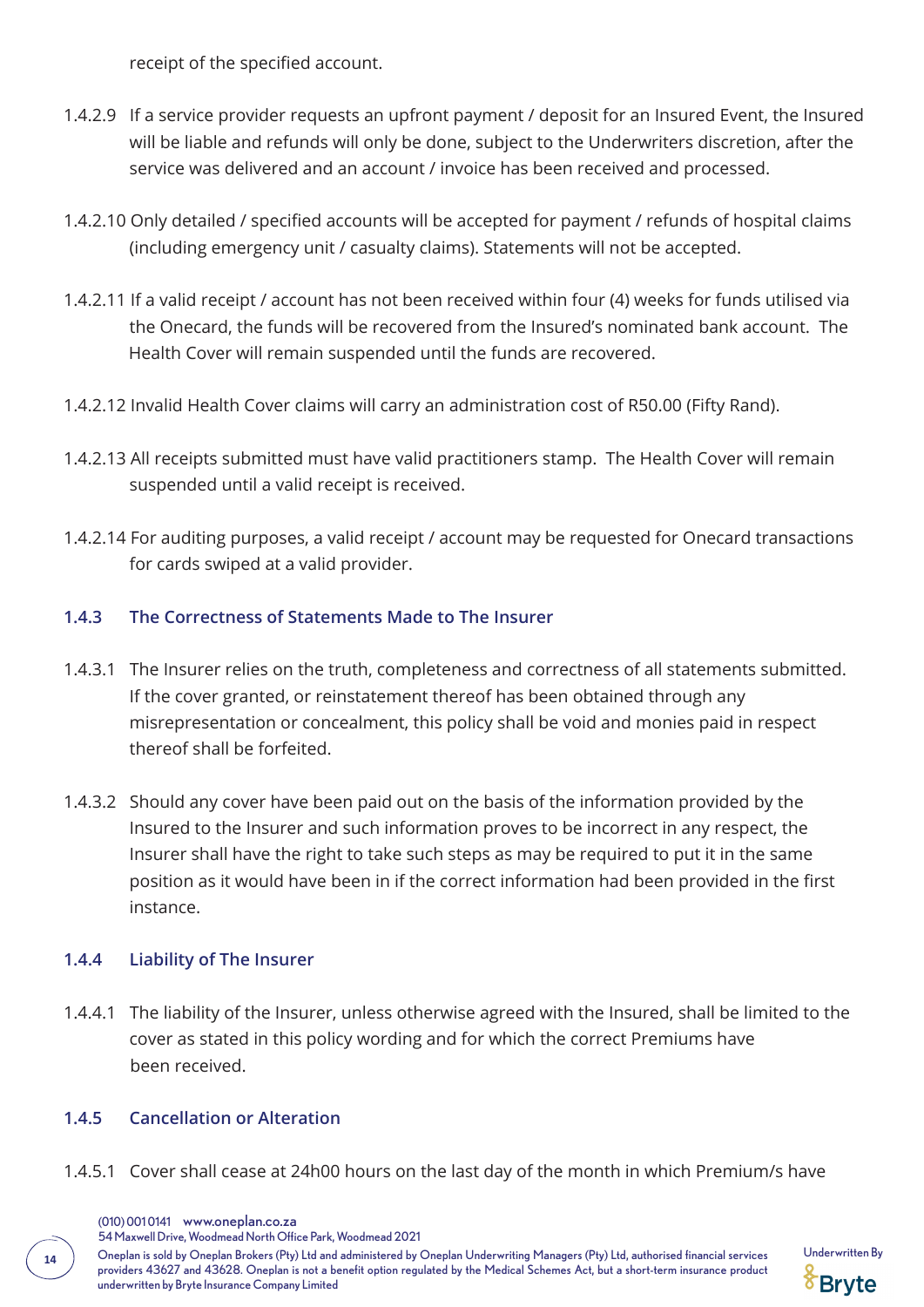receipt of the specified account.

1.4.2.9 If a service provider requests an upfront payment / deposit for an Insured Event, the Insured will be liable and refunds will only be done, subject to the Underwriters discretion, after the service was delivered and an account / invoice has been received and processed.

1.4.2.10 Only detailed / specified accounts will be accepted for payment / refunds of hospital claims (including emergency unit / casualty claims). Statements will not be accepted.

1.4.2.11 If a valid receipt / account has not been received within four (4) weeks for funds utilised via the Onecard, the funds will be recovered from the Insured's nominated bank account. The Health Cover will remain suspended until the funds are recovered.

1.4.2.12 Invalid Health Cover claims will carry an administration cost of R50.00 (Fifty Rand).

1.4.2.13 All receipts submitted must have valid practitioners stamp. The Health Cover will remain suspended until a valid receipt is received.

1.4.2.14 For auditing purposes, a valid receipt / account may be requested for Onecard transactions for cards swiped at a valid provider.

### 1.4.3 The Correctness of Statements Made to The Insurer

1.4.3.1 The Insurer relies on the truth, completeness and correctness of all statements submitted. If the cover granted, or reinstatement thereof has been obtained through any misrepresentation or concealment, this policy shall be void and monies paid in respect thereof shall be forfeited.

1.4.3.2 Should any cover have been paid out on the basis of the information provided by the Insured to the Insurer and such information proves to be incorrect in any respect, the Insurer shall have the right to take such steps as may be required to put it in the same position as it would have been in if the correct information had been provided in the first instance.

### 1.4.4 Liability of The Insurer

1.4.4.1 The liability of the Insurer, unless otherwise agreed with the Insured, shall be limited to the cover as stated in this policy wording and for which the correct Premiums have been received.

### 1.4.5 Cancellation or Alteration

1.4.5.1 Cover shall cease at 24h00 hours on the last day of the month in which Premium/s have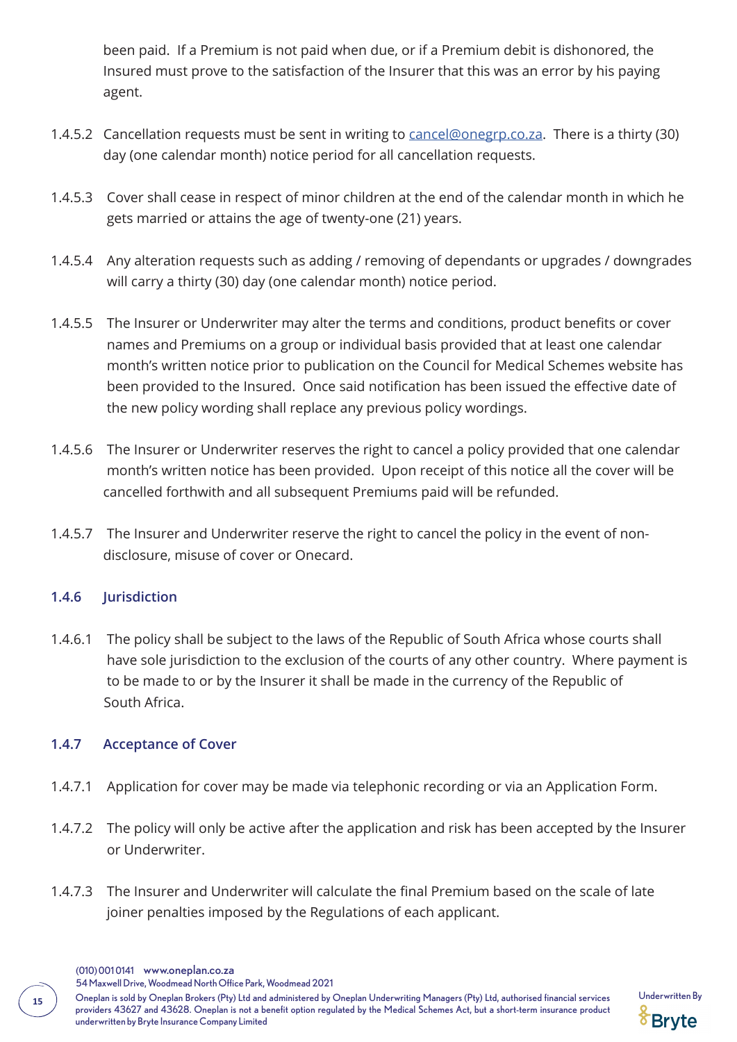been paid. If a Premium is not paid when due, or if a Premium debit is dishonored, the Insured must prove to the satisfaction of the Insurer that this was an error by his paying agent.

1.4.5.2 Cancellation requests must be sent in writing to cancel@onegrp.co.za. There is a thirty (30) day (one calendar month) notice period for all cancellation requests.

1.4.5.3 Cover shall cease in respect of minor children at the end of the calendar month in which he gets married or attains the age of twenty-one (21) years.

1.4.5.4 Any alteration requests such as adding / removing of dependants or upgrades / downgrades will carry a thirty (30) day (one calendar month) notice period.

1.4.5.5 The Insurer or Underwriter may alter the terms and conditions, product benefits or cover names and Premiums on a group or individual basis provided that at least one calendar month's written notice prior to publication on the Council for Medical Schemes website has been provided to the Insured. Once said notification has been issued the effective date of the new policy wording shall replace any previous policy wordings.

1.4.5.6 The Insurer or Underwriter reserves the right to cancel a policy provided that one calendar month's written notice has been provided. Upon receipt of this notice all the cover will be cancelled forthwith and all subsequent Premiums paid will be refunded.

1.4.5.7 The Insurer and Underwriter reserve the right to cancel the policy in the event of non-disclosure, misuse of cover or Onecard.

### 1.4.6 Jurisdiction

1.4.6.1 The policy shall be subject to the laws of the Republic of South Africa whose courts shall have sole jurisdiction to the exclusion of the courts of any other country. Where payment is to be made to or by the Insurer it shall be made in the currency of the Republic of South Africa.

### 1.4.7 Acceptance of Cover

1.4.7.1 Application for cover may be made via telephonic recording or via an Application Form.

1.4.7.2 The policy will only be active after the application and risk has been accepted by the Insurer or Underwriter.

1.4.7.3 The Insurer and Underwriter will calculate the final Premium based on the scale of late joiner penalties imposed by the Regulations of each applicant.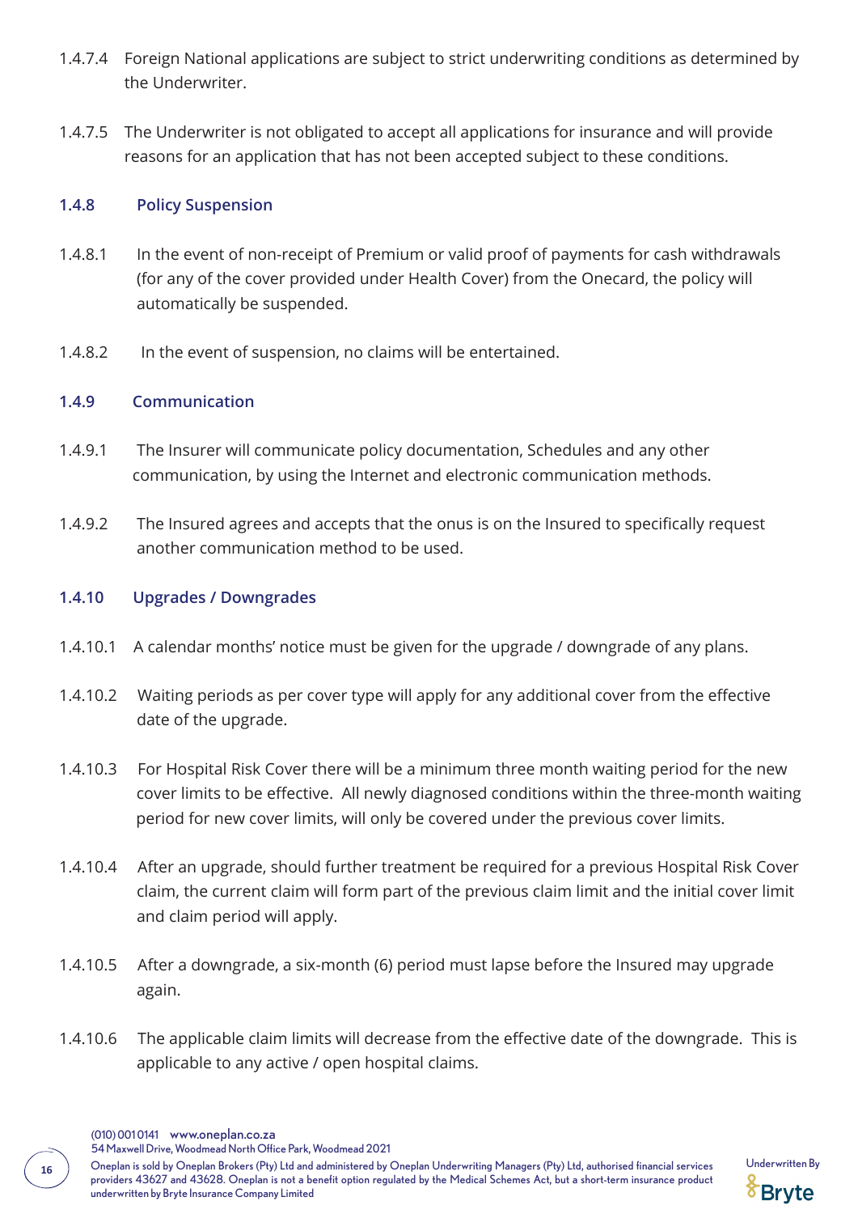1.4.7.4 Foreign National applications are subject to strict underwriting conditions as determined by the Underwriter.

1.4.7.5 The Underwriter is not obligated to accept all applications for insurance and will provide reasons for an application that has not been accepted subject to these conditions.

### 1.4.8 Policy Suspension

1.4.8.1 In the event of non-receipt of Premium or valid proof of payments for cash withdrawals (for any of the cover provided under Health Cover) from the Onecard, the policy will automatically be suspended.

1.4.8.2 In the event of suspension, no claims will be entertained.

### 1.4.9 Communication

1.4.9.1 The Insurer will communicate policy documentation, Schedules and any other communication, by using the Internet and electronic communication methods.

1.4.9.2 The Insured agrees and accepts that the onus is on the Insured to specifically request another communication method to be used.

### 1.4.10 Upgrades / Downgrades

1.4.10.1 A calendar months' notice must be given for the upgrade / downgrade of any plans.

1.4.10.2 Waiting periods as per cover type will apply for any additional cover from the effective date of the upgrade.

1.4.10.3 For Hospital Risk Cover there will be a minimum three month waiting period for the new cover limits to be effective. All newly diagnosed conditions within the three-month waiting period for new cover limits, will only be covered under the previous cover limits.

1.4.10.4 After an upgrade, should further treatment be required for a previous Hospital Risk Cover claim, the current claim will form part of the previous claim limit and the initial cover limit and claim period will apply.

1.4.10.5 After a downgrade, a six-month (6) period must lapse before the Insured may upgrade again.

1.4.10.6 The applicable claim limits will decrease from the effective date of the downgrade. This is applicable to any active / open hospital claims.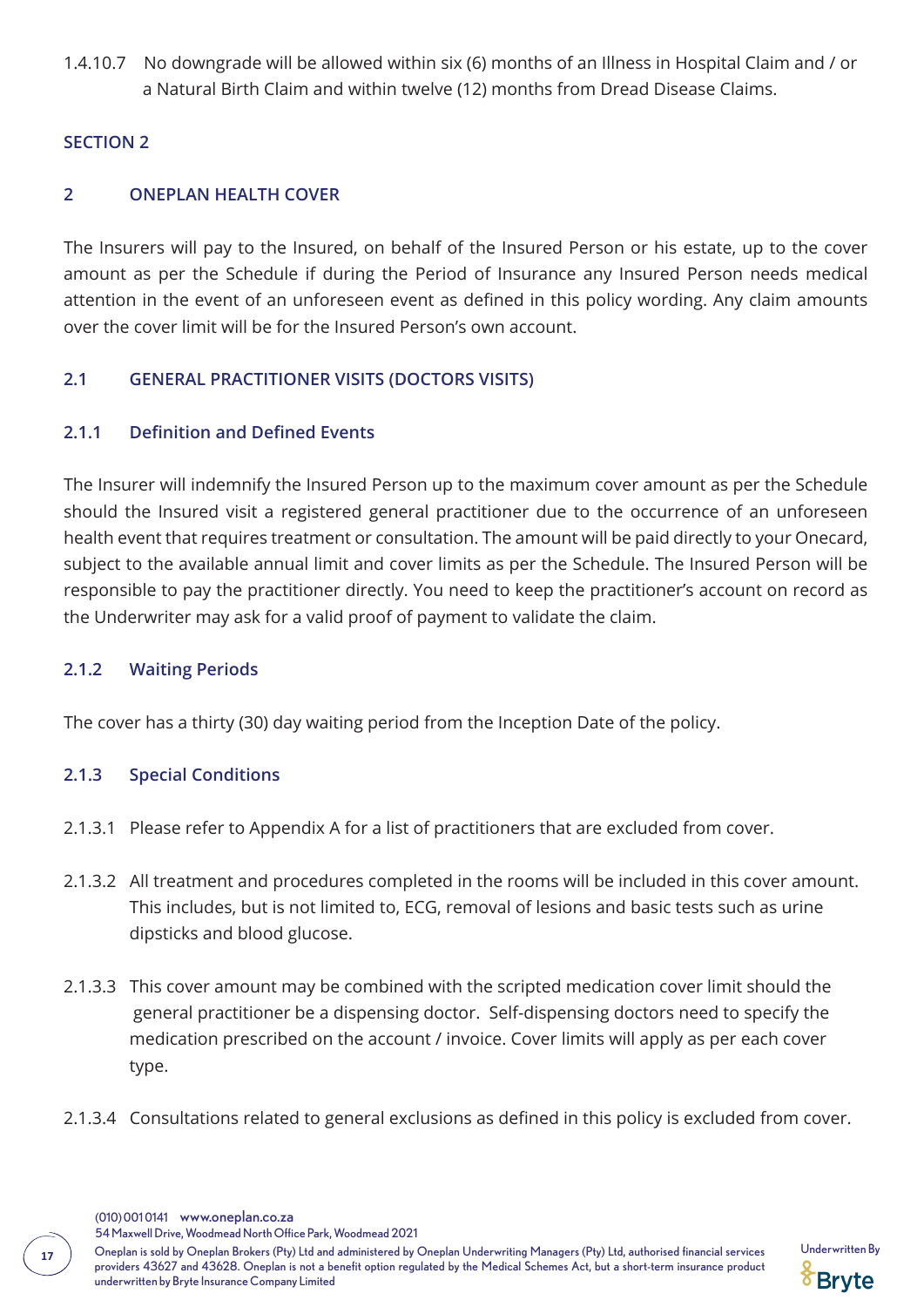1.4.10.7 No downgrade will be allowed within six (6) months of an Illness in Hospital Claim and / or a Natural Birth Claim and within twelve (12) months from Dread Disease Claims.

## SECTION 2

## 2 ONEPLAN HEALTH COVER

The Insurers will pay to the Insured, on behalf of the Insured Person or his estate, up to the cover amount as per the Schedule if during the Period of Insurance any Insured Person needs medical attention in the event of an unforeseen event as defined in this policy wording. Any claim amounts over the cover limit will be for the Insured Person's own account.

### 2.1 GENERAL PRACTITIONER VISITS (DOCTORS VISITS)

#### 2.1.1 Definition and Defined Events

The Insurer will indemnify the Insured Person up to the maximum cover amount as per the Schedule should the Insured visit a registered general practitioner due to the occurrence of an unforeseen health event that requires treatment or consultation. The amount will be paid directly to your Onecard, subject to the available annual limit and cover limits as per the Schedule. The Insured Person will be responsible to pay the practitioner directly. You need to keep the practitioner's account on record as the Underwriter may ask for a valid proof of payment to validate the claim.

#### 2.1.2 Waiting Periods

The cover has a thirty (30) day waiting period from the Inception Date of the policy.

#### 2.1.3 Special Conditions

2.1.3.1 Please refer to Appendix A for a list of practitioners that are excluded from cover.

2.1.3.2 All treatment and procedures completed in the rooms will be included in this cover amount. This includes, but is not limited to, ECG, removal of lesions and basic tests such as urine dipsticks and blood glucose.

2.1.3.3 This cover amount may be combined with the scripted medication cover limit should the general practitioner be a dispensing doctor. Self-dispensing doctors need to specify the medication prescribed on the account / invoice. Cover limits will apply as per each cover type.

2.1.3.4 Consultations related to general exclusions as defined in this policy is excluded from cover.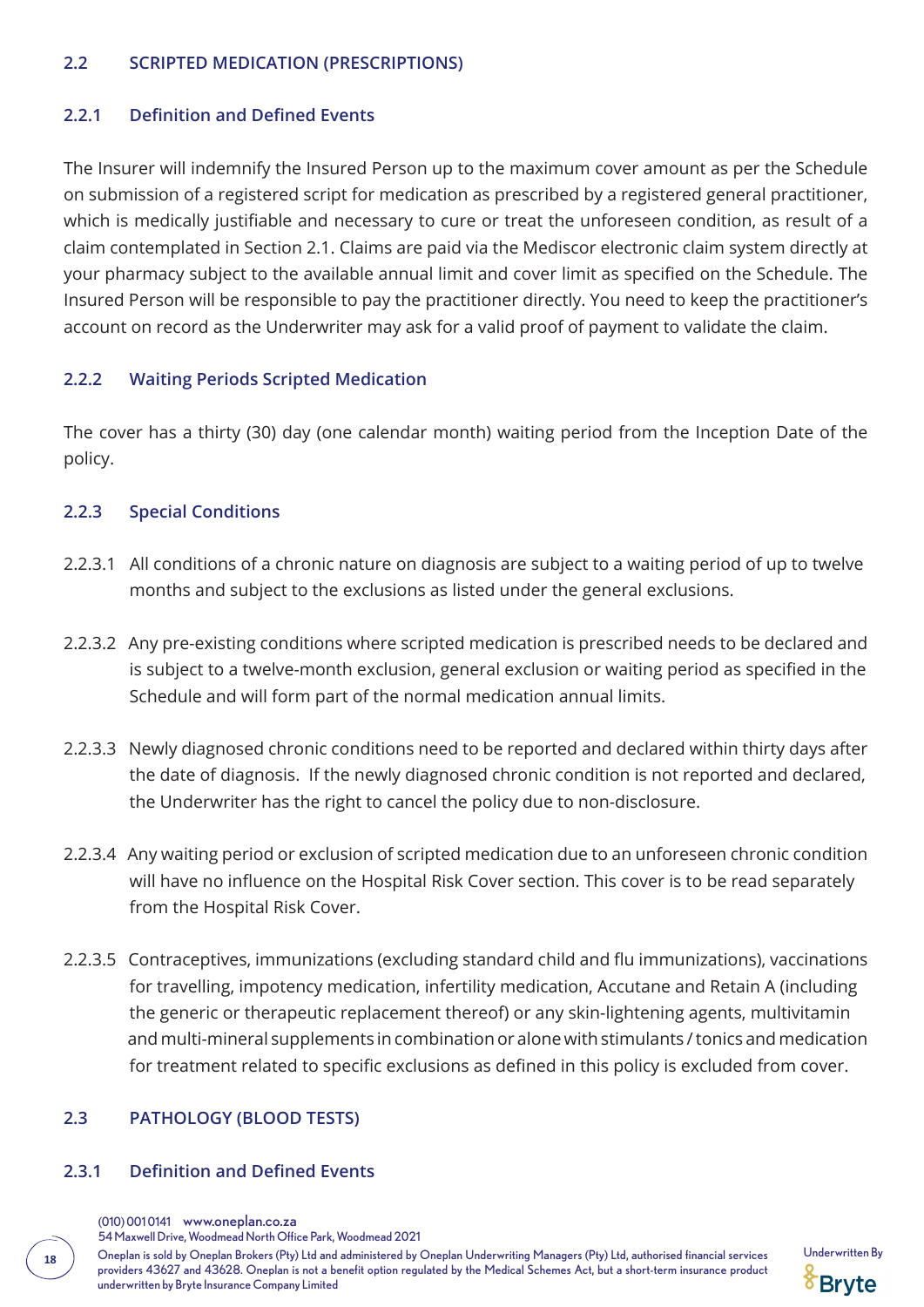## 2.2 SCRIPTED MEDICATION (PRESCRIPTIONS)

### 2.2.1 Definition and Defined Events

The Insurer will indemnify the Insured Person up to the maximum cover amount as per the Schedule on submission of a registered script for medication as prescribed by a registered general practitioner, which is medically justifiable and necessary to cure or treat the unforeseen condition, as result of a claim contemplated in Section 2.1. Claims are paid via the Mediscor electronic claim system directly at your pharmacy subject to the available annual limit and cover limit as specified on the Schedule. The Insured Person will be responsible to pay the practitioner directly. You need to keep the practitioner's account on record as the Underwriter may ask for a valid proof of payment to validate the claim.

### 2.2.2 Waiting Periods Scripted Medication

The cover has a thirty (30) day (one calendar month) waiting period from the Inception Date of the policy.

### 2.2.3 Special Conditions

2.2.3.1 All conditions of a chronic nature on diagnosis are subject to a waiting period of up to twelve months and subject to the exclusions as listed under the general exclusions.

2.2.3.2 Any pre-existing conditions where scripted medication is prescribed needs to be declared and is subject to a twelve-month exclusion, general exclusion or waiting period as specified in the Schedule and will form part of the normal medication annual limits.

2.2.3.3 Newly diagnosed chronic conditions need to be reported and declared within thirty days after the date of diagnosis. If the newly diagnosed chronic condition is not reported and declared, the Underwriter has the right to cancel the policy due to non-disclosure.

2.2.3.4 Any waiting period or exclusion of scripted medication due to an unforeseen chronic condition will have no influence on the Hospital Risk Cover section. This cover is to be read separately from the Hospital Risk Cover.

2.2.3.5 Contraceptives, immunizations (excluding standard child and flu immunizations), vaccinations for travelling, impotency medication, infertility medication, Accutane and Retain A (including the generic or therapeutic replacement thereof) or any skin-lightening agents, multivitamin and multi-mineral supplements in combination or alone with stimulants / tonics and medication for treatment related to specific exclusions as defined in this policy is excluded from cover.

## 2.3 PATHOLOGY (BLOOD TESTS)

### 2.3.1 Definition and Defined Events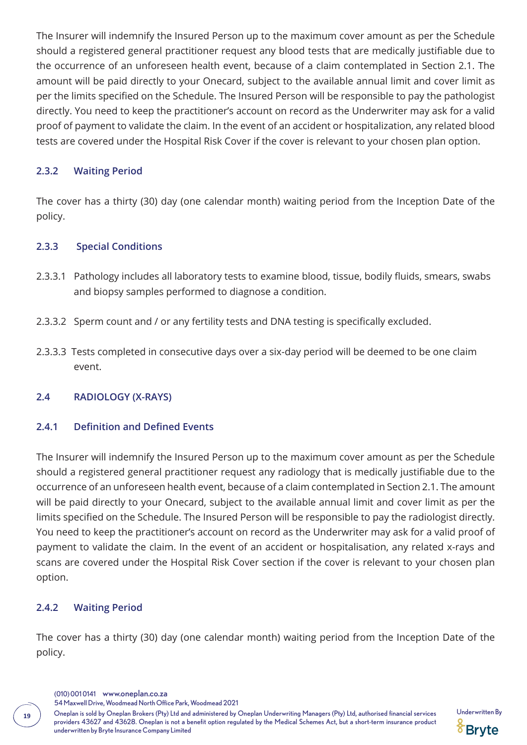The Insurer will indemnify the Insured Person up to the maximum cover amount as per the Schedule should a registered general practitioner request any blood tests that are medically justifiable due to the occurrence of an unforeseen health event, because of a claim contemplated in Section 2.1. The amount will be paid directly to your Onecard, subject to the available annual limit and cover limit as per the limits specified on the Schedule. The Insured Person will be responsible to pay the pathologist directly. You need to keep the practitioner's account on record as the Underwriter may ask for a valid proof of payment to validate the claim. In the event of an accident or hospitalization, any related blood tests are covered under the Hospital Risk Cover if the cover is relevant to your chosen plan option.

### 2.3.2 Waiting Period

The cover has a thirty (30) day (one calendar month) waiting period from the Inception Date of the policy.

### 2.3.3 Special Conditions

2.3.3.1 Pathology includes all laboratory tests to examine blood, tissue, bodily fluids, smears, swabs and biopsy samples performed to diagnose a condition.

2.3.3.2 Sperm count and / or any fertility tests and DNA testing is specifically excluded.

2.3.3.3 Tests completed in consecutive days over a six-day period will be deemed to be one claim event.

## 2.4 RADIOLOGY (X-RAYS)

### 2.4.1 Definition and Defined Events

The Insurer will indemnify the Insured Person up to the maximum cover amount as per the Schedule should a registered general practitioner request any radiology that is medically justifiable due to the occurrence of an unforeseen health event, because of a claim contemplated in Section 2.1. The amount will be paid directly to your Onecard, subject to the available annual limit and cover limit as per the limits specified on the Schedule. The Insured Person will be responsible to pay the radiologist directly. You need to keep the practitioner's account on record as the Underwriter may ask for a valid proof of payment to validate the claim. In the event of an accident or hospitalisation, any related x-rays and scans are covered under the Hospital Risk Cover section if the cover is relevant to your chosen plan option.

### 2.4.2 Waiting Period

The cover has a thirty (30) day (one calendar month) waiting period from the Inception Date of the policy.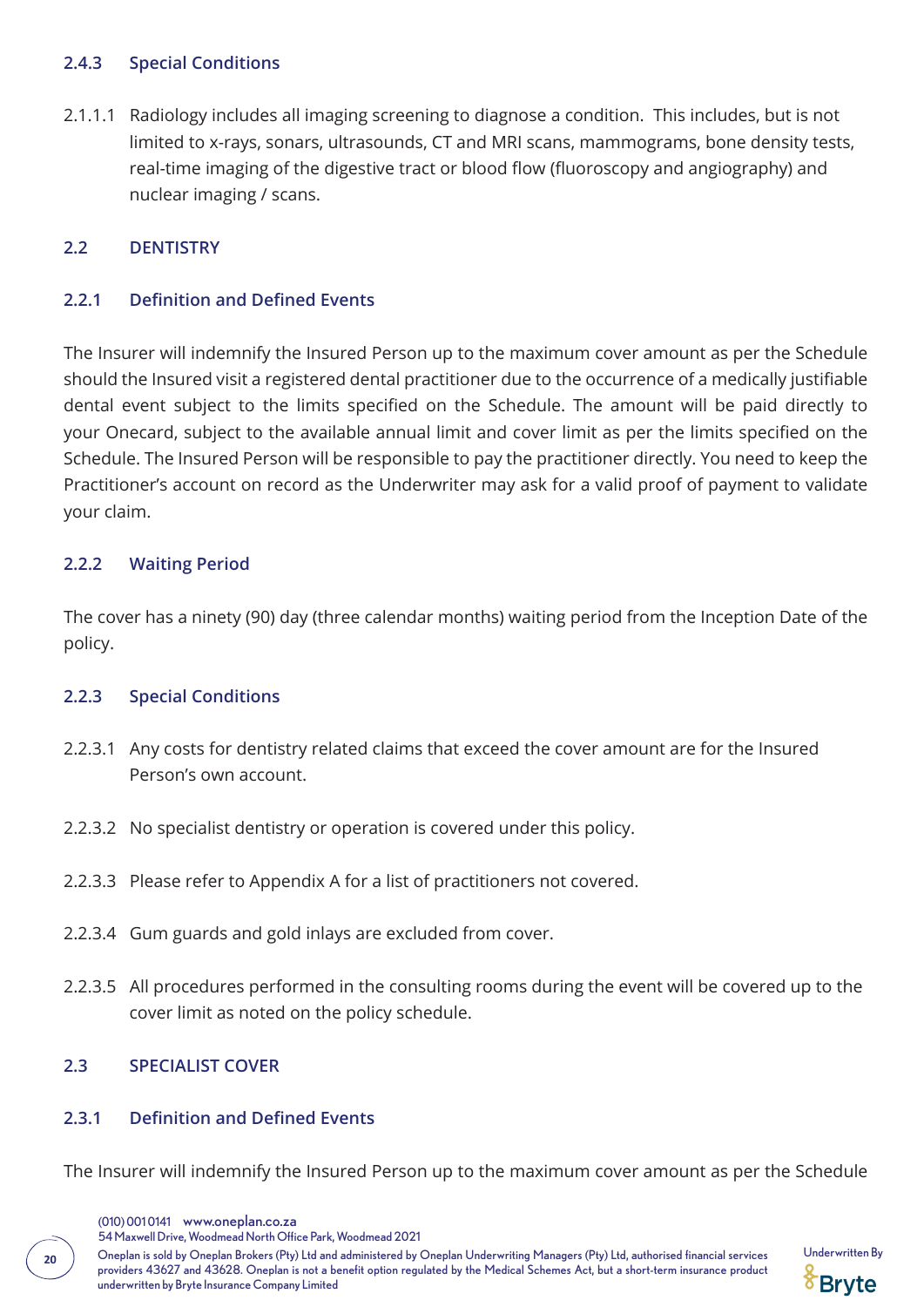### 2.4.3 Special Conditions

2.1.1.1 Radiology includes all imaging screening to diagnose a condition. This includes, but is not limited to x-rays, sonars, ultrasounds, CT and MRI scans, mammograms, bone density tests, real-time imaging of the digestive tract or blood flow (fluoroscopy and angiography) and nuclear imaging / scans.

## 2.2 DENTISTRY

### 2.2.1 Definition and Defined Events

The Insurer will indemnify the Insured Person up to the maximum cover amount as per the Schedule should the Insured visit a registered dental practitioner due to the occurrence of a medically justifiable dental event subject to the limits specified on the Schedule. The amount will be paid directly to your Onecard, subject to the available annual limit and cover limit as per the limits specified on the Schedule. The Insured Person will be responsible to pay the practitioner directly. You need to keep the Practitioner's account on record as the Underwriter may ask for a valid proof of payment to validate your claim.

### 2.2.2 Waiting Period

The cover has a ninety (90) day (three calendar months) waiting period from the Inception Date of the policy.

### 2.2.3 Special Conditions

2.2.3.1 Any costs for dentistry related claims that exceed the cover amount are for the Insured Person's own account.

2.2.3.2 No specialist dentistry or operation is covered under this policy.

2.2.3.3 Please refer to Appendix A for a list of practitioners not covered.

2.2.3.4 Gum guards and gold inlays are excluded from cover.

2.2.3.5 All procedures performed in the consulting rooms during the event will be covered up to the cover limit as noted on the policy schedule.

## 2.3 SPECIALIST COVER

### 2.3.1 Definition and Defined Events

The Insurer will indemnify the Insured Person up to the maximum cover amount as per the Schedule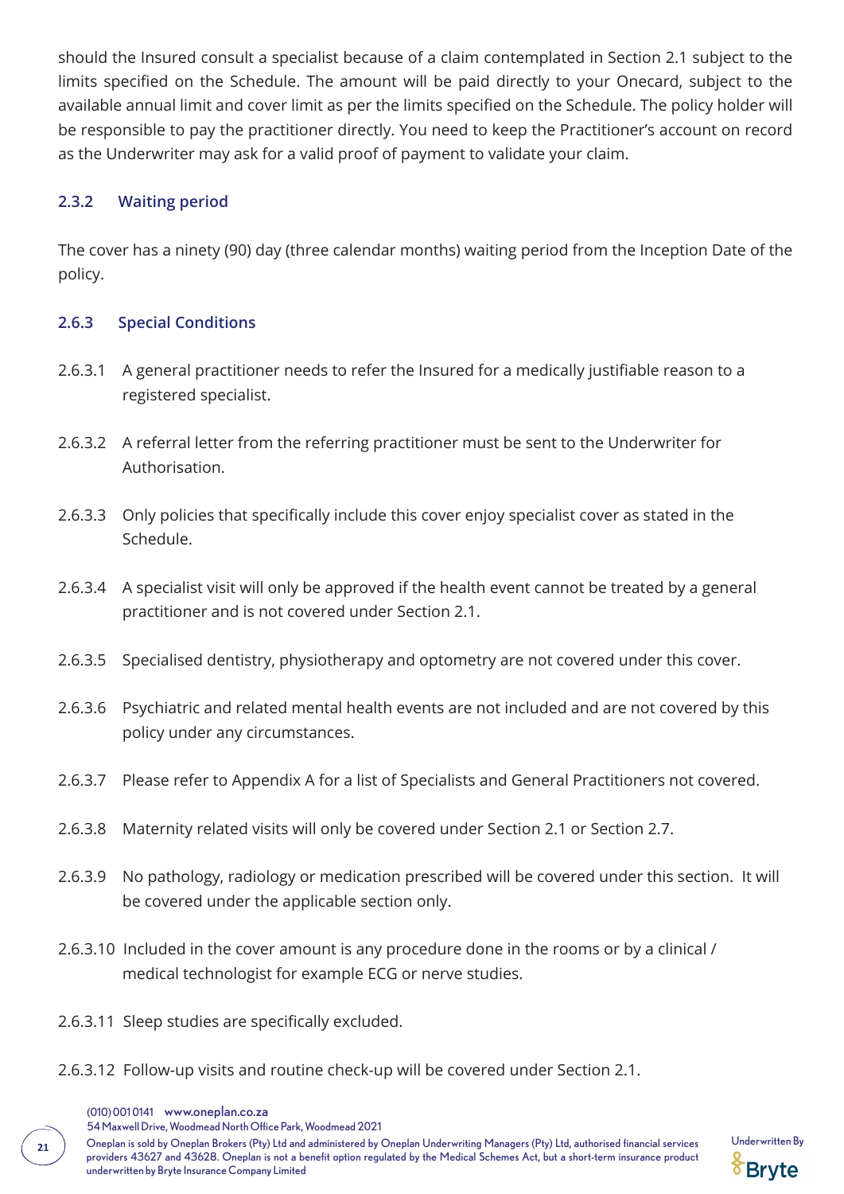should the Insured consult a specialist because of a claim contemplated in Section 2.1 subject to the limits specified on the Schedule. The amount will be paid directly to your Onecard, subject to the available annual limit and cover limit as per the limits specified on the Schedule. The policy holder will be responsible to pay the practitioner directly. You need to keep the Practitioner's account on record as the Underwriter may ask for a valid proof of payment to validate your claim.

### 2.3.2 Waiting period

The cover has a ninety (90) day (three calendar months) waiting period from the Inception Date of the policy.

### 2.6.3 Special Conditions

2.6.3.1 A general practitioner needs to refer the Insured for a medically justifiable reason to a registered specialist.

2.6.3.2 A referral letter from the referring practitioner must be sent to the Underwriter for Authorisation.

2.6.3.3 Only policies that specifically include this cover enjoy specialist cover as stated in the Schedule.

2.6.3.4 A specialist visit will only be approved if the health event cannot be treated by a general practitioner and is not covered under Section 2.1.

2.6.3.5 Specialised dentistry, physiotherapy and optometry are not covered under this cover.

2.6.3.6 Psychiatric and related mental health events are not included and are not covered by this policy under any circumstances.

2.6.3.7 Please refer to Appendix A for a list of Specialists and General Practitioners not covered.

2.6.3.8 Maternity related visits will only be covered under Section 2.1 or Section 2.7.

2.6.3.9 No pathology, radiology or medication prescribed will be covered under this section. It will be covered under the applicable section only.

2.6.3.10 Included in the cover amount is any procedure done in the rooms or by a clinical / medical technologist for example ECG or nerve studies.

2.6.3.11 Sleep studies are specifically excluded.

2.6.3.12 Follow-up visits and routine check-up will be covered under Section 2.1.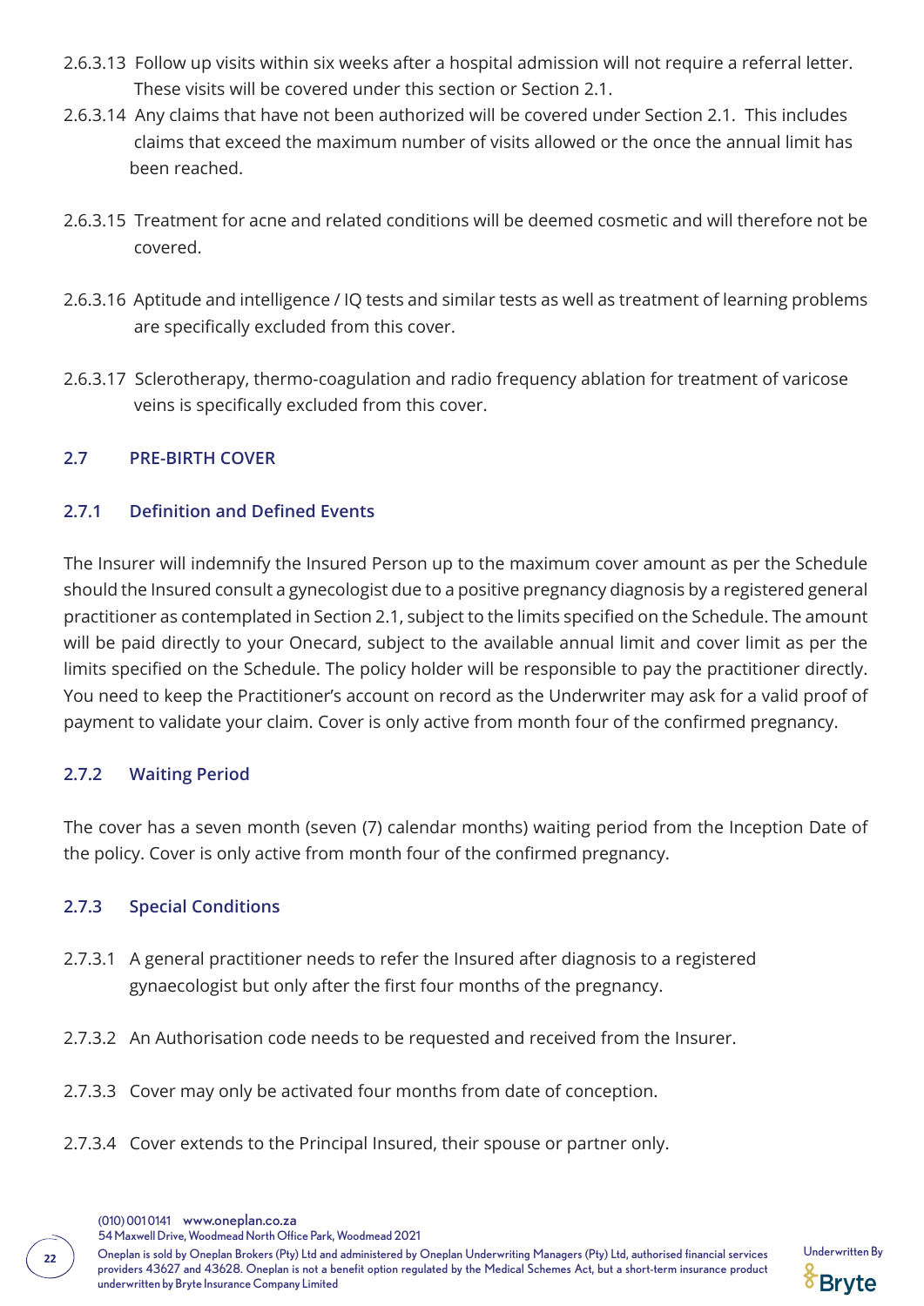2.6.3.13 Follow up visits within six weeks after a hospital admission will not require a referral letter. These visits will be covered under this section or Section 2.1.

2.6.3.14 Any claims that have not been authorized will be covered under Section 2.1. This includes claims that exceed the maximum number of visits allowed or the once the annual limit has been reached.

2.6.3.15 Treatment for acne and related conditions will be deemed cosmetic and will therefore not be covered.

2.6.3.16 Aptitude and intelligence / IQ tests and similar tests as well as treatment of learning problems are specifically excluded from this cover.

2.6.3.17 Sclerotherapy, thermo-coagulation and radio frequency ablation for treatment of varicose veins is specifically excluded from this cover.

## 2.7 PRE-BIRTH COVER

### 2.7.1 Definition and Defined Events

The Insurer will indemnify the Insured Person up to the maximum cover amount as per the Schedule should the Insured consult a gynecologist due to a positive pregnancy diagnosis by a registered general practitioner as contemplated in Section 2.1, subject to the limits specified on the Schedule. The amount will be paid directly to your Onecard, subject to the available annual limit and cover limit as per the limits specified on the Schedule. The policy holder will be responsible to pay the practitioner directly. You need to keep the Practitioner's account on record as the Underwriter may ask for a valid proof of payment to validate your claim. Cover is only active from month four of the confirmed pregnancy.

### 2.7.2 Waiting Period

The cover has a seven month (seven (7) calendar months) waiting period from the Inception Date of the policy. Cover is only active from month four of the confirmed pregnancy.

### 2.7.3 Special Conditions

2.7.3.1 A general practitioner needs to refer the Insured after diagnosis to a registered gynaecologist but only after the first four months of the pregnancy.

2.7.3.2 An Authorisation code needs to be requested and received from the Insurer.

2.7.3.3 Cover may only be activated four months from date of conception.

2.7.3.4 Cover extends to the Principal Insured, their spouse or partner only.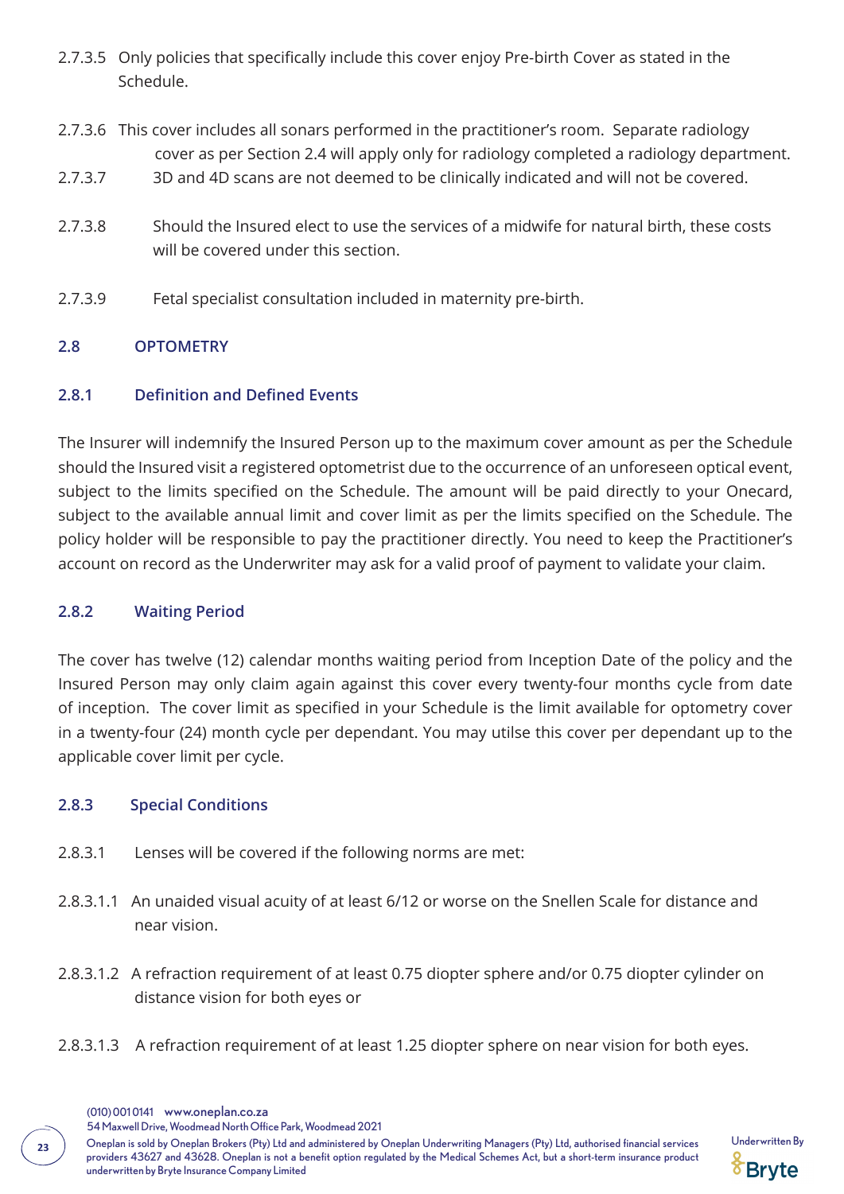2.7.3.5 Only policies that specifically include this cover enjoy Pre-birth Cover as stated in the Schedule.

2.7.3.6 This cover includes all sonars performed in the practitioner's room. Separate radiology cover as per Section 2.4 will apply only for radiology completed a radiology department.

2.7.3.7 3D and 4D scans are not deemed to be clinically indicated and will not be covered.

2.7.3.8 Should the Insured elect to use the services of a midwife for natural birth, these costs will be covered under this section.

2.7.3.9 Fetal specialist consultation included in maternity pre-birth.

## 2.8 OPTOMETRY

### 2.8.1 Definition and Defined Events

The Insurer will indemnify the Insured Person up to the maximum cover amount as per the Schedule should the Insured visit a registered optometrist due to the occurrence of an unforeseen optical event, subject to the limits specified on the Schedule. The amount will be paid directly to your Onecard, subject to the available annual limit and cover limit as per the limits specified on the Schedule. The policy holder will be responsible to pay the practitioner directly. You need to keep the Practitioner's account on record as the Underwriter may ask for a valid proof of payment to validate your claim.

### 2.8.2 Waiting Period

The cover has twelve (12) calendar months waiting period from Inception Date of the policy and the Insured Person may only claim again against this cover every twenty-four months cycle from date of inception. The cover limit as specified in your Schedule is the limit available for optometry cover in a twenty-four (24) month cycle per dependant. You may utilse this cover per dependant up to the applicable cover limit per cycle.

### 2.8.3 Special Conditions

2.8.3.1 Lenses will be covered if the following norms are met:

2.8.3.1.1 An unaided visual acuity of at least 6/12 or worse on the Snellen Scale for distance and near vision.

2.8.3.1.2 A refraction requirement of at least 0.75 diopter sphere and/or 0.75 diopter cylinder on distance vision for both eyes or

2.8.3.1.3 A refraction requirement of at least 1.25 diopter sphere on near vision for both eyes.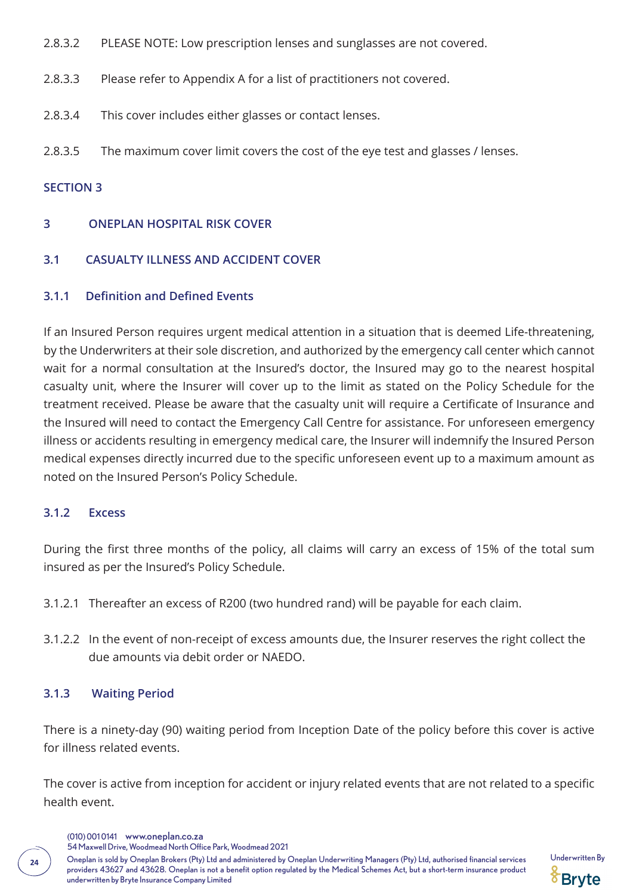2.8.3.2 PLEASE NOTE: Low prescription lenses and sunglasses are not covered.

2.8.3.3 Please refer to Appendix A for a list of practitioners not covered.

2.8.3.4 This cover includes either glasses or contact lenses.

2.8.3.5 The maximum cover limit covers the cost of the eye test and glasses / lenses.

## SECTION 3

## 3 ONEPLAN HOSPITAL RISK COVER

### 3.1 CASUALTY ILLNESS AND ACCIDENT COVER

#### 3.1.1 Definition and Defined Events

If an Insured Person requires urgent medical attention in a situation that is deemed Life-threatening, by the Underwriters at their sole discretion, and authorized by the emergency call center which cannot wait for a normal consultation at the Insured's doctor, the Insured may go to the nearest hospital casualty unit, where the Insurer will cover up to the limit as stated on the Policy Schedule for the treatment received. Please be aware that the casualty unit will require a Certificate of Insurance and the Insured will need to contact the Emergency Call Centre for assistance. For unforeseen emergency illness or accidents resulting in emergency medical care, the Insurer will indemnify the Insured Person medical expenses directly incurred due to the specific unforeseen event up to a maximum amount as noted on the Insured Person's Policy Schedule.

#### 3.1.2 Excess

During the first three months of the policy, all claims will carry an excess of 15% of the total sum insured as per the Insured's Policy Schedule.

3.1.2.1 Thereafter an excess of R200 (two hundred rand) will be payable for each claim.

3.1.2.2 In the event of non-receipt of excess amounts due, the Insurer reserves the right collect the due amounts via debit order or NAEDO.

#### 3.1.3 Waiting Period

There is a ninety-day (90) waiting period from Inception Date of the policy before this cover is active for illness related events.

The cover is active from inception for accident or injury related events that are not related to a specific health event.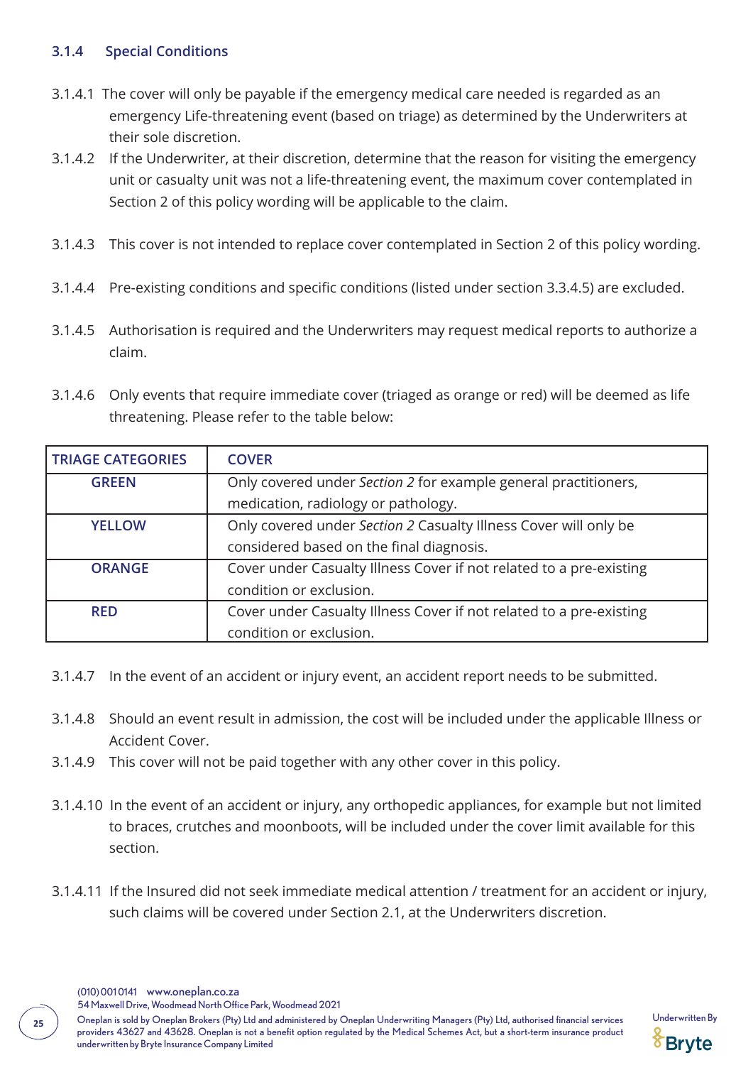### 3.1.4 Special Conditions

3.1.4.1 The cover will only be payable if the emergency medical care needed is regarded as an emergency Life-threatening event (based on triage) as determined by the Underwriters at their sole discretion.

3.1.4.2 If the Underwriter, at their discretion, determine that the reason for visiting the emergency unit or casualty unit was not a life-threatening event, the maximum cover contemplated in Section 2 of this policy wording will be applicable to the claim.

3.1.4.3 This cover is not intended to replace cover contemplated in Section 2 of this policy wording.

3.1.4.4 Pre-existing conditions and specific conditions (listed under section 3.3.4.5) are excluded.

3.1.4.5 Authorisation is required and the Underwriters may request medical reports to authorize a claim.

3.1.4.6 Only events that require immediate cover (triaged as orange or red) will be deemed as life threatening. Please refer to the table below:

| TRIAGE CATEGORIES | COVER |
|---|---|
| GREEN | Only covered under *Section 2* for example general practitioners, medication, radiology or pathology. |
| YELLOW | Only covered under *Section 2* Casualty Illness Cover will only be considered based on the final diagnosis. |
| ORANGE | Cover under Casualty Illness Cover if not related to a pre-existing condition or exclusion. |
| RED | Cover under Casualty Illness Cover if not related to a pre-existing condition or exclusion. |

3.1.4.7 In the event of an accident or injury event, an accident report needs to be submitted.

3.1.4.8 Should an event result in admission, the cost will be included under the applicable Illness or Accident Cover.

3.1.4.9 This cover will not be paid together with any other cover in this policy.

3.1.4.10 In the event of an accident or injury, any orthopedic appliances, for example but not limited to braces, crutches and moonboots, will be included under the cover limit available for this section.

3.1.4.11 If the Insured did not seek immediate medical attention / treatment for an accident or injury, such claims will be covered under Section 2.1, at the Underwriters discretion.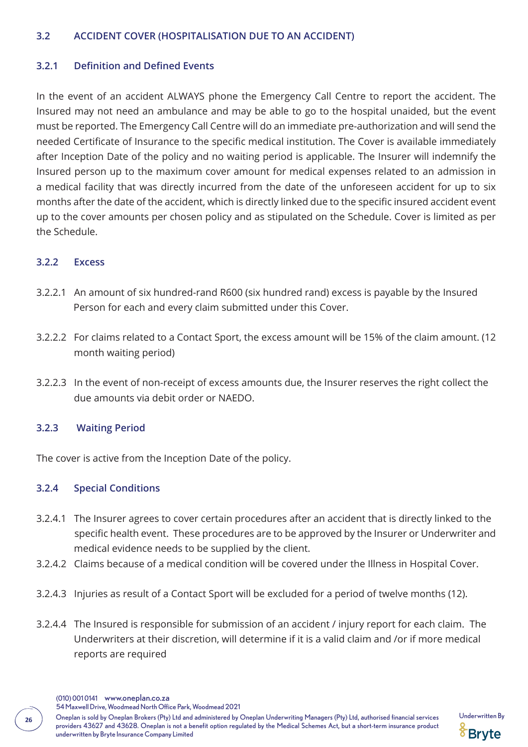## 3.2 ACCIDENT COVER (HOSPITALISATION DUE TO AN ACCIDENT)

### 3.2.1 Definition and Defined Events

In the event of an accident ALWAYS phone the Emergency Call Centre to report the accident. The Insured may not need an ambulance and may be able to go to the hospital unaided, but the event must be reported. The Emergency Call Centre will do an immediate pre-authorization and will send the needed Certificate of Insurance to the specific medical institution. The Cover is available immediately after Inception Date of the policy and no waiting period is applicable. The Insurer will indemnify the Insured person up to the maximum cover amount for medical expenses related to an admission in a medical facility that was directly incurred from the date of the unforeseen accident for up to six months after the date of the accident, which is directly linked due to the specific insured accident event up to the cover amounts per chosen policy and as stipulated on the Schedule. Cover is limited as per the Schedule.

### 3.2.2 Excess

3.2.2.1 An amount of six hundred-rand R600 (six hundred rand) excess is payable by the Insured Person for each and every claim submitted under this Cover.

3.2.2.2 For claims related to a Contact Sport, the excess amount will be 15% of the claim amount. (12 month waiting period)

3.2.2.3 In the event of non-receipt of excess amounts due, the Insurer reserves the right collect the due amounts via debit order or NAEDO.

### 3.2.3 Waiting Period

The cover is active from the Inception Date of the policy.

### 3.2.4 Special Conditions

3.2.4.1 The Insurer agrees to cover certain procedures after an accident that is directly linked to the specific health event. These procedures are to be approved by the Insurer or Underwriter and medical evidence needs to be supplied by the client.

3.2.4.2 Claims because of a medical condition will be covered under the Illness in Hospital Cover.

3.2.4.3 Injuries as result of a Contact Sport will be excluded for a period of twelve months (12).

3.2.4.4 The Insured is responsible for submission of an accident / injury report for each claim. The Underwriters at their discretion, will determine if it is a valid claim and /or if more medical reports are required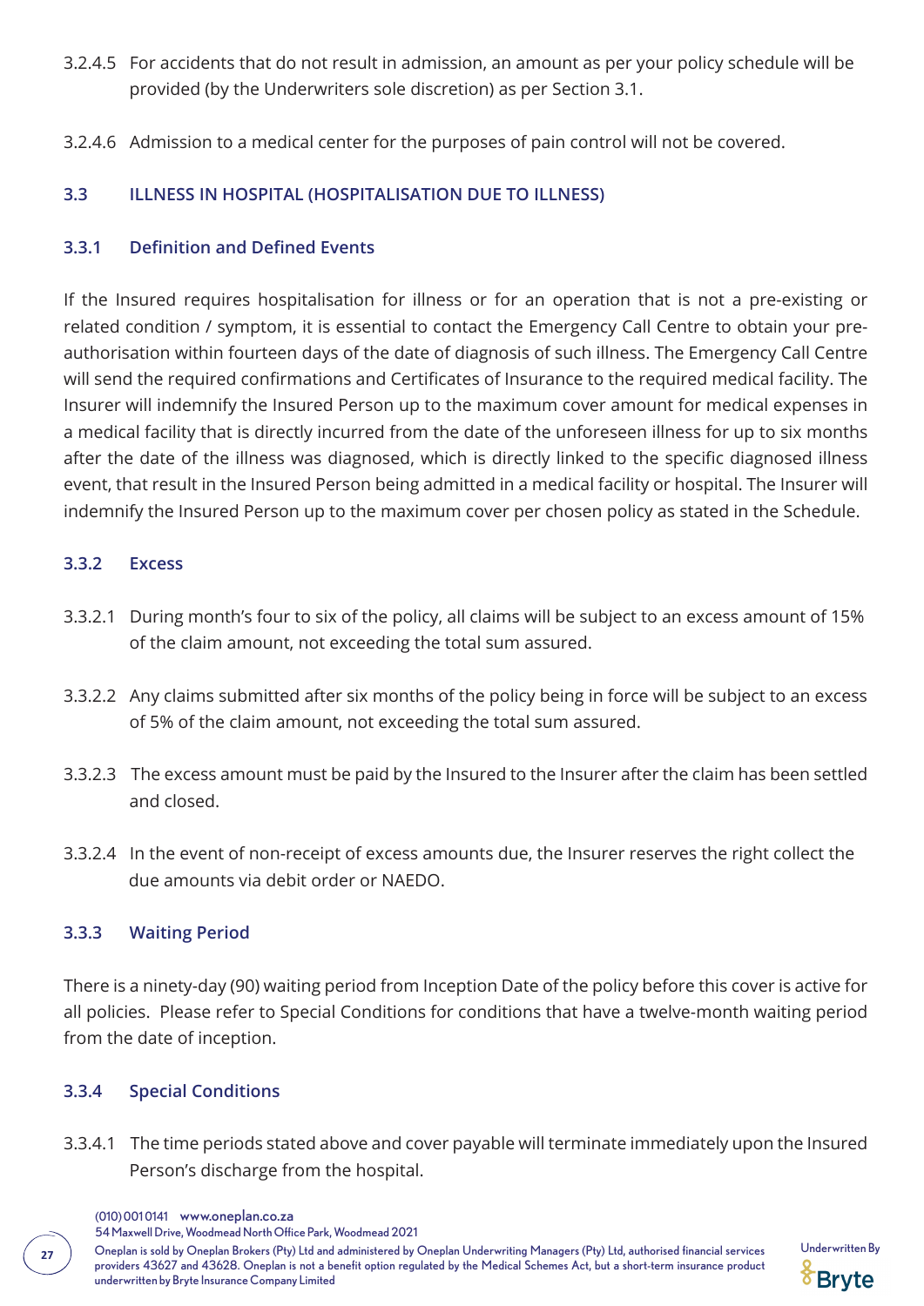3.2.4.5 For accidents that do not result in admission, an amount as per your policy schedule will be provided (by the Underwriters sole discretion) as per Section 3.1.

3.2.4.6 Admission to a medical center for the purposes of pain control will not be covered.

### 3.3 ILLNESS IN HOSPITAL (HOSPITALISATION DUE TO ILLNESS)

#### 3.3.1 Definition and Defined Events

If the Insured requires hospitalisation for illness or for an operation that is not a pre-existing or related condition / symptom, it is essential to contact the Emergency Call Centre to obtain your pre-authorisation within fourteen days of the date of diagnosis of such illness. The Emergency Call Centre will send the required confirmations and Certificates of Insurance to the required medical facility. The Insurer will indemnify the Insured Person up to the maximum cover amount for medical expenses in a medical facility that is directly incurred from the date of the unforeseen illness for up to six months after the date of the illness was diagnosed, which is directly linked to the specific diagnosed illness event, that result in the Insured Person being admitted in a medical facility or hospital. The Insurer will indemnify the Insured Person up to the maximum cover per chosen policy as stated in the Schedule.

#### 3.3.2 Excess

3.3.2.1 During month's four to six of the policy, all claims will be subject to an excess amount of 15% of the claim amount, not exceeding the total sum assured.

3.3.2.2 Any claims submitted after six months of the policy being in force will be subject to an excess of 5% of the claim amount, not exceeding the total sum assured.

3.3.2.3 The excess amount must be paid by the Insured to the Insurer after the claim has been settled and closed.

3.3.2.4 In the event of non-receipt of excess amounts due, the Insurer reserves the right collect the due amounts via debit order or NAEDO.

#### 3.3.3 Waiting Period

There is a ninety-day (90) waiting period from Inception Date of the policy before this cover is active for all policies. Please refer to Special Conditions for conditions that have a twelve-month waiting period from the date of inception.

#### 3.3.4 Special Conditions

3.3.4.1 The time periods stated above and cover payable will terminate immediately upon the Insured Person's discharge from the hospital.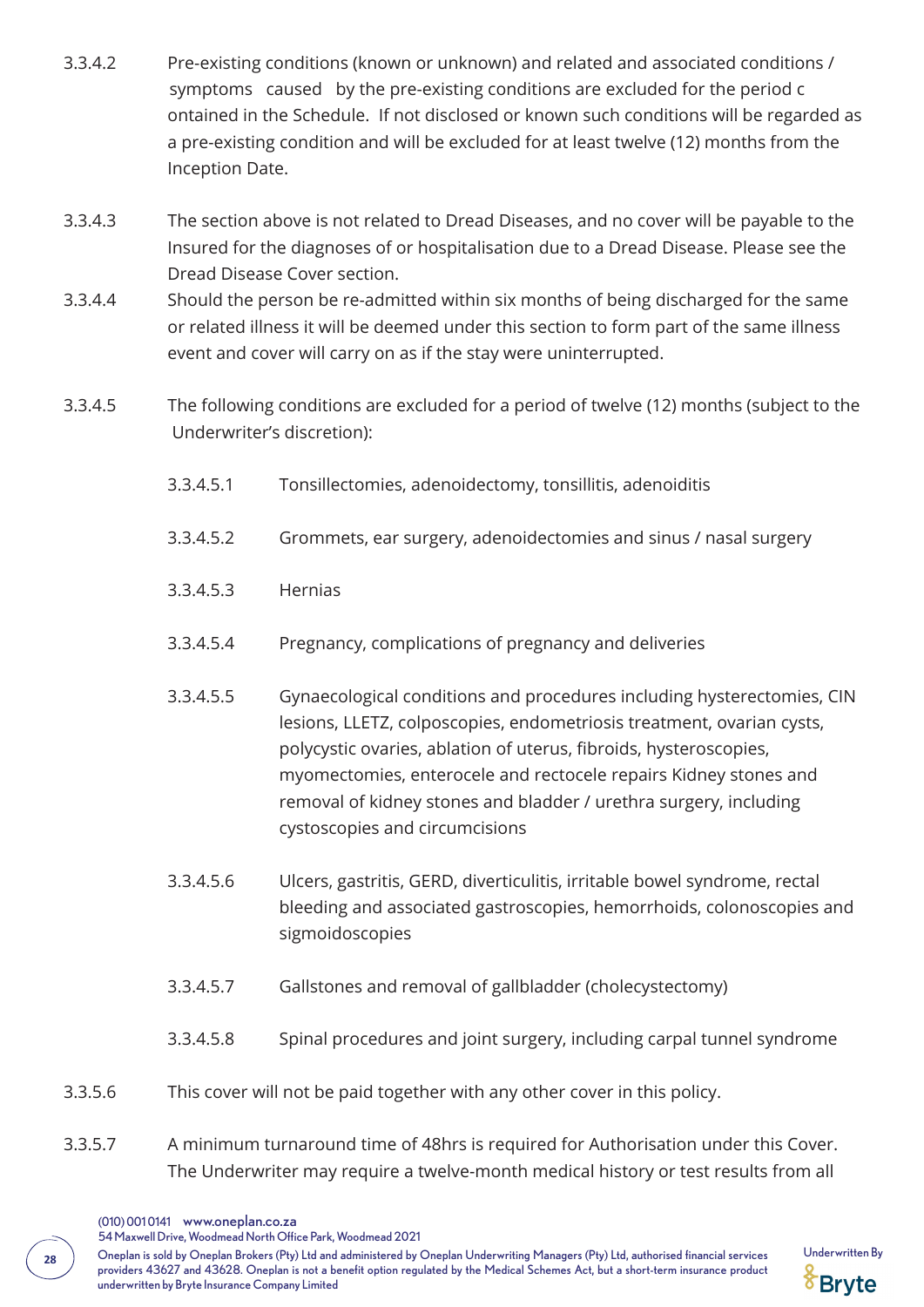3.3.4.2 Pre-existing conditions (known or unknown) and related and associated conditions / symptoms caused by the pre-existing conditions are excluded for the period c ontained in the Schedule. If not disclosed or known such conditions will be regarded as a pre-existing condition and will be excluded for at least twelve (12) months from the Inception Date.

3.3.4.3 The section above is not related to Dread Diseases, and no cover will be payable to the Insured for the diagnoses of or hospitalisation due to a Dread Disease. Please see the Dread Disease Cover section.

3.3.4.4 Should the person be re-admitted within six months of being discharged for the same or related illness it will be deemed under this section to form part of the same illness event and cover will carry on as if the stay were uninterrupted.

3.3.4.5 The following conditions are excluded for a period of twelve (12) months (subject to the Underwriter's discretion):

- 3.3.4.5.1 Tonsillectomies, adenoidectomy, tonsillitis, adenoiditis
- 3.3.4.5.2 Grommets, ear surgery, adenoidectomies and sinus / nasal surgery
- 3.3.4.5.3 Hernias
- 3.3.4.5.4 Pregnancy, complications of pregnancy and deliveries
- 3.3.4.5.5 Gynaecological conditions and procedures including hysterectomies, CIN lesions, LLETZ, colposcopies, endometriosis treatment, ovarian cysts, polycystic ovaries, ablation of uterus, fibroids, hysteroscopies, myomectomies, enterocele and rectocele repairs Kidney stones and removal of kidney stones and bladder / urethra surgery, including cystoscopies and circumcisions
- 3.3.4.5.6 Ulcers, gastritis, GERD, diverticulitis, irritable bowel syndrome, rectal bleeding and associated gastroscopies, hemorrhoids, colonoscopies and sigmoidoscopies
- 3.3.4.5.7 Gallstones and removal of gallbladder (cholecystectomy)
- 3.3.4.5.8 Spinal procedures and joint surgery, including carpal tunnel syndrome

3.3.5.6 This cover will not be paid together with any other cover in this policy.

3.3.5.7 A minimum turnaround time of 48hrs is required for Authorisation under this Cover. The Underwriter may require a twelve-month medical history or test results from all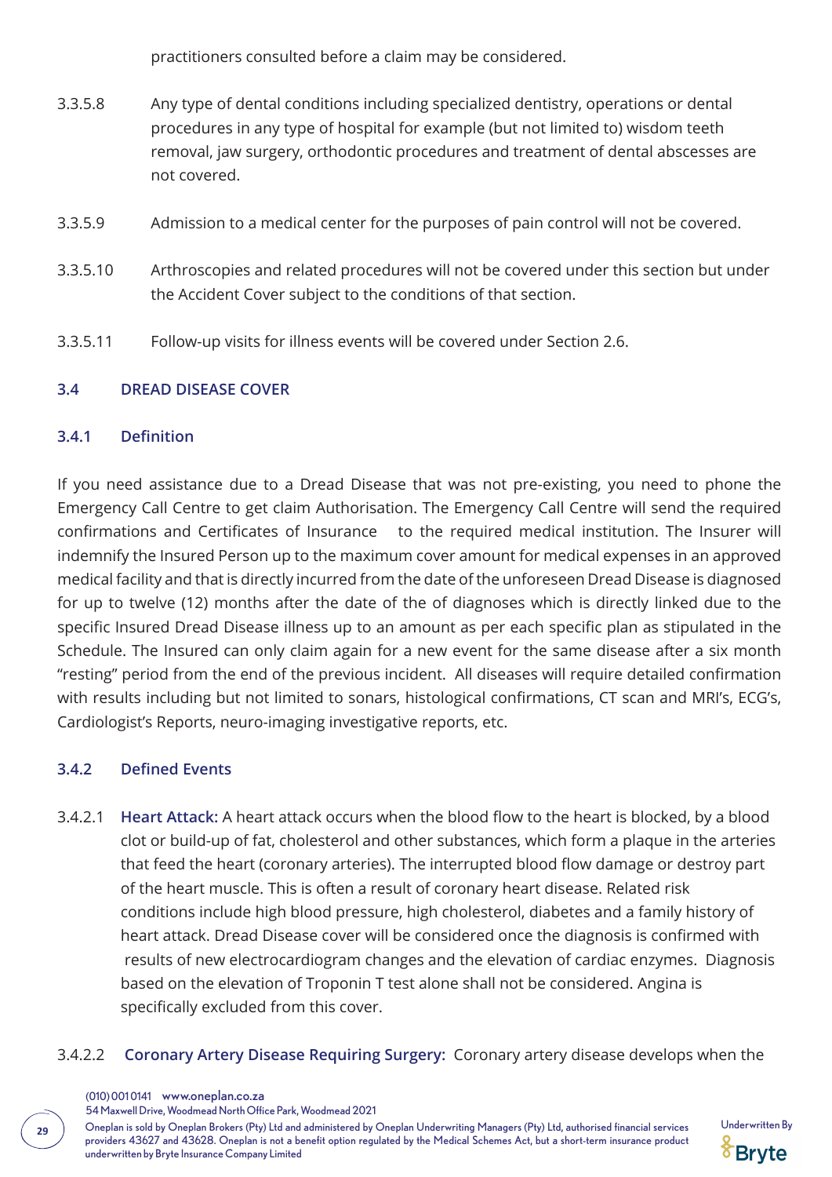practitioners consulted before a claim may be considered.

3.3.5.8 Any type of dental conditions including specialized dentistry, operations or dental procedures in any type of hospital for example (but not limited to) wisdom teeth removal, jaw surgery, orthodontic procedures and treatment of dental abscesses are not covered.

3.3.5.9 Admission to a medical center for the purposes of pain control will not be covered.

3.3.5.10 Arthroscopies and related procedures will not be covered under this section but under the Accident Cover subject to the conditions of that section.

3.3.5.11 Follow-up visits for illness events will be covered under Section 2.6.

### 3.4 DREAD DISEASE COVER

#### 3.4.1 Definition

If you need assistance due to a Dread Disease that was not pre-existing, you need to phone the Emergency Call Centre to get claim Authorisation. The Emergency Call Centre will send the required confirmations and Certificates of Insurance to the required medical institution. The Insurer will indemnify the Insured Person up to the maximum cover amount for medical expenses in an approved medical facility and that is directly incurred from the date of the unforeseen Dread Disease is diagnosed for up to twelve (12) months after the date of the of diagnoses which is directly linked due to the specific Insured Dread Disease illness up to an amount as per each specific plan as stipulated in the Schedule. The Insured can only claim again for a new event for the same disease after a six month "resting" period from the end of the previous incident. All diseases will require detailed confirmation with results including but not limited to sonars, histological confirmations, CT scan and MRI's, ECG's, Cardiologist's Reports, neuro-imaging investigative reports, etc.

#### 3.4.2 Defined Events

3.4.2.1 **Heart Attack:** A heart attack occurs when the blood flow to the heart is blocked, by a blood clot or build-up of fat, cholesterol and other substances, which form a plaque in the arteries that feed the heart (coronary arteries). The interrupted blood flow damage or destroy part of the heart muscle. This is often a result of coronary heart disease. Related risk conditions include high blood pressure, high cholesterol, diabetes and a family history of heart attack. Dread Disease cover will be considered once the diagnosis is confirmed with results of new electrocardiogram changes and the elevation of cardiac enzymes. Diagnosis based on the elevation of Troponin T test alone shall not be considered. Angina is specifically excluded from this cover.

3.4.2.2 **Coronary Artery Disease Requiring Surgery:** Coronary artery disease develops when the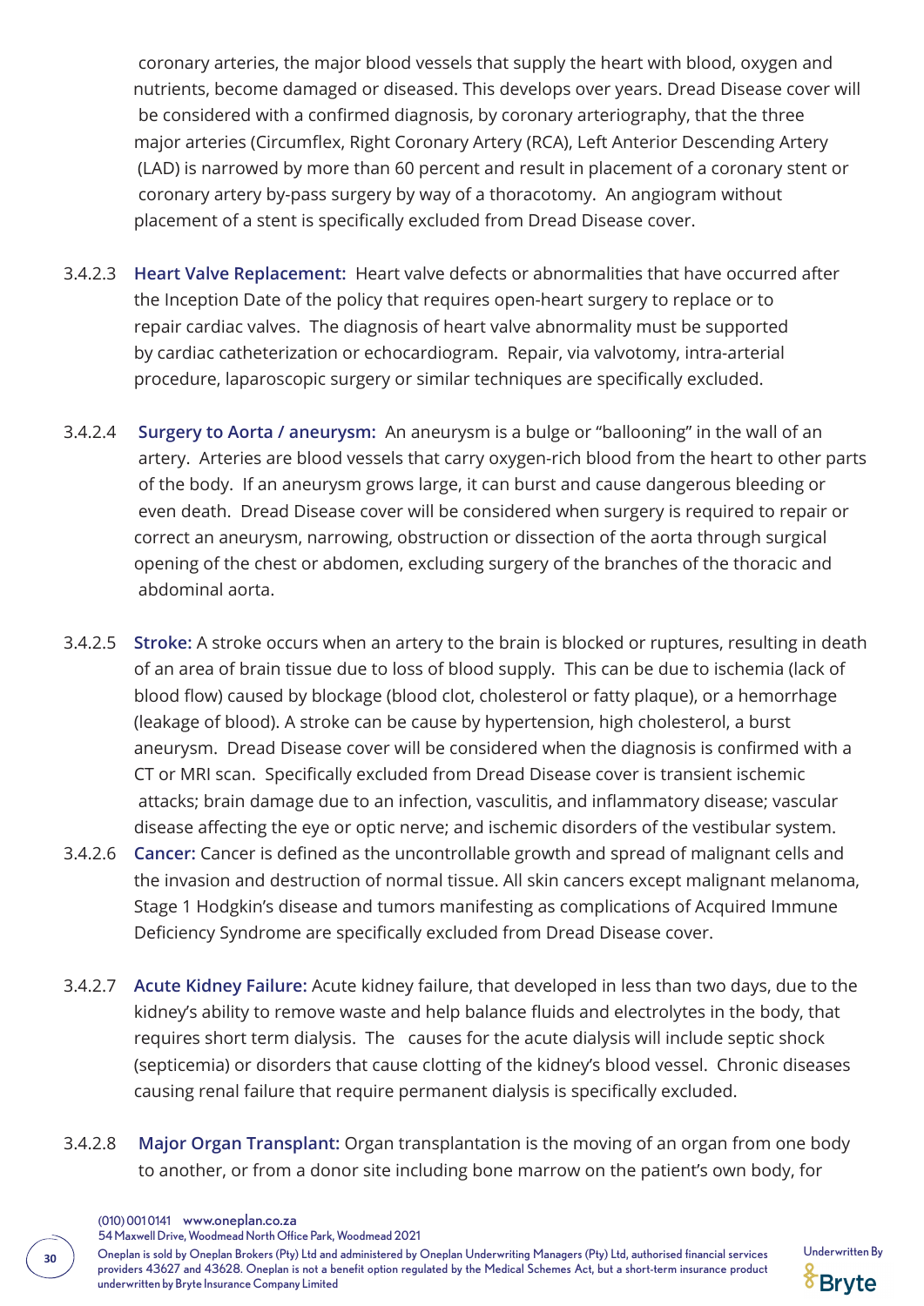coronary arteries, the major blood vessels that supply the heart with blood, oxygen and nutrients, become damaged or diseased. This develops over years. Dread Disease cover will be considered with a confirmed diagnosis, by coronary arteriography, that the three major arteries (Circumflex, Right Coronary Artery (RCA), Left Anterior Descending Artery (LAD) is narrowed by more than 60 percent and result in placement of a coronary stent or coronary artery by-pass surgery by way of a thoracotomy. An angiogram without placement of a stent is specifically excluded from Dread Disease cover.

3.4.2.3 **Heart Valve Replacement:** Heart valve defects or abnormalities that have occurred after the Inception Date of the policy that requires open-heart surgery to replace or to repair cardiac valves. The diagnosis of heart valve abnormality must be supported by cardiac catheterization or echocardiogram. Repair, via valvotomy, intra-arterial procedure, laparoscopic surgery or similar techniques are specifically excluded.

3.4.2.4 **Surgery to Aorta / aneurysm:** An aneurysm is a bulge or "ballooning" in the wall of an artery. Arteries are blood vessels that carry oxygen-rich blood from the heart to other parts of the body. If an aneurysm grows large, it can burst and cause dangerous bleeding or even death. Dread Disease cover will be considered when surgery is required to repair or correct an aneurysm, narrowing, obstruction or dissection of the aorta through surgical opening of the chest or abdomen, excluding surgery of the branches of the thoracic and abdominal aorta.

3.4.2.5 **Stroke:** A stroke occurs when an artery to the brain is blocked or ruptures, resulting in death of an area of brain tissue due to loss of blood supply. This can be due to ischemia (lack of blood flow) caused by blockage (blood clot, cholesterol or fatty plaque), or a hemorrhage (leakage of blood). A stroke can be cause by hypertension, high cholesterol, a burst aneurysm. Dread Disease cover will be considered when the diagnosis is confirmed with a CT or MRI scan. Specifically excluded from Dread Disease cover is transient ischemic attacks; brain damage due to an infection, vasculitis, and inflammatory disease; vascular disease affecting the eye or optic nerve; and ischemic disorders of the vestibular system.

3.4.2.6 **Cancer:** Cancer is defined as the uncontrollable growth and spread of malignant cells and the invasion and destruction of normal tissue. All skin cancers except malignant melanoma, Stage 1 Hodgkin's disease and tumors manifesting as complications of Acquired Immune Deficiency Syndrome are specifically excluded from Dread Disease cover.

3.4.2.7 **Acute Kidney Failure:** Acute kidney failure, that developed in less than two days, due to the kidney's ability to remove waste and help balance fluids and electrolytes in the body, that requires short term dialysis. The causes for the acute dialysis will include septic shock (septicemia) or disorders that cause clotting of the kidney's blood vessel. Chronic diseases causing renal failure that require permanent dialysis is specifically excluded.

3.4.2.8 **Major Organ Transplant:** Organ transplantation is the moving of an organ from one body to another, or from a donor site including bone marrow on the patient's own body, for

(010) 001 0141 www.oneplan.co.za
54 Maxwell Drive, Woodmead North Office Park, Woodmead 2021

Oneplan is sold by Oneplan Brokers (Pty) Ltd and administered by Oneplan Underwriting Managers (Pty) Ltd, authorised financial services providers 43627 and 43628. Oneplan is not a benefit option regulated by the Medical Schemes Act, but a short-term insurance product underwritten by Bryte Insurance Company Limited

Underwritten By Bryte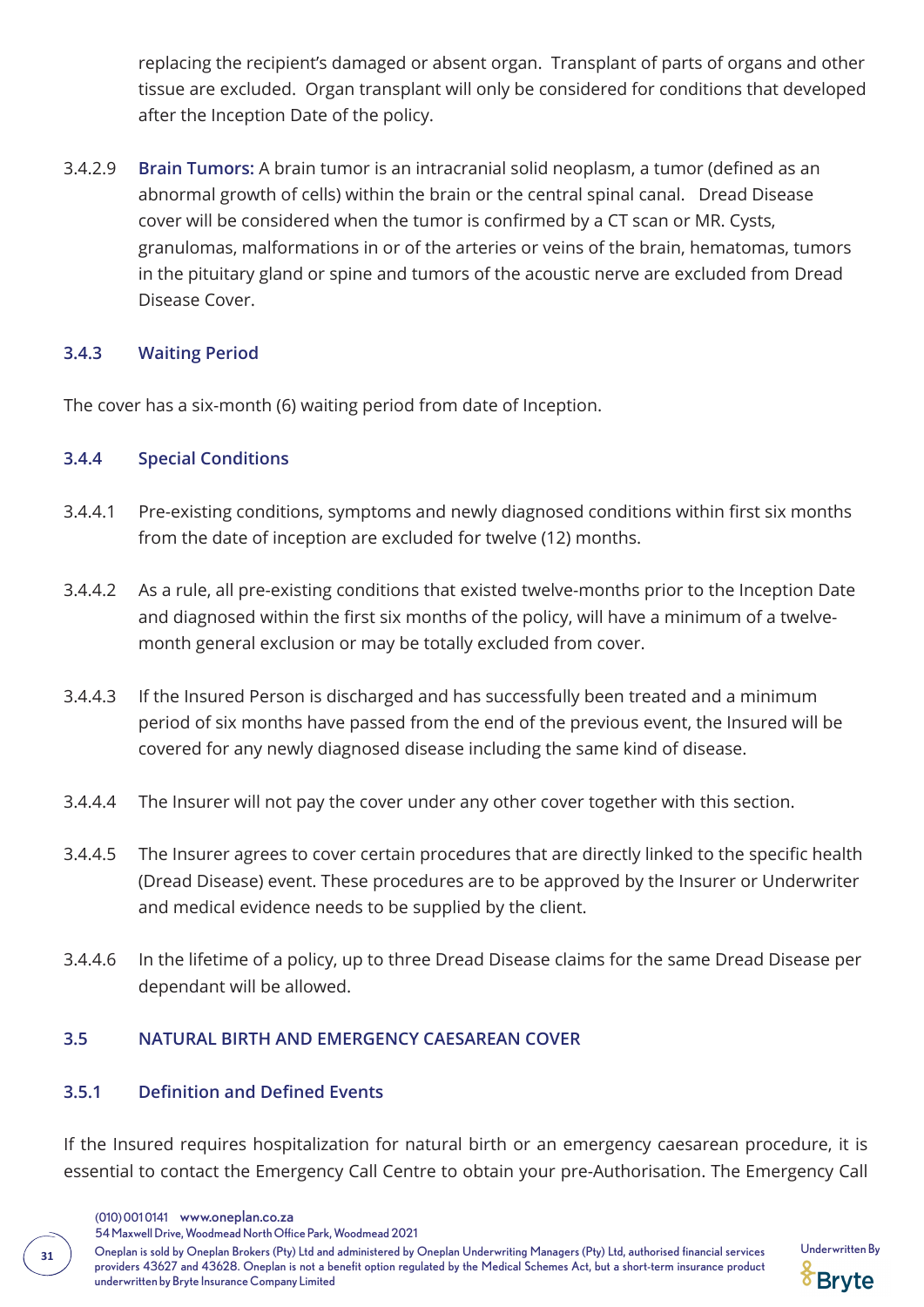replacing the recipient's damaged or absent organ. Transplant of parts of organs and other tissue are excluded. Organ transplant will only be considered for conditions that developed after the Inception Date of the policy.

3.4.2.9 **Brain Tumors:** A brain tumor is an intracranial solid neoplasm, a tumor (defined as an abnormal growth of cells) within the brain or the central spinal canal. Dread Disease cover will be considered when the tumor is confirmed by a CT scan or MR. Cysts, granulomas, malformations in or of the arteries or veins of the brain, hematomas, tumors in the pituitary gland or spine and tumors of the acoustic nerve are excluded from Dread Disease Cover.

### 3.4.3 Waiting Period

The cover has a six-month (6) waiting period from date of Inception.

### 3.4.4 Special Conditions

3.4.4.1 Pre-existing conditions, symptoms and newly diagnosed conditions within first six months from the date of inception are excluded for twelve (12) months.

3.4.4.2 As a rule, all pre-existing conditions that existed twelve-months prior to the Inception Date and diagnosed within the first six months of the policy, will have a minimum of a twelve-month general exclusion or may be totally excluded from cover.

3.4.4.3 If the Insured Person is discharged and has successfully been treated and a minimum period of six months have passed from the end of the previous event, the Insured will be covered for any newly diagnosed disease including the same kind of disease.

3.4.4.4 The Insurer will not pay the cover under any other cover together with this section.

3.4.4.5 The Insurer agrees to cover certain procedures that are directly linked to the specific health (Dread Disease) event. These procedures are to be approved by the Insurer or Underwriter and medical evidence needs to be supplied by the client.

3.4.4.6 In the lifetime of a policy, up to three Dread Disease claims for the same Dread Disease per dependant will be allowed.

## 3.5 NATURAL BIRTH AND EMERGENCY CAESAREAN COVER

### 3.5.1 Definition and Defined Events

If the Insured requires hospitalization for natural birth or an emergency caesarean procedure, it is essential to contact the Emergency Call Centre to obtain your pre-Authorisation. The Emergency Call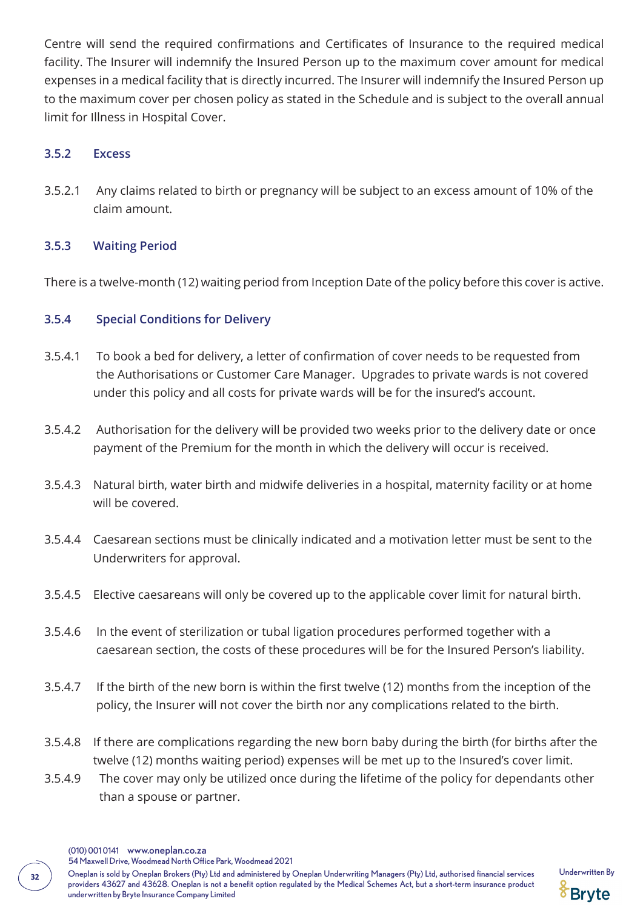Centre will send the required confirmations and Certificates of Insurance to the required medical facility. The Insurer will indemnify the Insured Person up to the maximum cover amount for medical expenses in a medical facility that is directly incurred. The Insurer will indemnify the Insured Person up to the maximum cover per chosen policy as stated in the Schedule and is subject to the overall annual limit for Illness in Hospital Cover.

### 3.5.2 Excess

3.5.2.1 Any claims related to birth or pregnancy will be subject to an excess amount of 10% of the claim amount.

### 3.5.3 Waiting Period

There is a twelve-month (12) waiting period from Inception Date of the policy before this cover is active.

### 3.5.4 Special Conditions for Delivery

3.5.4.1 To book a bed for delivery, a letter of confirmation of cover needs to be requested from the Authorisations or Customer Care Manager. Upgrades to private wards is not covered under this policy and all costs for private wards will be for the insured's account.

3.5.4.2 Authorisation for the delivery will be provided two weeks prior to the delivery date or once payment of the Premium for the month in which the delivery will occur is received.

3.5.4.3 Natural birth, water birth and midwife deliveries in a hospital, maternity facility or at home will be covered.

3.5.4.4 Caesarean sections must be clinically indicated and a motivation letter must be sent to the Underwriters for approval.

3.5.4.5 Elective caesareans will only be covered up to the applicable cover limit for natural birth.

3.5.4.6 In the event of sterilization or tubal ligation procedures performed together with a caesarean section, the costs of these procedures will be for the Insured Person's liability.

3.5.4.7 If the birth of the new born is within the first twelve (12) months from the inception of the policy, the Insurer will not cover the birth nor any complications related to the birth.

3.5.4.8 If there are complications regarding the new born baby during the birth (for births after the twelve (12) months waiting period) expenses will be met up to the Insured's cover limit.

3.5.4.9 The cover may only be utilized once during the lifetime of the policy for dependants other than a spouse or partner.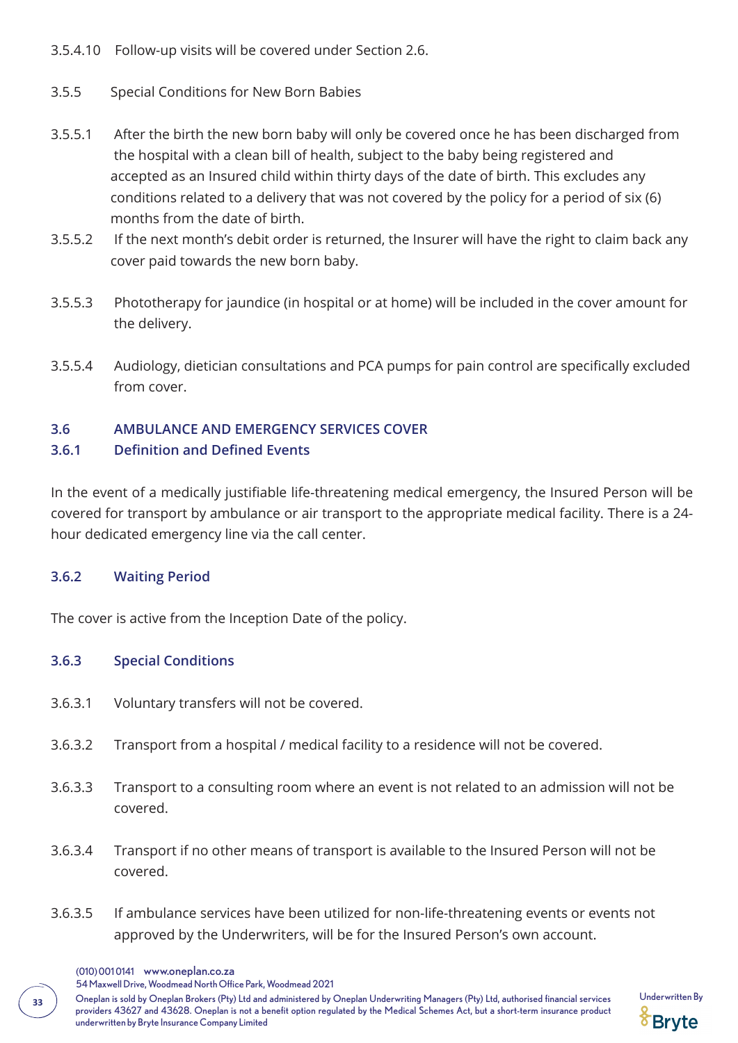3.5.4.10 Follow-up visits will be covered under Section 2.6.

3.5.5 Special Conditions for New Born Babies

3.5.5.1 After the birth the new born baby will only be covered once he has been discharged from the hospital with a clean bill of health, subject to the baby being registered and accepted as an Insured child within thirty days of the date of birth. This excludes any conditions related to a delivery that was not covered by the policy for a period of six (6) months from the date of birth.

3.5.5.2 If the next month's debit order is returned, the Insurer will have the right to claim back any cover paid towards the new born baby.

3.5.5.3 Phototherapy for jaundice (in hospital or at home) will be included in the cover amount for the delivery.

3.5.5.4 Audiology, dietician consultations and PCA pumps for pain control are specifically excluded from cover.

## 3.6 AMBULANCE AND EMERGENCY SERVICES COVER

### 3.6.1 Definition and Defined Events

In the event of a medically justifiable life-threatening medical emergency, the Insured Person will be covered for transport by ambulance or air transport to the appropriate medical facility. There is a 24-hour dedicated emergency line via the call center.

### 3.6.2 Waiting Period

The cover is active from the Inception Date of the policy.

### 3.6.3 Special Conditions

3.6.3.1 Voluntary transfers will not be covered.

3.6.3.2 Transport from a hospital / medical facility to a residence will not be covered.

3.6.3.3 Transport to a consulting room where an event is not related to an admission will not be covered.

3.6.3.4 Transport if no other means of transport is available to the Insured Person will not be covered.

3.6.3.5 If ambulance services have been utilized for non-life-threatening events or events not approved by the Underwriters, will be for the Insured Person's own account.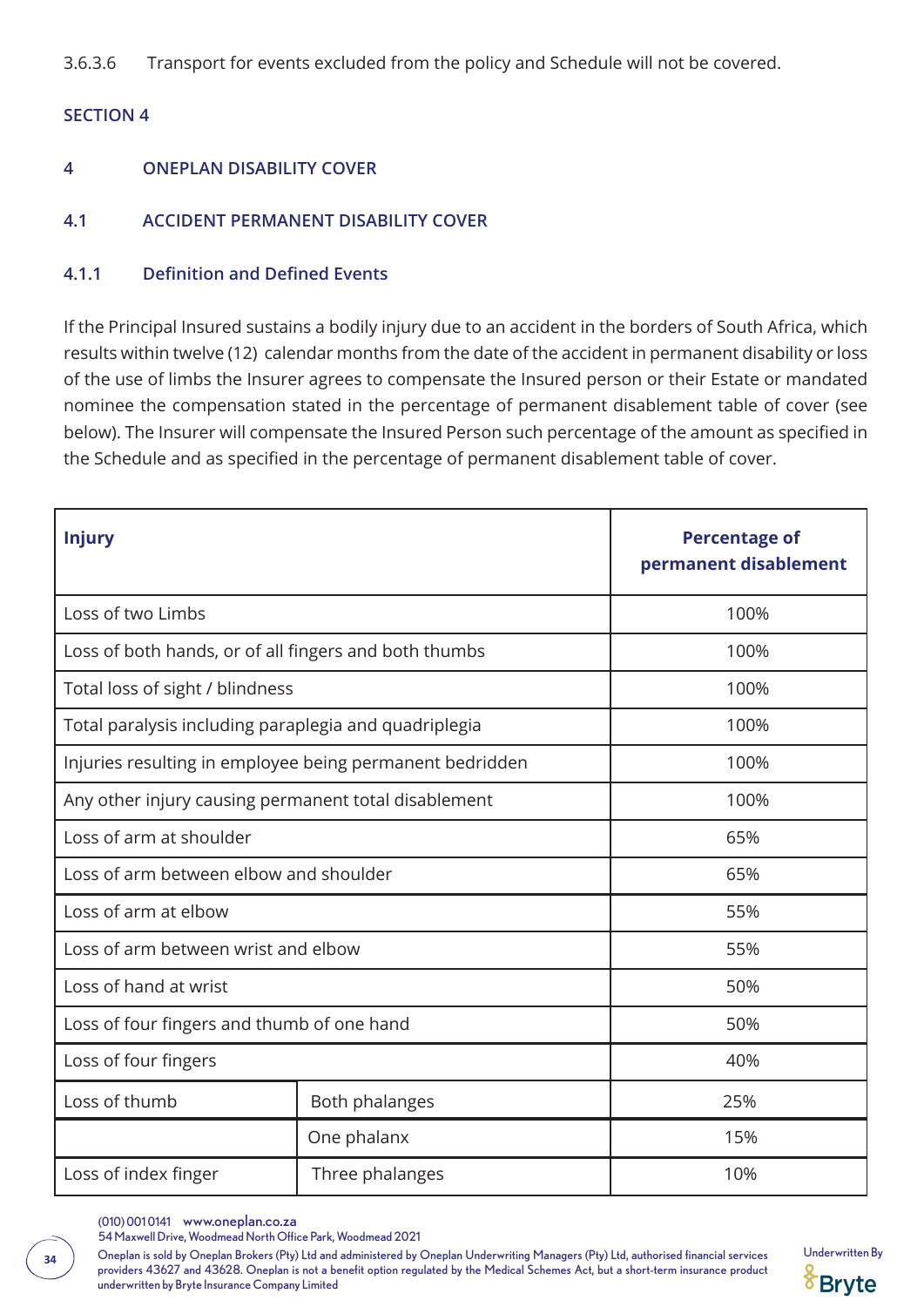3.6.3.6 Transport for events excluded from the policy and Schedule will not be covered.

## SECTION 4

## 4 ONEPLAN DISABILITY COVER

### 4.1 ACCIDENT PERMANENT DISABILITY COVER

#### 4.1.1 Definition and Defined Events

If the Principal Insured sustains a bodily injury due to an accident in the borders of South Africa, which results within twelve (12) calendar months from the date of the accident in permanent disability or loss of the use of limbs the Insurer agrees to compensate the Insured person or their Estate or mandated nominee the compensation stated in the percentage of permanent disablement table of cover (see below). The Insurer will compensate the Insured Person such percentage of the amount as specified in the Schedule and as specified in the percentage of permanent disablement table of cover.

| Injury | | Percentage of permanent disablement |
|---|---|---|
| Loss of two Limbs | | 100% |
| Loss of both hands, or of all fingers and both thumbs | | 100% |
| Total loss of sight / blindness | | 100% |
| Total paralysis including paraplegia and quadriplegia | | 100% |
| Injuries resulting in employee being permanent bedridden | | 100% |
| Any other injury causing permanent total disablement | | 100% |
| Loss of arm at shoulder | | 65% |
| Loss of arm between elbow and shoulder | | 65% |
| Loss of arm at elbow | | 55% |
| Loss of arm between wrist and elbow | | 55% |
| Loss of hand at wrist | | 50% |
| Loss of four fingers and thumb of one hand | | 50% |
| Loss of four fingers | | 40% |
| Loss of thumb | Both phalanges | 25% |
| | One phalanx | 15% |
| Loss of index finger | Three phalanges | 10% |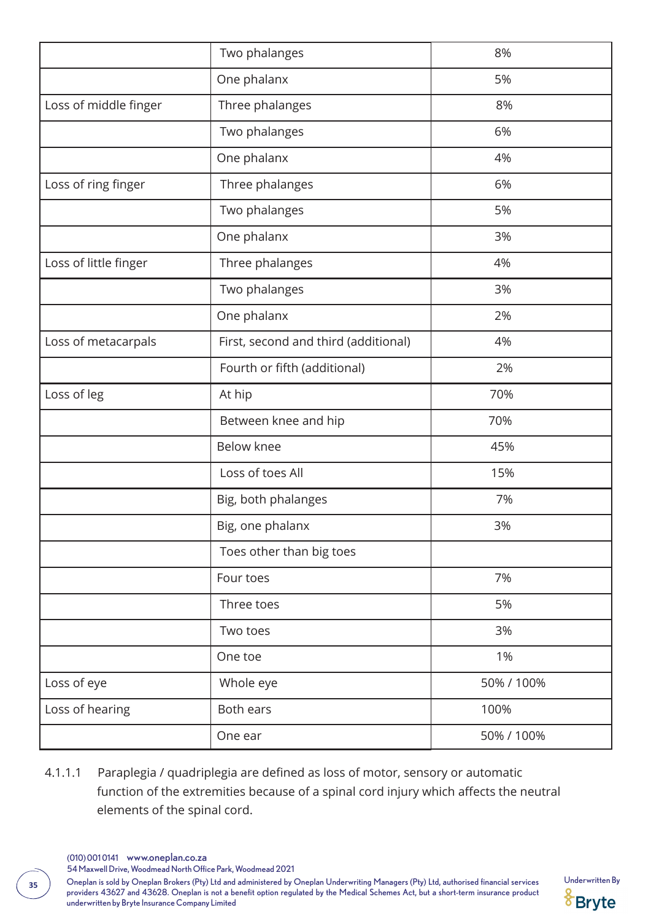| | | |
|---|---|---|
| | Two phalanges | 8% |
| | One phalanx | 5% |
| Loss of middle finger | Three phalanges | 8% |
| | Two phalanges | 6% |
| | One phalanx | 4% |
| Loss of ring finger | Three phalanges | 6% |
| | Two phalanges | 5% |
| | One phalanx | 3% |
| Loss of little finger | Three phalanges | 4% |
| | Two phalanges | 3% |
| | One phalanx | 2% |
| Loss of metacarpals | First, second and third (additional) | 4% |
| | Fourth or fifth (additional) | 2% |
| Loss of leg | At hip | 70% |
| | Between knee and hip | 70% |
| | Below knee | 45% |
| | Loss of toes All | 15% |
| | Big, both phalanges | 7% |
| | Big, one phalanx | 3% |
| | Toes other than big toes | |
| | Four toes | 7% |
| | Three toes | 5% |
| | Two toes | 3% |
| | One toe | 1% |
| Loss of eye | Whole eye | 50% / 100% |
| Loss of hearing | Both ears | 100% |
| | One ear | 50% / 100% |

4.1.1.1 Paraplegia / quadriplegia are defined as loss of motor, sensory or automatic function of the extremities because of a spinal cord injury which affects the neutral elements of the spinal cord.

(010) 001 0141 www.oneplan.co.za
54 Maxwell Drive, Woodmead North Office Park, Woodmead 2021
Oneplan is sold by Oneplan Brokers (Pty) Ltd and administered by Oneplan Underwriting Managers (Pty) Ltd, authorised financial services providers 43627 and 43628. Oneplan is not a benefit option regulated by the Medical Schemes Act, but a short-term insurance product underwritten by Bryte Insurance Company Limited

Underwritten By Bryte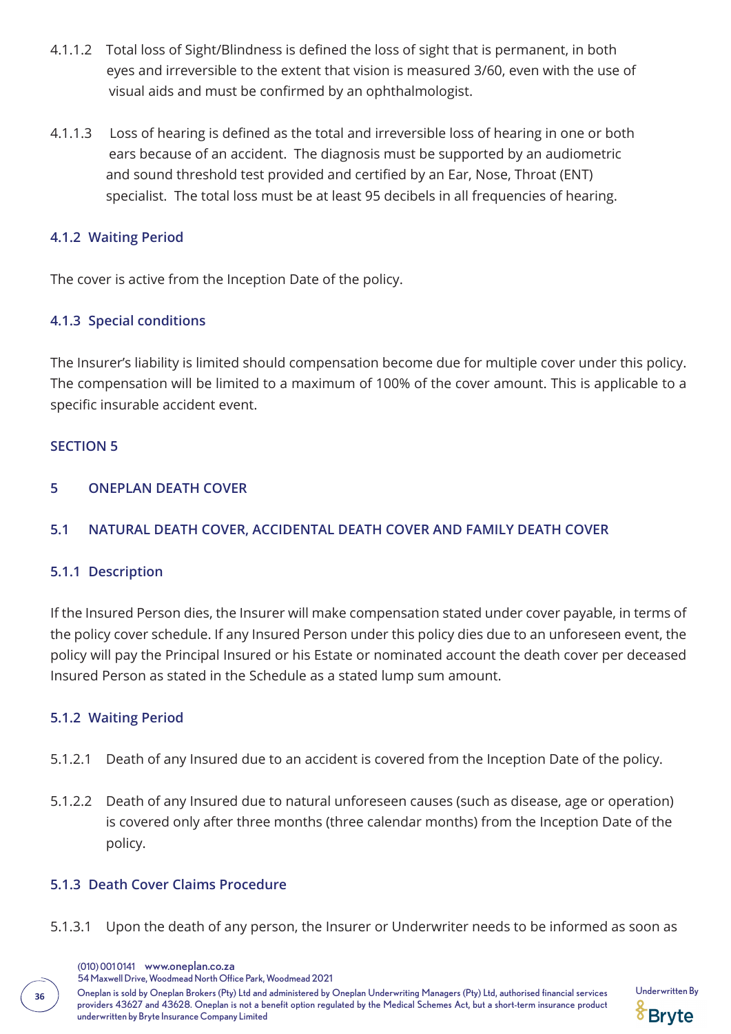4.1.1.2 Total loss of Sight/Blindness is defined the loss of sight that is permanent, in both eyes and irreversible to the extent that vision is measured 3/60, even with the use of visual aids and must be confirmed by an ophthalmologist.

4.1.1.3 Loss of hearing is defined as the total and irreversible loss of hearing in one or both ears because of an accident. The diagnosis must be supported by an audiometric and sound threshold test provided and certified by an Ear, Nose, Throat (ENT) specialist. The total loss must be at least 95 decibels in all frequencies of hearing.

#### 4.1.2 Waiting Period

The cover is active from the Inception Date of the policy.

#### 4.1.3 Special conditions

The Insurer's liability is limited should compensation become due for multiple cover under this policy. The compensation will be limited to a maximum of 100% of the cover amount. This is applicable to a specific insurable accident event.

## SECTION 5

## 5 ONEPLAN DEATH COVER

### 5.1 NATURAL DEATH COVER, ACCIDENTAL DEATH COVER AND FAMILY DEATH COVER

#### 5.1.1 Description

If the Insured Person dies, the Insurer will make compensation stated under cover payable, in terms of the policy cover schedule. If any Insured Person under this policy dies due to an unforeseen event, the policy will pay the Principal Insured or his Estate or nominated account the death cover per deceased Insured Person as stated in the Schedule as a stated lump sum amount.

#### 5.1.2 Waiting Period

5.1.2.1 Death of any Insured due to an accident is covered from the Inception Date of the policy.

5.1.2.2 Death of any Insured due to natural unforeseen causes (such as disease, age or operation) is covered only after three months (three calendar months) from the Inception Date of the policy.

#### 5.1.3 Death Cover Claims Procedure

5.1.3.1 Upon the death of any person, the Insurer or Underwriter needs to be informed as soon as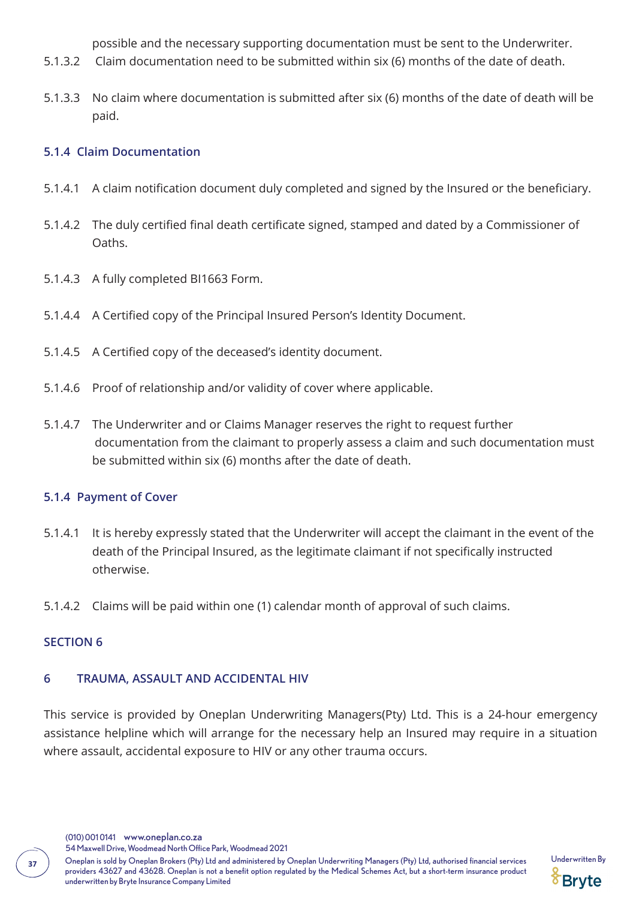possible and the necessary supporting documentation must be sent to the Underwriter.

5.1.3.2 Claim documentation need to be submitted within six (6) months of the date of death.

5.1.3.3 No claim where documentation is submitted after six (6) months of the date of death will be paid.

### 5.1.4 Claim Documentation

5.1.4.1 A claim notification document duly completed and signed by the Insured or the beneficiary.

5.1.4.2 The duly certified final death certificate signed, stamped and dated by a Commissioner of Oaths.

5.1.4.3 A fully completed BI1663 Form.

5.1.4.4 A Certified copy of the Principal Insured Person's Identity Document.

5.1.4.5 A Certified copy of the deceased's identity document.

5.1.4.6 Proof of relationship and/or validity of cover where applicable.

5.1.4.7 The Underwriter and or Claims Manager reserves the right to request further documentation from the claimant to properly assess a claim and such documentation must be submitted within six (6) months after the date of death.

### 5.1.4 Payment of Cover

5.1.4.1 It is hereby expressly stated that the Underwriter will accept the claimant in the event of the death of the Principal Insured, as the legitimate claimant if not specifically instructed otherwise.

5.1.4.2 Claims will be paid within one (1) calendar month of approval of such claims.

## SECTION 6

## 6 TRAUMA, ASSAULT AND ACCIDENTAL HIV

This service is provided by Oneplan Underwriting Managers(Pty) Ltd. This is a 24-hour emergency assistance helpline which will arrange for the necessary help an Insured may require in a situation where assault, accidental exposure to HIV or any other trauma occurs.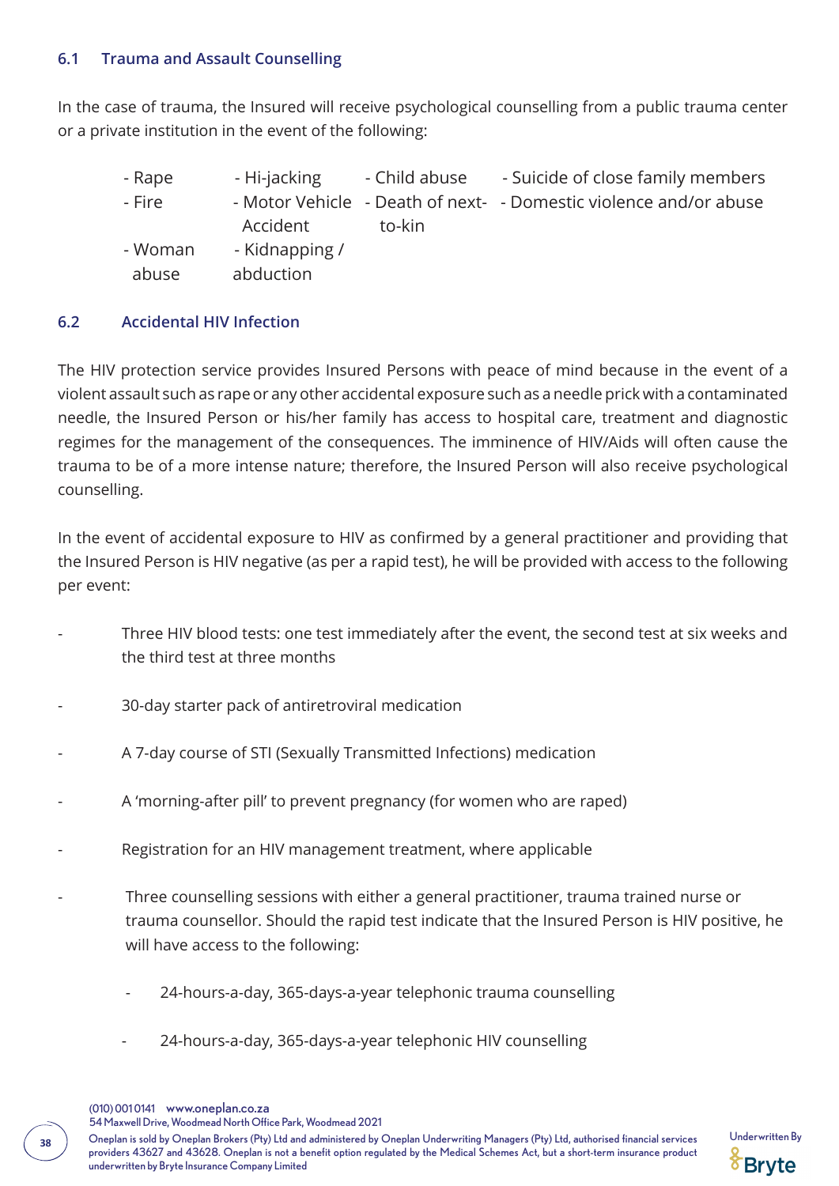### 6.1 Trauma and Assault Counselling

In the case of trauma, the Insured will receive psychological counselling from a public trauma center or a private institution in the event of the following:

- Rape
- Fire
- Woman abuse
- Hi-jacking
- Motor Vehicle Accident
- Kidnapping / abduction
- Child abuse
- Death of next-to-kin
- Suicide of close family members
- Domestic violence and/or abuse

### 6.2 Accidental HIV Infection

The HIV protection service provides Insured Persons with peace of mind because in the event of a violent assault such as rape or any other accidental exposure such as a needle prick with a contaminated needle, the Insured Person or his/her family has access to hospital care, treatment and diagnostic regimes for the management of the consequences. The imminence of HIV/Aids will often cause the trauma to be of a more intense nature; therefore, the Insured Person will also receive psychological counselling.

In the event of accidental exposure to HIV as confirmed by a general practitioner and providing that the Insured Person is HIV negative (as per a rapid test), he will be provided with access to the following per event:

- Three HIV blood tests: one test immediately after the event, the second test at six weeks and the third test at three months
- 30-day starter pack of antiretroviral medication
- A 7-day course of STI (Sexually Transmitted Infections) medication
- A 'morning-after pill' to prevent pregnancy (for women who are raped)
- Registration for an HIV management treatment, where applicable
- Three counselling sessions with either a general practitioner, trauma trained nurse or trauma counsellor. Should the rapid test indicate that the Insured Person is HIV positive, he will have access to the following:
  - 24-hours-a-day, 365-days-a-year telephonic trauma counselling
  - 24-hours-a-day, 365-days-a-year telephonic HIV counselling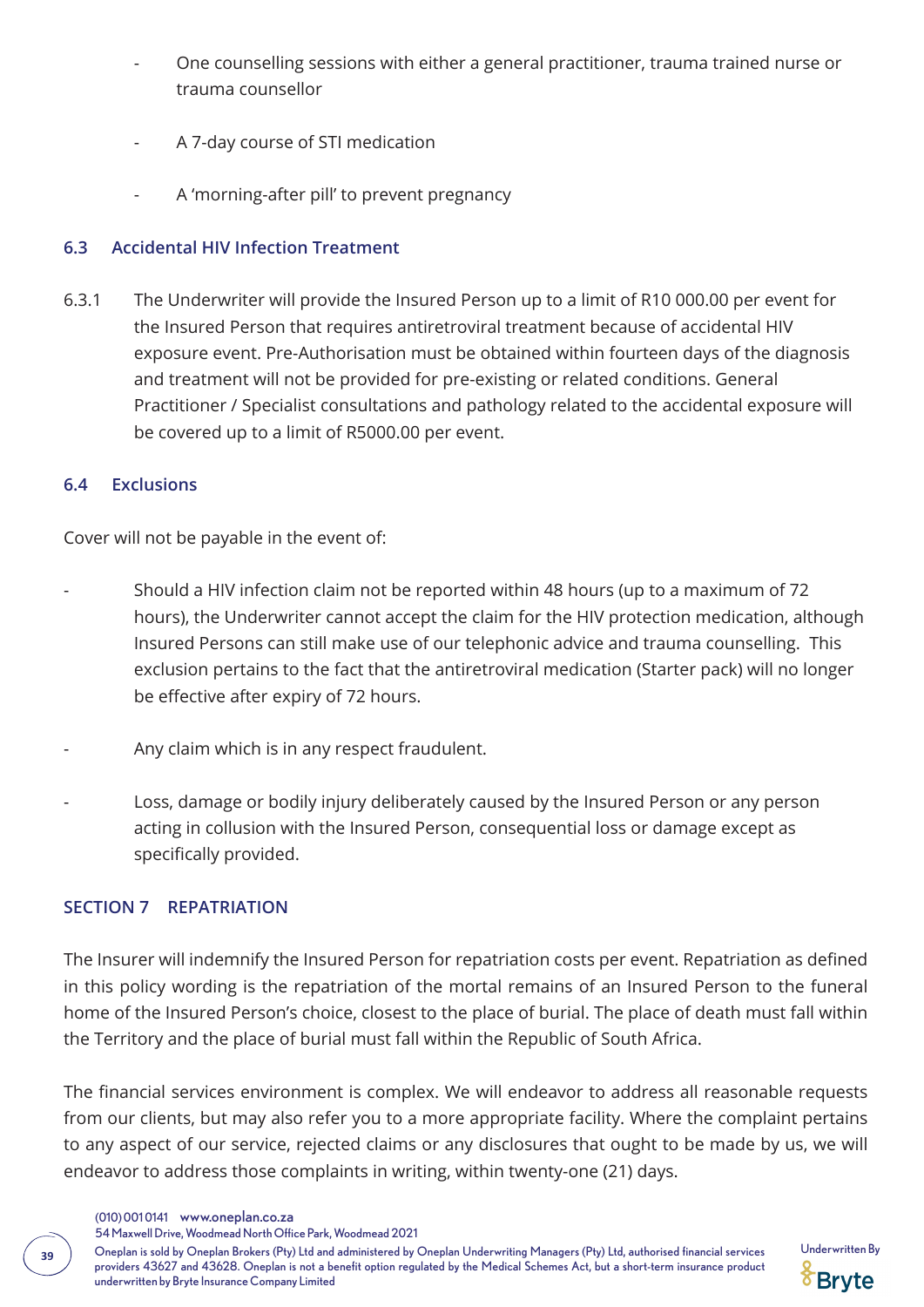- One counselling sessions with either a general practitioner, trauma trained nurse or trauma counsellor

- A 7-day course of STI medication

- A 'morning-after pill' to prevent pregnancy

### 6.3 Accidental HIV Infection Treatment

6.3.1 The Underwriter will provide the Insured Person up to a limit of R10 000.00 per event for the Insured Person that requires antiretroviral treatment because of accidental HIV exposure event. Pre-Authorisation must be obtained within fourteen days of the diagnosis and treatment will not be provided for pre-existing or related conditions. General Practitioner / Specialist consultations and pathology related to the accidental exposure will be covered up to a limit of R5000.00 per event.

### 6.4 Exclusions

Cover will not be payable in the event of:

- Should a HIV infection claim not be reported within 48 hours (up to a maximum of 72 hours), the Underwriter cannot accept the claim for the HIV protection medication, although Insured Persons can still make use of our telephonic advice and trauma counselling. This exclusion pertains to the fact that the antiretroviral medication (Starter pack) will no longer be effective after expiry of 72 hours.

- Any claim which is in any respect fraudulent.

- Loss, damage or bodily injury deliberately caused by the Insured Person or any person acting in collusion with the Insured Person, consequential loss or damage except as specifically provided.

## SECTION 7 REPATRIATION

The Insurer will indemnify the Insured Person for repatriation costs per event. Repatriation as defined in this policy wording is the repatriation of the mortal remains of an Insured Person to the funeral home of the Insured Person's choice, closest to the place of burial. The place of death must fall within the Territory and the place of burial must fall within the Republic of South Africa.

The financial services environment is complex. We will endeavor to address all reasonable requests from our clients, but may also refer you to a more appropriate facility. Where the complaint pertains to any aspect of our service, rejected claims or any disclosures that ought to be made by us, we will endeavor to address those complaints in writing, within twenty-one (21) days.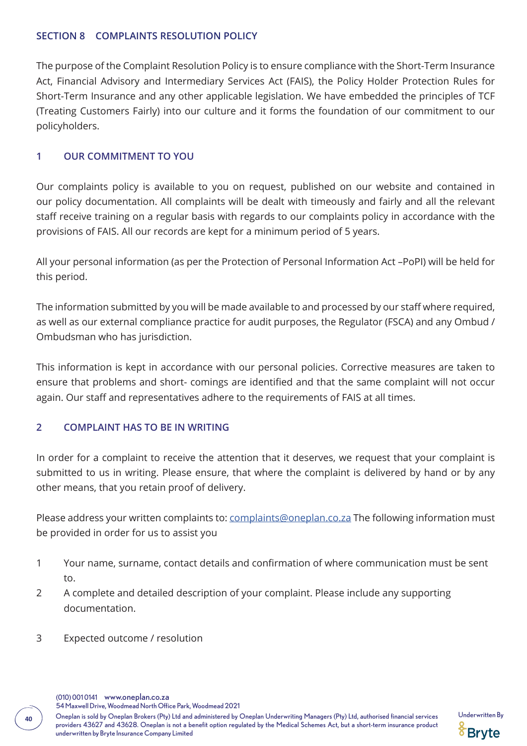## SECTION 8 COMPLAINTS RESOLUTION POLICY

The purpose of the Complaint Resolution Policy is to ensure compliance with the Short-Term Insurance Act, Financial Advisory and Intermediary Services Act (FAIS), the Policy Holder Protection Rules for Short-Term Insurance and any other applicable legislation. We have embedded the principles of TCF (Treating Customers Fairly) into our culture and it forms the foundation of our commitment to our policyholders.

### 1 OUR COMMITMENT TO YOU

Our complaints policy is available to you on request, published on our website and contained in our policy documentation. All complaints will be dealt with timeously and fairly and all the relevant staff receive training on a regular basis with regards to our complaints policy in accordance with the provisions of FAIS. All our records are kept for a minimum period of 5 years.

All your personal information (as per the Protection of Personal Information Act –PoPI) will be held for this period.

The information submitted by you will be made available to and processed by our staff where required, as well as our external compliance practice for audit purposes, the Regulator (FSCA) and any Ombud / Ombudsman who has jurisdiction.

This information is kept in accordance with our personal policies. Corrective measures are taken to ensure that problems and short- comings are identified and that the same complaint will not occur again. Our staff and representatives adhere to the requirements of FAIS at all times.

### 2 COMPLAINT HAS TO BE IN WRITING

In order for a complaint to receive the attention that it deserves, we request that your complaint is submitted to us in writing. Please ensure, that where the complaint is delivered by hand or by any other means, that you retain proof of delivery.

Please address your written complaints to: complaints@oneplan.co.za The following information must be provided in order for us to assist you

1. Your name, surname, contact details and confirmation of where communication must be sent to.
2. A complete and detailed description of your complaint. Please include any supporting documentation.
3. Expected outcome / resolution

(010) 001 0141 www.oneplan.co.za
54 Maxwell Drive, Woodmead North Office Park, Woodmead 2021
Oneplan is sold by Oneplan Brokers (Pty) Ltd and administered by Oneplan Underwriting Managers (Pty) Ltd, authorised financial services providers 43627 and 43628. Oneplan is not a benefit option regulated by the Medical Schemes Act, but a short-term insurance product underwritten by Bryte Insurance Company Limited

Underwritten By Bryte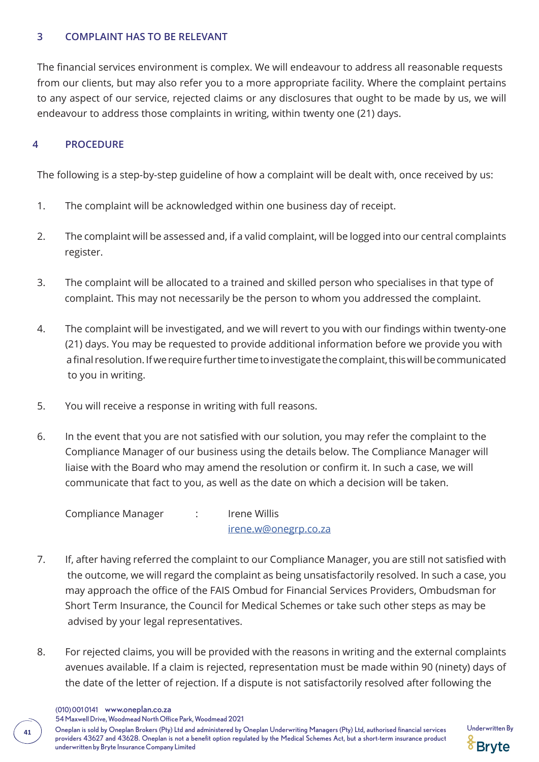## 3 COMPLAINT HAS TO BE RELEVANT

The financial services environment is complex. We will endeavour to address all reasonable requests from our clients, but may also refer you to a more appropriate facility. Where the complaint pertains to any aspect of our service, rejected claims or any disclosures that ought to be made by us, we will endeavour to address those complaints in writing, within twenty one (21) days.

## 4 PROCEDURE

The following is a step-by-step guideline of how a complaint will be dealt with, once received by us:

1. The complaint will be acknowledged within one business day of receipt.
2. The complaint will be assessed and, if a valid complaint, will be logged into our central complaints register.
3. The complaint will be allocated to a trained and skilled person who specialises in that type of complaint. This may not necessarily be the person to whom you addressed the complaint.
4. The complaint will be investigated, and we will revert to you with our findings within twenty-one (21) days. You may be requested to provide additional information before we provide you with a final resolution. If we require further time to investigate the complaint, this will be communicated to you in writing.
5. You will receive a response in writing with full reasons.
6. In the event that you are not satisfied with our solution, you may refer the complaint to the Compliance Manager of our business using the details below. The Compliance Manager will liaise with the Board who may amend the resolution or confirm it. In such a case, we will communicate that fact to you, as well as the date on which a decision will be taken.

   Compliance Manager : Irene Willis
   irene.w@onegrp.co.za

7. If, after having referred the complaint to our Compliance Manager, you are still not satisfied with the outcome, we will regard the complaint as being unsatisfactorily resolved. In such a case, you may approach the office of the FAIS Ombud for Financial Services Providers, Ombudsman for Short Term Insurance, the Council for Medical Schemes or take such other steps as may be advised by your legal representatives.
8. For rejected claims, you will be provided with the reasons in writing and the external complaints avenues available. If a claim is rejected, representation must be made within 90 (ninety) days of the date of the letter of rejection. If a dispute is not satisfactorily resolved after following the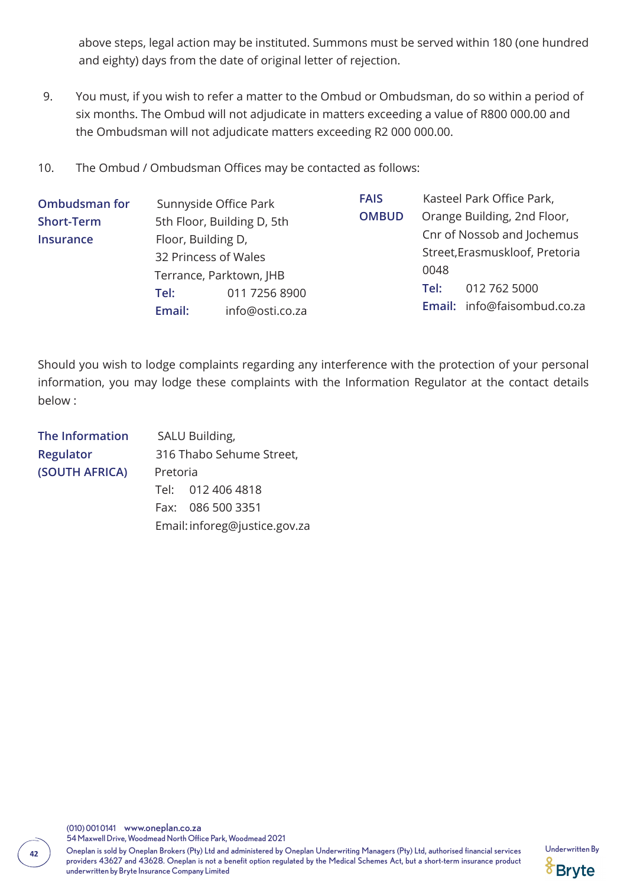above steps, legal action may be instituted. Summons must be served within 180 (one hundred and eighty) days from the date of original letter of rejection.

9. You must, if you wish to refer a matter to the Ombud or Ombudsman, do so within a period of six months. The Ombud will not adjudicate in matters exceeding a value of R800 000.00 and the Ombudsman will not adjudicate matters exceeding R2 000 000.00.

10. The Ombud / Ombudsman Offices may be contacted as follows:

**Ombudsman for Short-Term Insurance**
Sunnyside Office Park
5th Floor, Building D, 5th Floor, Building D,
32 Princess of Wales Terrance, Parktown, JHB
**Tel:** 011 7256 8900
**Email:** info@osti.co.za

**FAIS OMBUD**
Kasteel Park Office Park,
Orange Building, 2nd Floor,
Cnr of Nossob and Jochemus Street,Erasmuskloof, Pretoria
0048
**Tel:** 012 762 5000
**Email:** info@faisombud.co.za

Should you wish to lodge complaints regarding any interference with the protection of your personal information, you may lodge these complaints with the Information Regulator at the contact details below :

**The Information Regulator (SOUTH AFRICA)**
SALU Building,
316 Thabo Sehume Street,
Pretoria
Tel: 012 406 4818
Fax: 086 500 3351
Email: inforeg@justice.gov.za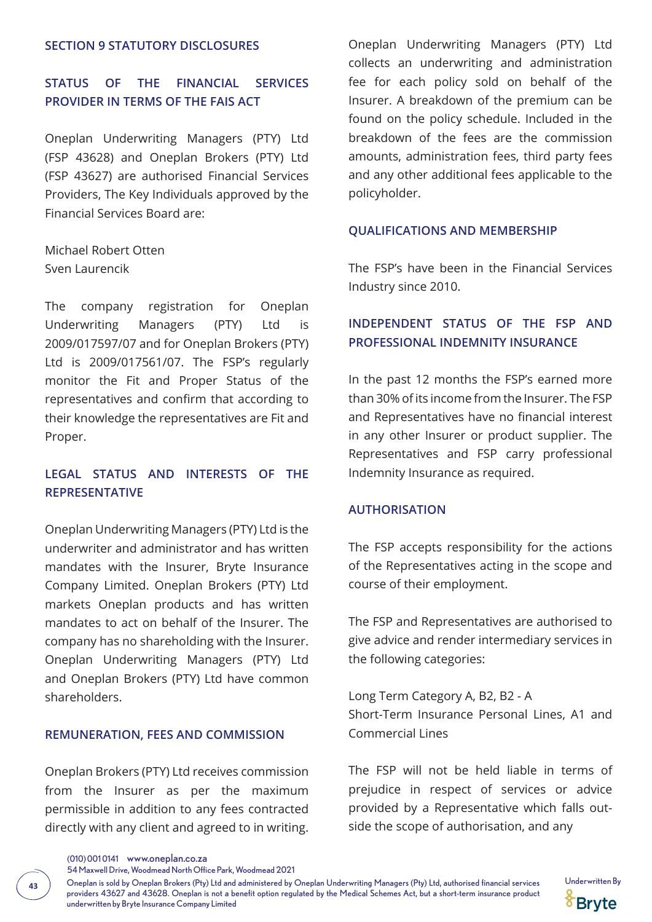## SECTION 9 STATUTORY DISCLOSURES

### STATUS OF THE FINANCIAL SERVICES PROVIDER IN TERMS OF THE FAIS ACT

Oneplan Underwriting Managers (PTY) Ltd (FSP 43628) and Oneplan Brokers (PTY) Ltd (FSP 43627) are authorised Financial Services Providers, The Key Individuals approved by the Financial Services Board are:

Michael Robert Otten
Sven Laurencik

The company registration for Oneplan Underwriting Managers (PTY) Ltd is 2009/017597/07 and for Oneplan Brokers (PTY) Ltd is 2009/017561/07. The FSP's regularly monitor the Fit and Proper Status of the representatives and confirm that according to their knowledge the representatives are Fit and Proper.

### LEGAL STATUS AND INTERESTS OF THE REPRESENTATIVE

Oneplan Underwriting Managers (PTY) Ltd is the underwriter and administrator and has written mandates with the Insurer, Bryte Insurance Company Limited. Oneplan Brokers (PTY) Ltd markets Oneplan products and has written mandates to act on behalf of the Insurer. The company has no shareholding with the Insurer. Oneplan Underwriting Managers (PTY) Ltd and Oneplan Brokers (PTY) Ltd have common shareholders.

### REMUNERATION, FEES AND COMMISSION

Oneplan Brokers (PTY) Ltd receives commission from the Insurer as per the maximum permissible in addition to any fees contracted directly with any client and agreed to in writing. Oneplan Underwriting Managers (PTY) Ltd collects an underwriting and administration fee for each policy sold on behalf of the Insurer. A breakdown of the premium can be found on the policy schedule. Included in the breakdown of the fees are the commission amounts, administration fees, third party fees and any other additional fees applicable to the policyholder.

### QUALIFICATIONS AND MEMBERSHIP

The FSP's have been in the Financial Services Industry since 2010.

### INDEPENDENT STATUS OF THE FSP AND PROFESSIONAL INDEMNITY INSURANCE

In the past 12 months the FSP's earned more than 30% of its income from the Insurer. The FSP and Representatives have no financial interest in any other Insurer or product supplier. The Representatives and FSP carry professional Indemnity Insurance as required.

### AUTHORISATION

The FSP accepts responsibility for the actions of the Representatives acting in the scope and course of their employment.

The FSP and Representatives are authorised to give advice and render intermediary services in the following categories:

Long Term Category A, B2, B2 - A
Short-Term Insurance Personal Lines, A1 and Commercial Lines

The FSP will not be held liable in terms of prejudice in respect of services or advice provided by a Representative which falls outside the scope of authorisation, and any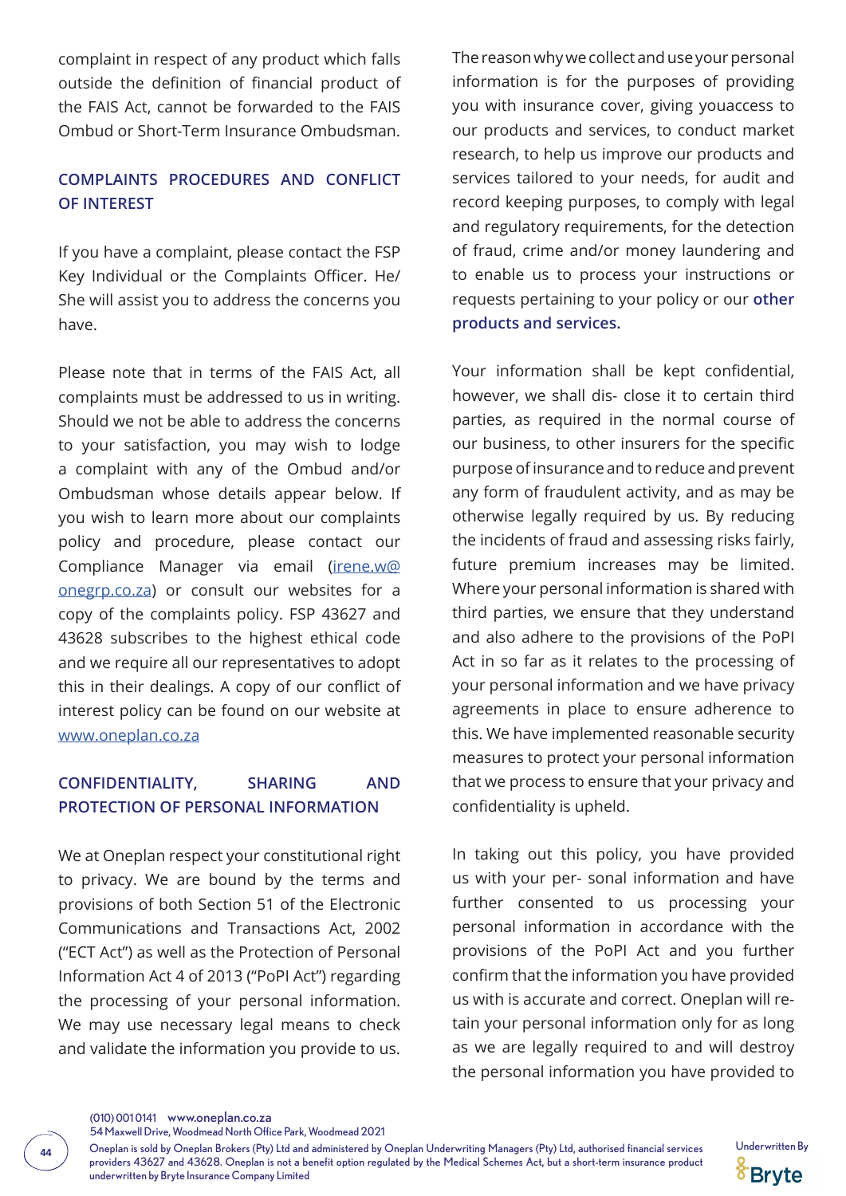complaint in respect of any product which falls outside the definition of financial product of the FAIS Act, cannot be forwarded to the FAIS Ombud or Short-Term Insurance Ombudsman.

## COMPLAINTS PROCEDURES AND CONFLICT OF INTEREST

If you have a complaint, please contact the FSP Key Individual or the Complaints Officer. He/ She will assist you to address the concerns you have.

Please note that in terms of the FAIS Act, all complaints must be addressed to us in writing. Should we not be able to address the concerns to your satisfaction, you may wish to lodge a complaint with any of the Ombud and/or Ombudsman whose details appear below. If you wish to learn more about our complaints policy and procedure, please contact our Compliance Manager via email (irene.w@onegrp.co.za) or consult our websites for a copy of the complaints policy. FSP 43627 and 43628 subscribes to the highest ethical code and we require all our representatives to adopt this in their dealings. A copy of our conflict of interest policy can be found on our website at www.oneplan.co.za

## CONFIDENTIALITY, SHARING AND PROTECTION OF PERSONAL INFORMATION

We at Oneplan respect your constitutional right to privacy. We are bound by the terms and provisions of both Section 51 of the Electronic Communications and Transactions Act, 2002 ("ECT Act") as well as the Protection of Personal Information Act 4 of 2013 ("PoPI Act") regarding the processing of your personal information. We may use necessary legal means to check and validate the information you provide to us.

The reason why we collect and use your personal information is for the purposes of providing you with insurance cover, giving youaccess to our products and services, to conduct market research, to help us improve our products and services tailored to your needs, for audit and record keeping purposes, to comply with legal and regulatory requirements, for the detection of fraud, crime and/or money laundering and to enable us to process your instructions or requests pertaining to your policy or our **other products and services.**

Your information shall be kept confidential, however, we shall dis- close it to certain third parties, as required in the normal course of our business, to other insurers for the specific purpose of insurance and to reduce and prevent any form of fraudulent activity, and as may be otherwise legally required by us. By reducing the incidents of fraud and assessing risks fairly, future premium increases may be limited. Where your personal information is shared with third parties, we ensure that they understand and also adhere to the provisions of the PoPI Act in so far as it relates to the processing of your personal information and we have privacy agreements in place to ensure adherence to this. We have implemented reasonable security measures to protect your personal information that we process to ensure that your privacy and confidentiality is upheld.

In taking out this policy, you have provided us with your per- sonal information and have further consented to us processing your personal information in accordance with the provisions of the PoPI Act and you further confirm that the information you have provided us with is accurate and correct. Oneplan will re- tain your personal information only for as long as we are legally required to and will destroy the personal information you have provided to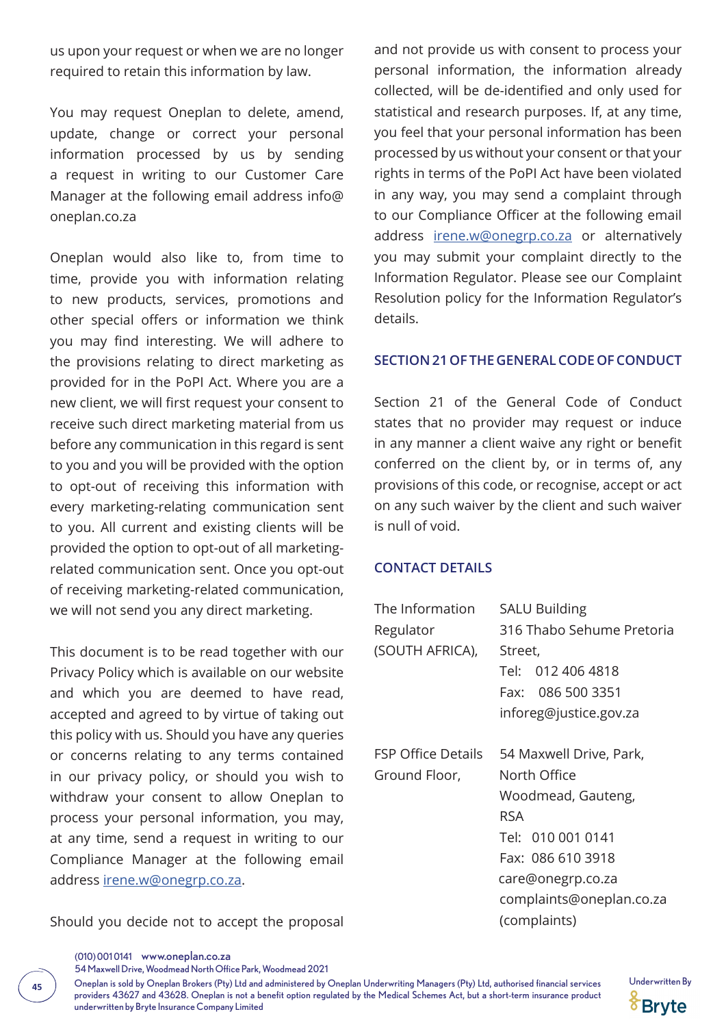us upon your request or when we are no longer required to retain this information by law.

You may request Oneplan to delete, amend, update, change or correct your personal information processed by us by sending a request in writing to our Customer Care Manager at the following email address info@oneplan.co.za

Oneplan would also like to, from time to time, provide you with information relating to new products, services, promotions and other special offers or information we think you may find interesting. We will adhere to the provisions relating to direct marketing as provided for in the PoPI Act. Where you are a new client, we will first request your consent to receive such direct marketing material from us before any communication in this regard is sent to you and you will be provided with the option to opt-out of receiving this information with every marketing-relating communication sent to you. All current and existing clients will be provided the option to opt-out of all marketing-related communication sent. Once you opt-out of receiving marketing-related communication, we will not send you any direct marketing.

This document is to be read together with our Privacy Policy which is available on our website and which you are deemed to have read, accepted and agreed to by virtue of taking out this policy with us. Should you have any queries or concerns relating to any terms contained in our privacy policy, or should you wish to withdraw your consent to allow Oneplan to process your personal information, you may, at any time, send a request in writing to our Compliance Manager at the following email address irene.w@onegrp.co.za.

Should you decide not to accept the proposal and not provide us with consent to process your personal information, the information already collected, will be de-identified and only used for statistical and research purposes. If, at any time, you feel that your personal information has been processed by us without your consent or that your rights in terms of the PoPI Act have been violated in any way, you may send a complaint through to our Compliance Officer at the following email address irene.w@onegrp.co.za or alternatively you may submit your complaint directly to the Information Regulator. Please see our Complaint Resolution policy for the Information Regulator's details.

## SECTION 21 OF THE GENERAL CODE OF CONDUCT

Section 21 of the General Code of Conduct states that no provider may request or induce in any manner a client waive any right or benefit conferred on the client by, or in terms of, any provisions of this code, or recognise, accept or act on any such waiver by the client and such waiver is null of void.

## CONTACT DETAILS

| | |
|---|---|
| The Information Regulator (SOUTH AFRICA), | SALU Building<br>316 Thabo Sehume Pretoria Street,<br>Tel: 012 406 4818<br>Fax: 086 500 3351<br>inforeg@justice.gov.za |
| FSP Office Details Ground Floor, | 54 Maxwell Drive, Park, North Office<br>Woodmead, Gauteng, RSA<br>Tel: 010 001 0141<br>Fax: 086 610 3918<br>care@onegrp.co.za<br>complaints@oneplan.co.za (complaints) |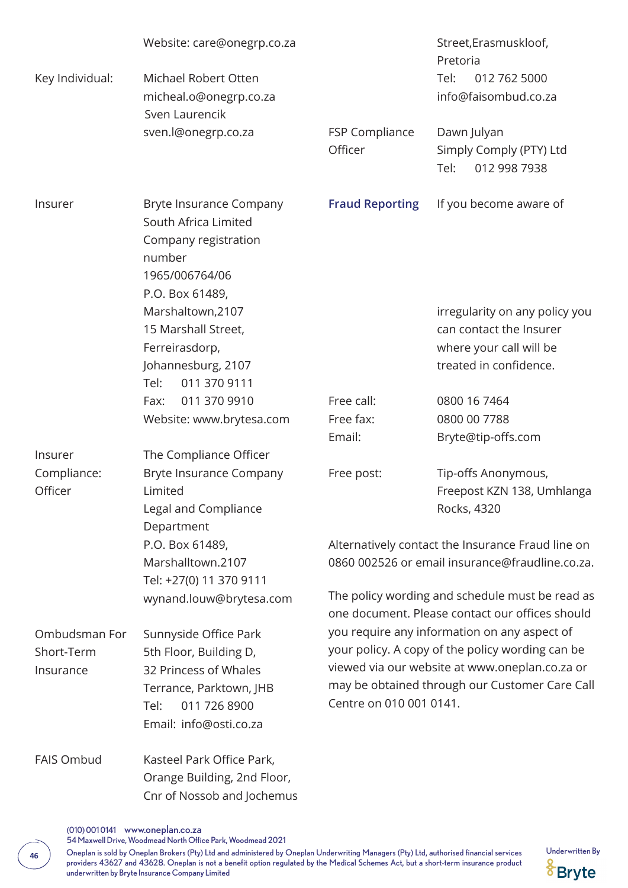| | | | |
|---|---|---|---|
| | Website: care@onegrp.co.za | | Street,Erasmuskloof, Pretoria |
| Key Individual: | Michael Robert Otten<br>micheal.o@onegrp.co.za<br>Sven Laurencik<br>sven.l@onegrp.co.za | | Tel: 012 762 5000<br>info@faisombud.co.za |
| | | FSP Compliance Officer | Dawn Julyan<br>Simply Comply (PTY) Ltd<br>Tel: 012 998 7938 |
| Insurer | Bryte Insurance Company South Africa Limited<br>Company registration number 1965/006764/06<br>P.O. Box 61489, Marshaltown,2107<br>15 Marshall Street, Ferreirasdorp, Johannesburg, 2107<br>Tel: 011 370 9111<br>Fax: 011 370 9910<br>Website: www.brytesa.com | **Fraud Reporting** | If you become aware of irregularity on any policy you can contact the Insurer where your call will be treated in confidence. |
| | | Free call: | 0800 16 7464 |
| | | Free fax: | 0800 00 7788 |
| | | Email: | Bryte@tip-offs.com |
| Insurer Compliance: Officer | The Compliance Officer<br>Bryte Insurance Company Limited<br>Legal and Compliance Department<br>P.O. Box 61489, Marshalltown.2107<br>Tel: +27(0) 11 370 9111<br>wynand.louw@brytesa.com | Free post: | Tip-offs Anonymous, Freepost KZN 138, Umhlanga Rocks, 4320 |
| Ombudsman For Short-Term Insurance | Sunnyside Office Park<br>5th Floor, Building D,<br>32 Princess of Whales Terrance, Parktown, JHB<br>Tel: 011 726 8900<br>Email: info@osti.co.za | | |
| FAIS Ombud | Kasteel Park Office Park,<br>Orange Building, 2nd Floor,<br>Cnr of Nossob and Jochemus | | |

Alternatively contact the Insurance Fraud line on 0860 002526 or email insurance@fraudline.co.za.

The policy wording and schedule must be read as one document. Please contact our offices should you require any information on any aspect of your policy. A copy of the policy wording can be viewed via our website at www.oneplan.co.za or may be obtained through our Customer Care Call Centre on 010 001 0141.

(010) 001 0141 www.oneplan.co.za
54 Maxwell Drive, Woodmead North Office Park, Woodmead 2021
Oneplan is sold by Oneplan Brokers (Pty) Ltd and administered by Oneplan Underwriting Managers (Pty) Ltd, authorised financial services providers 43627 and 43628. Oneplan is not a benefit option regulated by the Medical Schemes Act, but a short-term insurance product underwritten by Bryte Insurance Company Limited

Underwritten By Bryte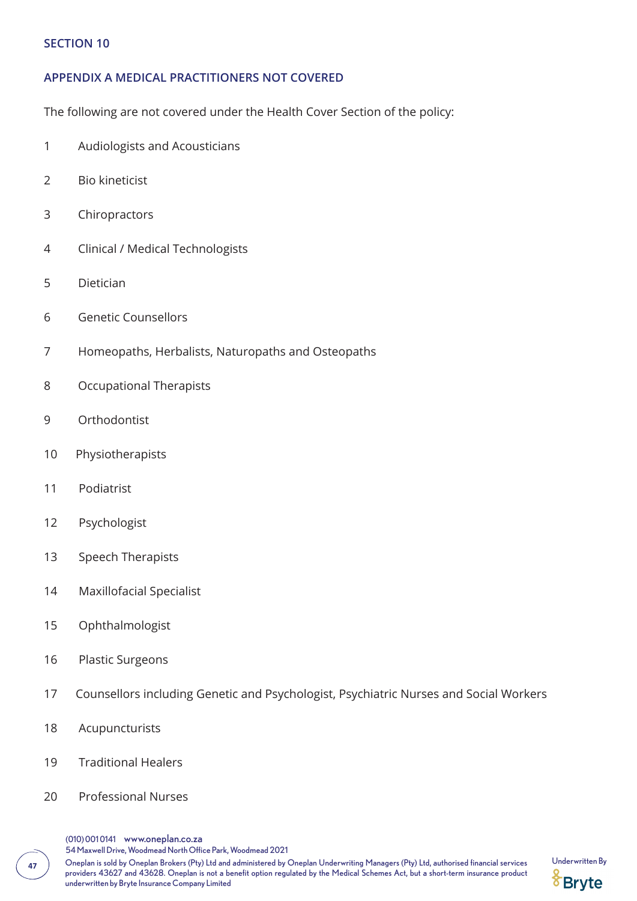## SECTION 10

## APPENDIX A MEDICAL PRACTITIONERS NOT COVERED

The following are not covered under the Health Cover Section of the policy:

1. Audiologists and Acousticians
2. Bio kineticist
3. Chiropractors
4. Clinical / Medical Technologists
5. Dietician
6. Genetic Counsellors
7. Homeopaths, Herbalists, Naturopaths and Osteopaths
8. Occupational Therapists
9. Orthodontist
10. Physiotherapists
11. Podiatrist
12. Psychologist
13. Speech Therapists
14. Maxillofacial Specialist
15. Ophthalmologist
16. Plastic Surgeons
17. Counsellors including Genetic and Psychologist, Psychiatric Nurses and Social Workers
18. Acupuncturists
19. Traditional Healers
20. Professional Nurses